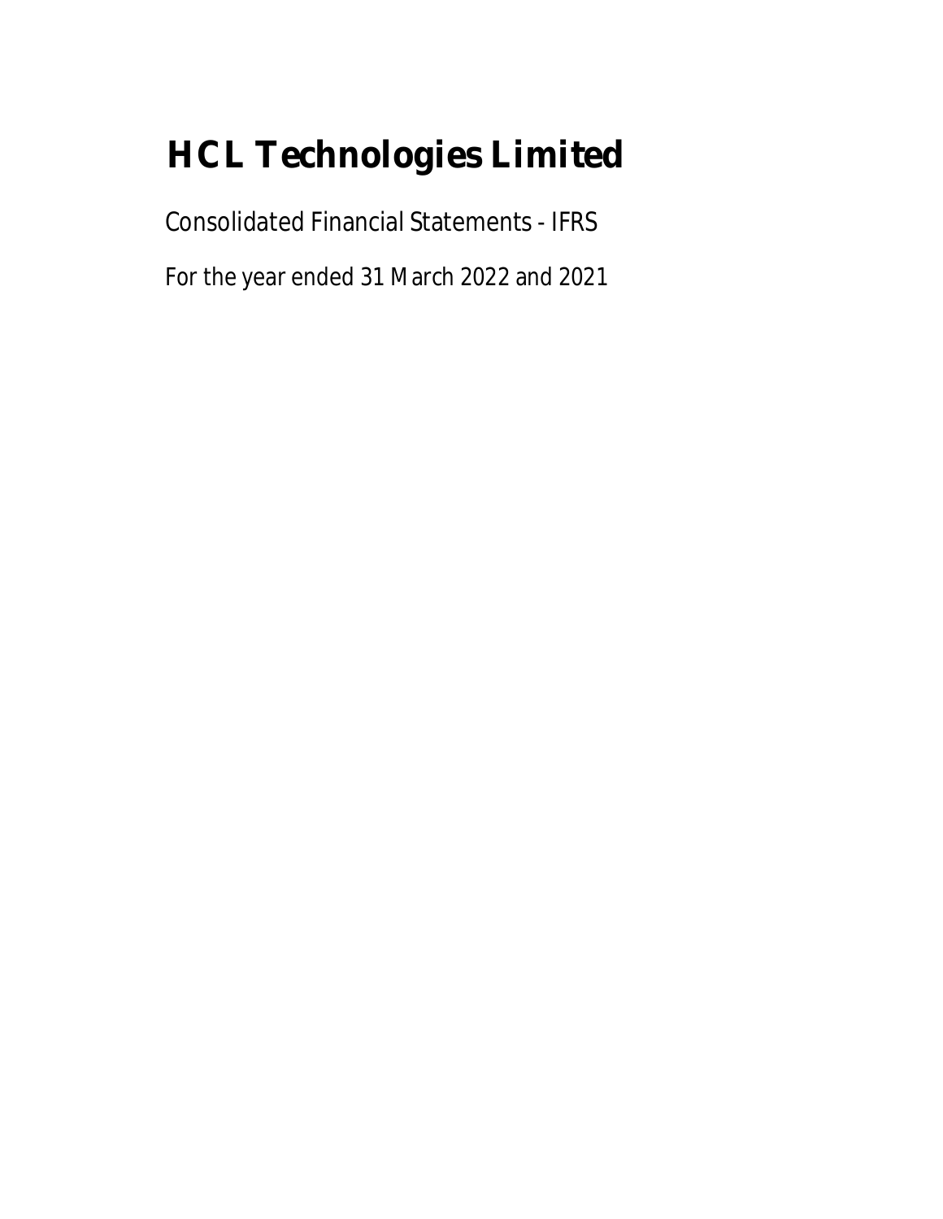# HCL Technologies Limited

Consolidated Financial Statements - IFRS

For the year ended 31 March 2022 and 2021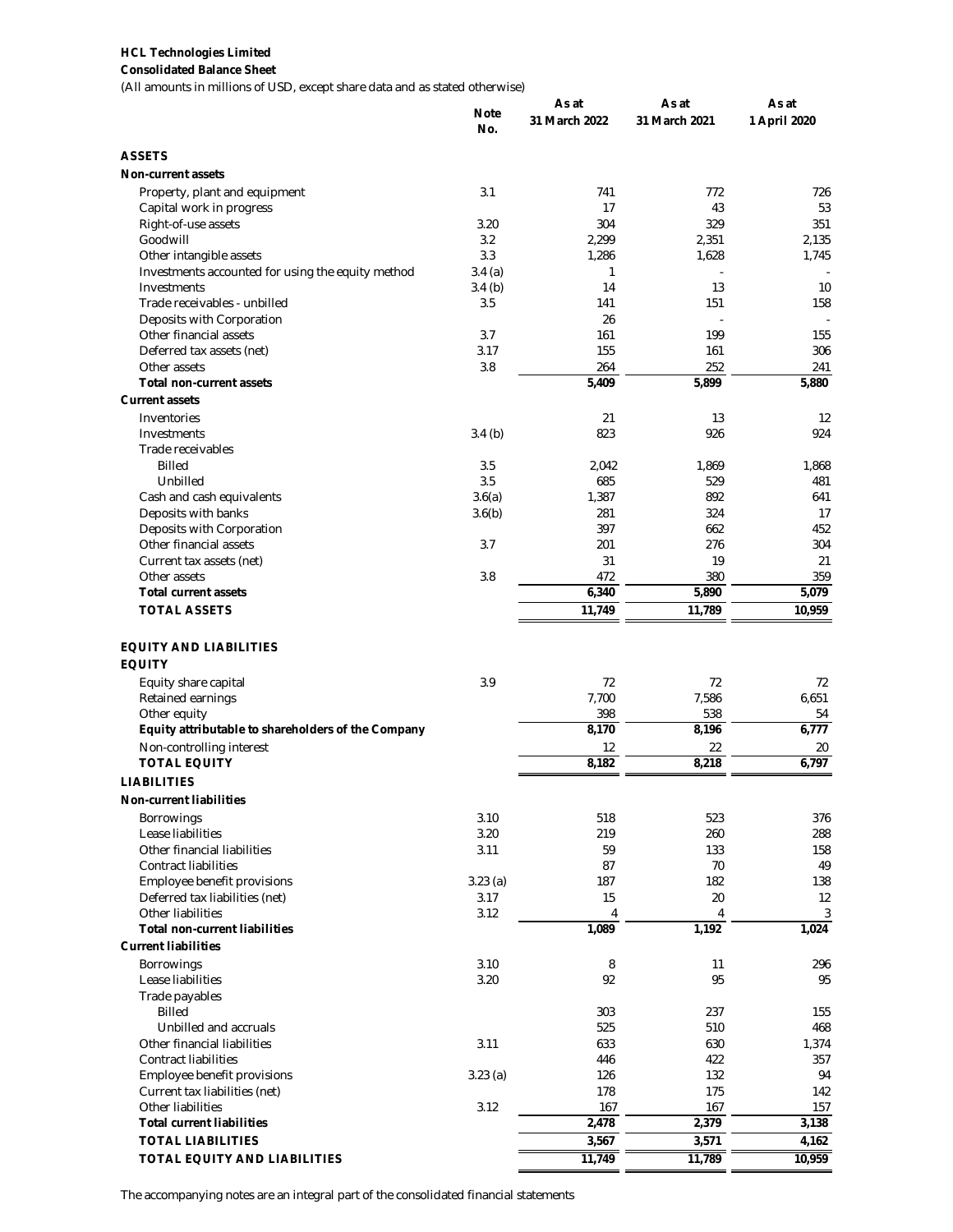**HCL Technologies Limited**

**Consolidated Balance Sheet**

(All amounts in millions of USD, except share data and as stated otherwise)

| | Note No. | As at 31 March 2022 | As at 31 March 2021 | As at 1 April 2020 |
|---|---|---|---|---|
| **ASSETS** | | | | |
| **Non-current assets** | | | | |
| Property, plant and equipment | 3.1 | 741 | 772 | 726 |
| Capital work in progress | | 17 | 43 | 53 |
| Right-of-use assets | 3.20 | 304 | 329 | 351 |
| Goodwill | 3.2 | 2,299 | 2,351 | 2,135 |
| Other intangible assets | 3.3 | 1,286 | 1,628 | 1,745 |
| Investments accounted for using the equity method | 3.4 (a) | 1 | - | - |
| Investments | 3.4 (b) | 14 | 13 | 10 |
| Trade receivables - unbilled | 3.5 | 141 | 151 | 158 |
| Deposits with Corporation | | 26 | - | - |
| Other financial assets | 3.7 | 161 | 199 | 155 |
| Deferred tax assets (net) | 3.17 | 155 | 161 | 306 |
| Other assets | 3.8 | 264 | 252 | 241 |
| **Total non-current assets** | | **5,409** | **5,899** | **5,880** |
| **Current assets** | | | | |
| Inventories | | 21 | 13 | 12 |
| Investments | 3.4 (b) | 823 | 926 | 924 |
| Trade receivables | | | | |
| Billed | 3.5 | 2,042 | 1,869 | 1,868 |
| Unbilled | 3.5 | 685 | 529 | 481 |
| Cash and cash equivalents | 3.6(a) | 1,387 | 892 | 641 |
| Deposits with banks | 3.6(b) | 281 | 324 | 17 |
| Deposits with Corporation | | 397 | 662 | 452 |
| Other financial assets | 3.7 | 201 | 276 | 304 |
| Current tax assets (net) | | 31 | 19 | 21 |
| Other assets | 3.8 | 472 | 380 | 359 |
| **Total current assets** | | **6,340** | **5,890** | **5,079** |
| **TOTAL ASSETS** | | **11,749** | **11,789** | **10,959** |
| **EQUITY AND LIABILITIES** | | | | |
| **EQUITY** | | | | |
| Equity share capital | 3.9 | 72 | 72 | 72 |
| Retained earnings | | 7,700 | 7,586 | 6,651 |
| Other equity | | 398 | 538 | 54 |
| **Equity attributable to shareholders of the Company** | | **8,170** | **8,196** | **6,777** |
| Non-controlling interest | | 12 | 22 | 20 |
| **TOTAL EQUITY** | | **8,182** | **8,218** | **6,797** |
| **LIABILITIES** | | | | |
| **Non-current liabilities** | | | | |
| Borrowings | 3.10 | 518 | 523 | 376 |
| Lease liabilities | 3.20 | 219 | 260 | 288 |
| Other financial liabilities | 3.11 | 59 | 133 | 158 |
| Contract liabilities | | 87 | 70 | 49 |
| Employee benefit provisions | 3.23 (a) | 187 | 182 | 138 |
| Deferred tax liabilities (net) | 3.17 | 15 | 20 | 12 |
| Other liabilities | 3.12 | 4 | 4 | 3 |
| **Total non-current liabilities** | | **1,089** | **1,192** | **1,024** |
| **Current liabilities** | | | | |
| Borrowings | 3.10 | 8 | 11 | 296 |
| Lease liabilities | 3.20 | 92 | 95 | 95 |
| Trade payables | | | | |
| Billed | | 303 | 237 | 155 |
| Unbilled and accruals | | 525 | 510 | 468 |
| Other financial liabilities | 3.11 | 633 | 630 | 1,374 |
| Contract liabilities | | 446 | 422 | 357 |
| Employee benefit provisions | 3.23 (a) | 126 | 132 | 94 |
| Current tax liabilities (net) | | 178 | 175 | 142 |
| Other liabilities | 3.12 | 167 | 167 | 157 |
| **Total current liabilities** | | **2,478** | **2,379** | **3,138** |
| **TOTAL LIABILITIES** | | **3,567** | **3,571** | **4,162** |
| **TOTAL EQUITY AND LIABILITIES** | | **11,749** | **11,789** | **10,959** |

The accompanying notes are an integral part of the consolidated financial statements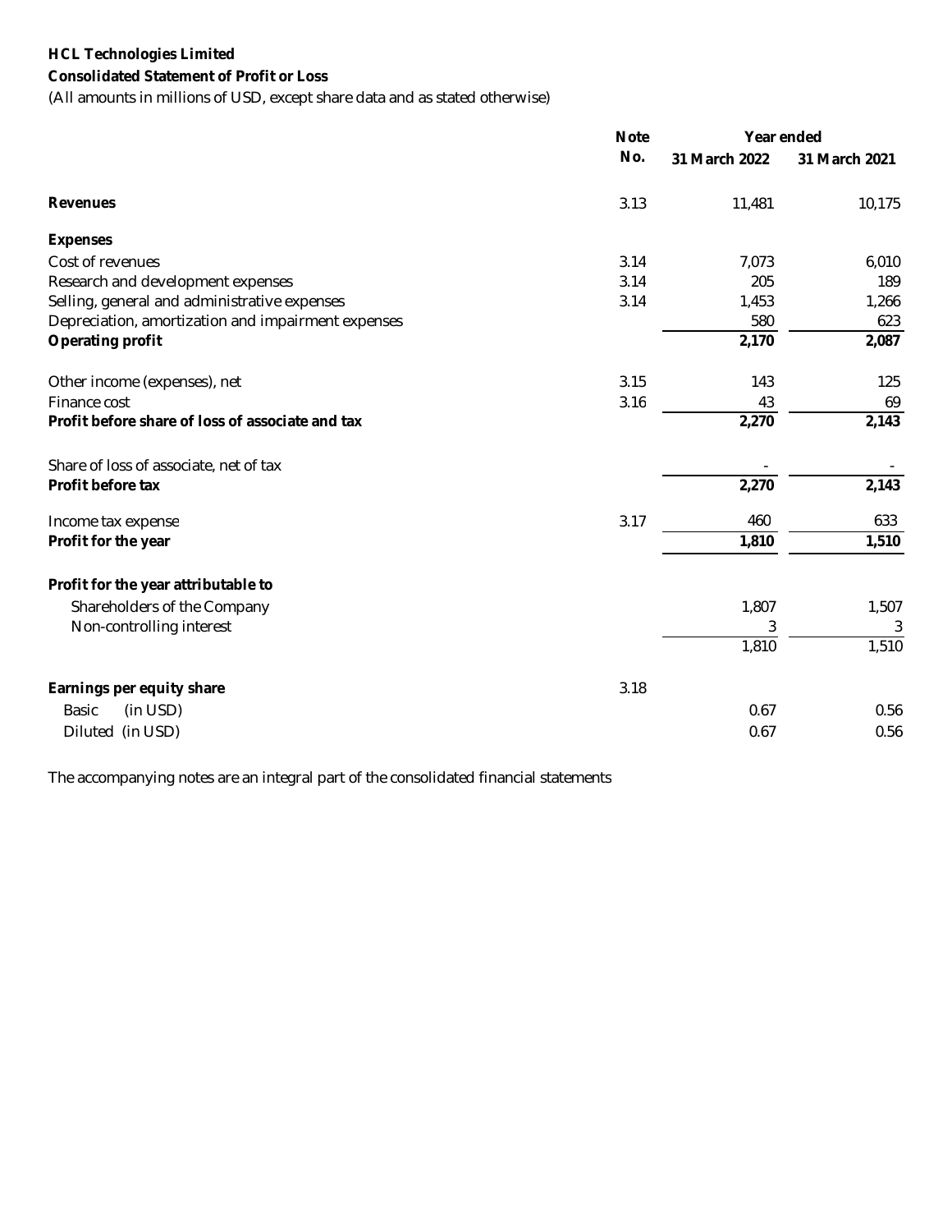**HCL Technologies Limited**

**Consolidated Statement of Profit or Loss**

(All amounts in millions of USD, except share data and as stated otherwise)

| | Note No. | Year ended 31 March 2022 | Year ended 31 March 2021 |
|---|---|---|---|
| **Revenues** | 3.13 | 11,481 | 10,175 |
| **Expenses** | | | |
| Cost of revenues | 3.14 | 7,073 | 6,010 |
| Research and development expenses | 3.14 | 205 | 189 |
| Selling, general and administrative expenses | 3.14 | 1,453 | 1,266 |
| Depreciation, amortization and impairment expenses | | 580 | 623 |
| **Operating profit** | | **2,170** | **2,087** |
| Other income (expenses), net | 3.15 | 143 | 125 |
| Finance cost | 3.16 | 43 | 69 |
| **Profit before share of loss of associate and tax** | | **2,270** | **2,143** |
| Share of loss of associate, net of tax | | - | - |
| **Profit before tax** | | **2,270** | **2,143** |
| Income tax expense | 3.17 | 460 | 633 |
| **Profit for the year** | | **1,810** | **1,510** |
| **Profit for the year attributable to** | | | |
| Shareholders of the Company | | 1,807 | 1,507 |
| Non-controlling interest | | 3 | 3 |
| | | 1,810 | 1,510 |
| **Earnings per equity share** | 3.18 | | |
| Basic (in USD) | | 0.67 | 0.56 |
| Diluted (in USD) | | 0.67 | 0.56 |

The accompanying notes are an integral part of the consolidated financial statements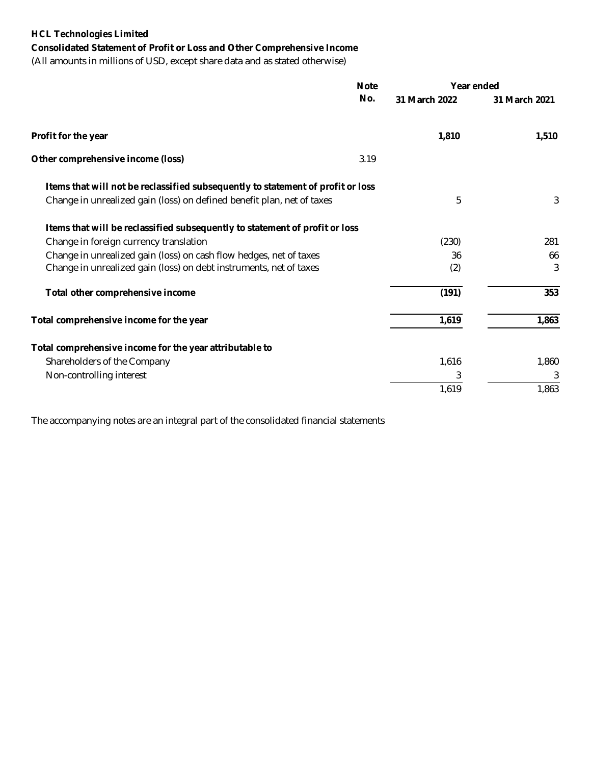**HCL Technologies Limited**

**Consolidated Statement of Profit or Loss and Other Comprehensive Income**

(All amounts in millions of USD, except share data and as stated otherwise)

| | Note No. | Year ended 31 March 2022 | Year ended 31 March 2021 |
|---|---|---|---|
| **Profit for the year** | | **1,810** | **1,510** |
| **Other comprehensive income (loss)** | 3.19 | | |
| **Items that will not be reclassified subsequently to statement of profit or loss** | | | |
| Change in unrealized gain (loss) on defined benefit plan, net of taxes | | 5 | 3 |
| **Items that will be reclassified subsequently to statement of profit or loss** | | | |
| Change in foreign currency translation | | (230) | 281 |
| Change in unrealized gain (loss) on cash flow hedges, net of taxes | | 36 | 66 |
| Change in unrealized gain (loss) on debt instruments, net of taxes | | (2) | 3 |
| **Total other comprehensive income** | | **(191)** | **353** |
| **Total comprehensive income for the year** | | **1,619** | **1,863** |
| **Total comprehensive income for the year attributable to** | | | |
| Shareholders of the Company | | 1,616 | 1,860 |
| Non-controlling interest | | 3 | 3 |
| | | 1,619 | 1,863 |

The accompanying notes are an integral part of the consolidated financial statements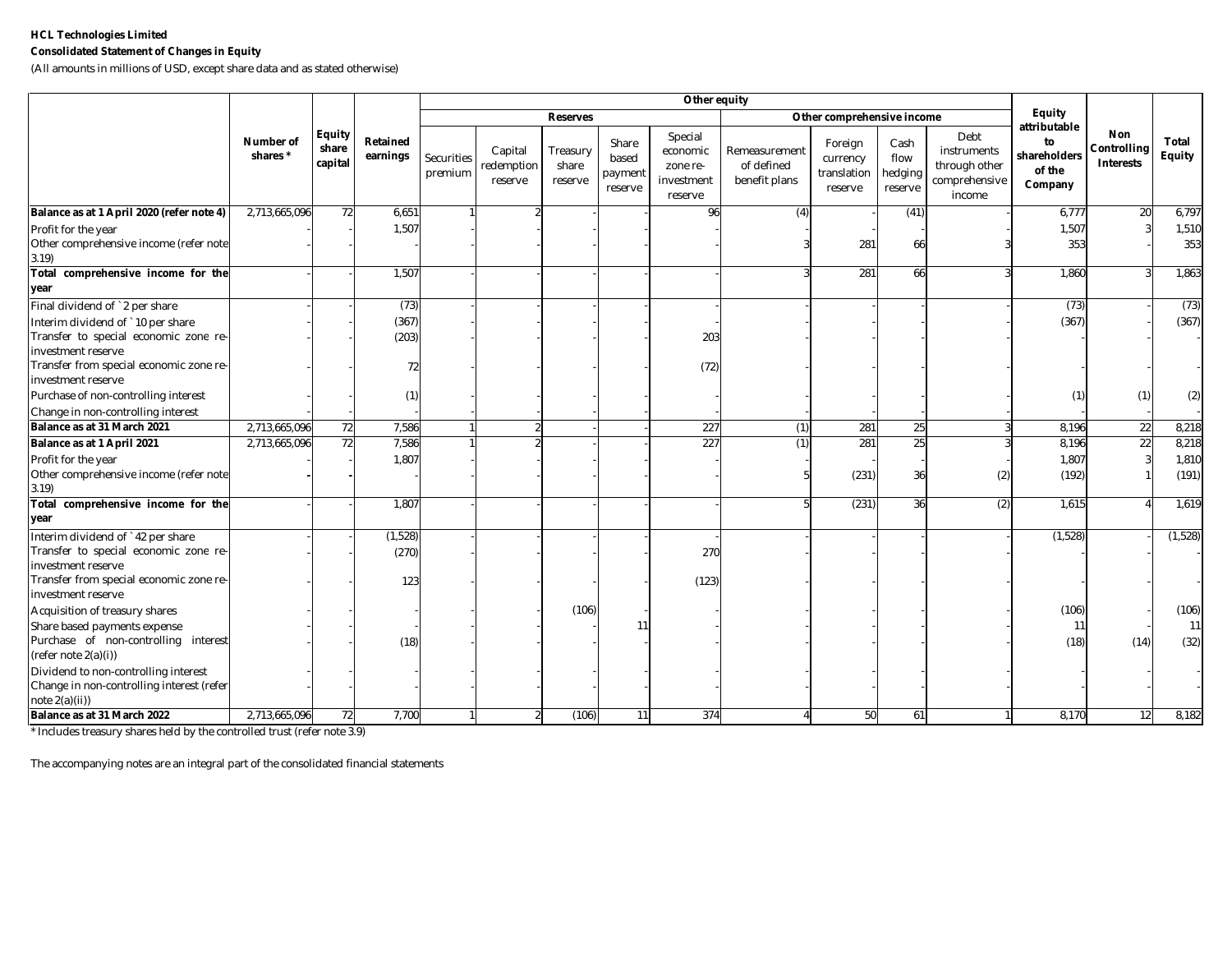**HCL Technologies Limited**

**Consolidated Statement of Changes in Equity**

(All amounts in millions of USD, except share data and as stated otherwise)

| | Number of shares * | Equity share capital | Retained earnings | Other equity | | | | | | | | | Equity attributable to shareholders of the Company | Non Controlling Interests | Total Equity |
|---|---|---|---|---|---|---|---|---|---|---|---|---|---|---|---|
| | | | | Reserves | | | | | Other comprehensive income | | | | | | |
| | | | | Securities premium | Capital redemption reserve | Treasury share reserve | Share based payment reserve | Special economic zone re-investment reserve | Remeasurement of defined benefit plans | Foreign currency translation reserve | Cash flow hedging reserve | Debt instruments through other comprehensive income | | | |
| **Balance as at 1 April 2020 (refer note 4)** | 2,713,665,096 | 72 | 6,651 | 1 | 2 | - | - | 96 | (4) | - | (41) | - | 6,777 | 20 | 6,797 |
| Profit for the year | - | - | 1,507 | - | - | - | - | - | - | - | - | - | 1,507 | 3 | 1,510 |
| Other comprehensive income (refer note 3.19) | - | - | - | - | - | - | - | - | 3 | 281 | 66 | 3 | 353 | - | 353 |
| **Total comprehensive income for the year** | - | - | 1,507 | - | - | - | - | - | 3 | 281 | 66 | 3 | 1,860 | 3 | 1,863 |
| Final dividend of ` 2 per share | - | - | (73) | - | - | - | - | - | - | - | - | - | (73) | - | (73) |
| Interim dividend of ` 10 per share | - | - | (367) | - | - | - | - | - | - | - | - | - | (367) | - | (367) |
| Transfer to special economic zone re-investment reserve | - | - | (203) | - | - | - | - | 203 | - | - | - | - | - | - | - |
| Transfer from special economic zone re-investment reserve | - | - | 72 | - | - | - | - | (72) | - | - | - | - | - | - | - |
| Purchase of non-controlling interest | - | - | (1) | - | - | - | - | - | - | - | - | - | (1) | (1) | (2) |
| Change in non-controlling interest | - | - | - | - | - | - | - | - | - | - | - | - | - | - | - |
| **Balance as at 31 March 2021** | 2,713,665,096 | 72 | 7,586 | 1 | 2 | - | - | 227 | (1) | 281 | 25 | 3 | 8,196 | 22 | 8,218 |
| **Balance as at 1 April 2021** | 2,713,665,096 | 72 | 7,586 | 1 | 2 | - | - | 227 | (1) | 281 | 25 | 3 | 8,196 | 22 | 8,218 |
| Profit for the year | - | - | 1,807 | - | - | - | - | - | - | - | - | - | 1,807 | 3 | 1,810 |
| Other comprehensive income (refer note 3.19) | - | - | - | - | - | - | - | - | 5 | (231) | 36 | (2) | (192) | 1 | (191) |
| **Total comprehensive income for the year** | - | - | 1,807 | - | - | - | - | - | 5 | (231) | 36 | (2) | 1,615 | 4 | 1,619 |
| Interim dividend of ` 42 per share | - | - | (1,528) | - | - | - | - | - | - | - | - | - | (1,528) | - | (1,528) |
| Transfer to special economic zone re-investment reserve | - | - | (270) | - | - | - | - | 270 | - | - | - | - | - | - | - |
| Transfer from special economic zone re-investment reserve | - | - | 123 | - | - | - | - | (123) | - | - | - | - | - | - | - |
| Acquisition of treasury shares | - | - | - | - | - | (106) | - | - | - | - | - | - | (106) | - | (106) |
| Share based payments expense | - | - | - | - | - | - | 11 | - | - | - | - | - | 11 | - | 11 |
| Purchase of non-controlling interest (refer note 2(a)(i)) | - | - | (18) | - | - | - | - | - | - | - | - | - | (18) | (14) | (32) |
| Dividend to non-controlling interest | - | - | - | - | - | - | - | - | - | - | - | - | - | - | - |
| Change in non-controlling interest (refer note 2(a)(ii)) | - | - | - | - | - | - | - | - | - | - | - | - | - | - | - |
| **Balance as at 31 March 2022** | 2,713,665,096 | 72 | 7,700 | 1 | 2 | (106) | 11 | 374 | 4 | 50 | 61 | 1 | 8,170 | 12 | 8,182 |

* Includes treasury shares held by the controlled trust (refer note 3.9)

The accompanying notes are an integral part of the consolidated financial statements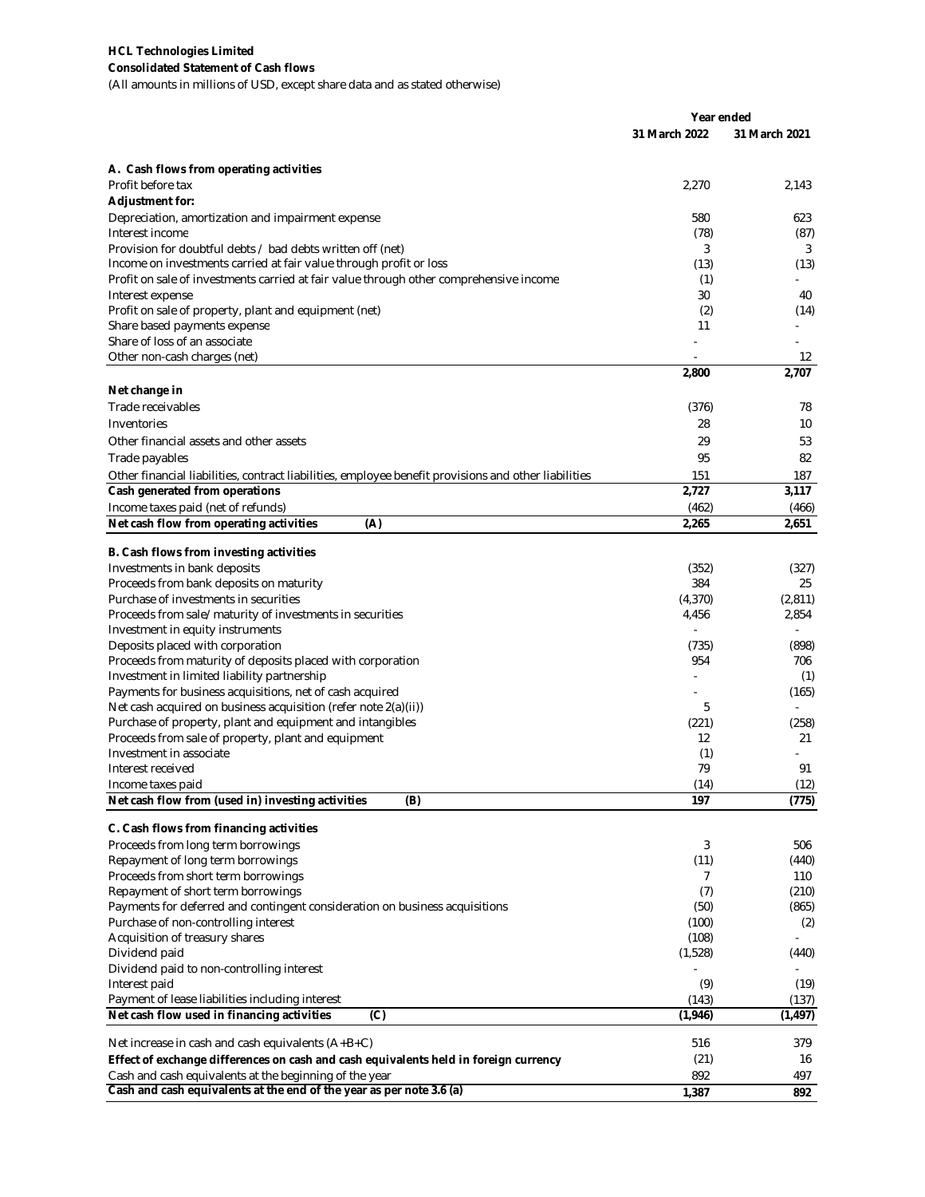**HCL Technologies Limited**

**Consolidated Statement of Cash flows**

(All amounts in millions of USD, except share data and as stated otherwise)

| | Year ended | |
|---|---|---|
| | **31 March 2022** | **31 March 2021** |
| **A. Cash flows from operating activities** | | |
| Profit before tax | 2,270 | 2,143 |
| **Adjustment for:** | | |
| Depreciation, amortization and impairment expense | 580 | 623 |
| Interest income | (78) | (87) |
| Provision for doubtful debts / bad debts written off (net) | 3 | 3 |
| Income on investments carried at fair value through profit or loss | (13) | (13) |
| Profit on sale of investments carried at fair value through other comprehensive income | (1) | - |
| Interest expense | 30 | 40 |
| Profit on sale of property, plant and equipment (net) | (2) | (14) |
| Share based payments expense | 11 | - |
| Share of loss of an associate | - | - |
| Other non-cash charges (net) | - | 12 |
| | **2,800** | **2,707** |
| **Net change in** | | |
| Trade receivables | (376) | 78 |
| Inventories | 28 | 10 |
| Other financial assets and other assets | 29 | 53 |
| Trade payables | 95 | 82 |
| Other financial liabilities, contract liabilities, employee benefit provisions and other liabilities | 151 | 187 |
| **Cash generated from operations** | **2,727** | **3,117** |
| Income taxes paid (net of refunds) | (462) | (466) |
| **Net cash flow from operating activities (A)** | **2,265** | **2,651** |
| **B. Cash flows from investing activities** | | |
| Investments in bank deposits | (352) | (327) |
| Proceeds from bank deposits on maturity | 384 | 25 |
| Purchase of investments in securities | (4,370) | (2,811) |
| Proceeds from sale/maturity of investments in securities | 4,456 | 2,854 |
| Investment in equity instruments | - | - |
| Deposits placed with corporation | (735) | (898) |
| Proceeds from maturity of deposits placed with corporation | 954 | 706 |
| Investment in limited liability partnership | - | (1) |
| Payments for business acquisitions, net of cash acquired | - | (165) |
| Net cash acquired on business acquisition (refer note 2(a)(ii)) | 5 | - |
| Purchase of property, plant and equipment and intangibles | (221) | (258) |
| Proceeds from sale of property, plant and equipment | 12 | 21 |
| Investment in associate | (1) | - |
| Interest received | 79 | 91 |
| Income taxes paid | (14) | (12) |
| **Net cash flow from (used in) investing activities (B)** | **197** | **(775)** |
| **C. Cash flows from financing activities** | | |
| Proceeds from long term borrowings | 3 | 506 |
| Repayment of long term borrowings | (11) | (440) |
| Proceeds from short term borrowings | 7 | 110 |
| Repayment of short term borrowings | (7) | (210) |
| Payments for deferred and contingent consideration on business acquisitions | (50) | (865) |
| Purchase of non-controlling interest | (100) | (2) |
| Acquisition of treasury shares | (108) | - |
| Dividend paid | (1,528) | (440) |
| Dividend paid to non-controlling interest | - | - |
| Interest paid | (9) | (19) |
| Payment of lease liabilities including interest | (143) | (137) |
| **Net cash flow used in financing activities (C)** | **(1,946)** | **(1,497)** |
| Net increase in cash and cash equivalents (A+B+C) | 516 | 379 |
| **Effect of exchange differences on cash and cash equivalents held in foreign currency** | (21) | 16 |
| Cash and cash equivalents at the beginning of the year | 892 | 497 |
| **Cash and cash equivalents at the end of the year as per note 3.6 (a)** | **1,387** | **892** |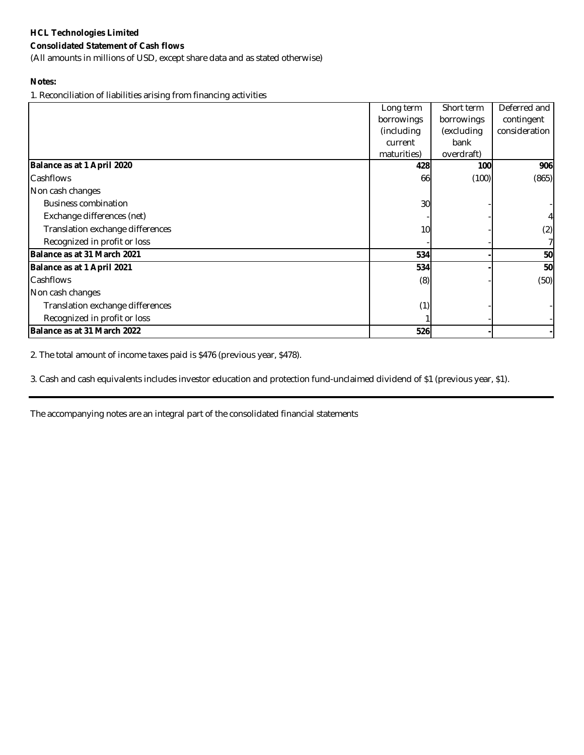**HCL Technologies Limited**

**Consolidated Statement of Cash flows**

(All amounts in millions of USD, except share data and as stated otherwise)

**Notes:**

1. Reconciliation of liabilities arising from financing activities

| | Long term borrowings (including current maturities) | Short term borrowings (excluding bank overdraft) | Deferred and contingent consideration |
|---|---|---|---|
| **Balance as at 1 April 2020** | **428** | **100** | **906** |
| Cashflows | 66 | (100) | (865) |
| Non cash changes | | | |
| Business combination | 30 | - | - |
| Exchange differences (net) | - | - | 4 |
| Translation exchange differences | 10 | - | (2) |
| Recognized in profit or loss | - | - | 7 |
| **Balance as at 31 March 2021** | **534** | **-** | **50** |
| **Balance as at 1 April 2021** | **534** | **-** | **50** |
| Cashflows | (8) | - | (50) |
| Non cash changes | | | |
| Translation exchange differences | (1) | - | - |
| Recognized in profit or loss | 1 | - | - |
| **Balance as at 31 March 2022** | **526** | **-** | **-** |

2. The total amount of income taxes paid is $476 (previous year, $478).

3. Cash and cash equivalents includes investor education and protection fund-unclaimed dividend of $1 (previous year, $1).

The accompanying notes are an integral part of the consolidated financial statements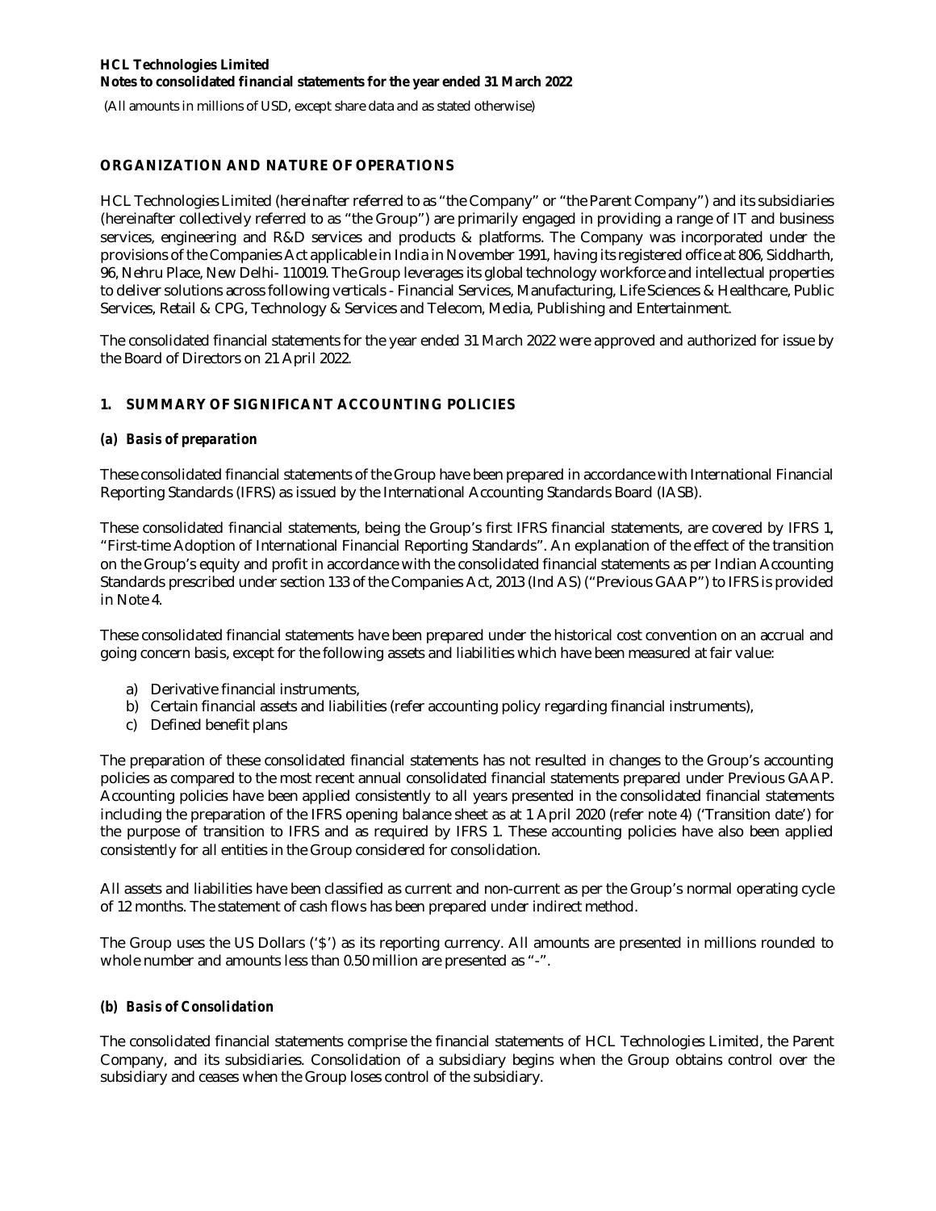## ORGANIZATION AND NATURE OF OPERATIONS

HCL Technologies Limited (hereinafter referred to as "the Company" or "the Parent Company") and its subsidiaries (hereinafter collectively referred to as "the Group") are primarily engaged in providing a range of IT and business services, engineering and R&D services and products & platforms. The Company was incorporated under the provisions of the Companies Act applicable in India in November 1991, having its registered office at 806, Siddharth, 96, Nehru Place, New Delhi- 110019. The Group leverages its global technology workforce and intellectual properties to deliver solutions across following verticals - Financial Services, Manufacturing, Life Sciences & Healthcare, Public Services, Retail & CPG, Technology & Services and Telecom, Media, Publishing and Entertainment.

The consolidated financial statements for the year ended 31 March 2022 were approved and authorized for issue by the Board of Directors on 21 April 2022.

## 1. SUMMARY OF SIGNIFICANT ACCOUNTING POLICIES

### *(a) Basis of preparation*

These consolidated financial statements of the Group have been prepared in accordance with International Financial Reporting Standards (IFRS) as issued by the International Accounting Standards Board (IASB).

These consolidated financial statements, being the Group's first IFRS financial statements, are covered by IFRS 1, "First-time Adoption of International Financial Reporting Standards". An explanation of the effect of the transition on the Group's equity and profit in accordance with the consolidated financial statements as per Indian Accounting Standards prescribed under section 133 of the Companies Act, 2013 (Ind AS) ("Previous GAAP") to IFRS is provided in Note 4.

These consolidated financial statements have been prepared under the historical cost convention on an accrual and going concern basis, except for the following assets and liabilities which have been measured at fair value:

a) Derivative financial instruments,
b) Certain financial assets and liabilities (refer accounting policy regarding financial instruments),
c) Defined benefit plans

The preparation of these consolidated financial statements has not resulted in changes to the Group's accounting policies as compared to the most recent annual consolidated financial statements prepared under Previous GAAP. Accounting policies have been applied consistently to all years presented in the consolidated financial statements including the preparation of the IFRS opening balance sheet as at 1 April 2020 (refer note 4) ('Transition date') for the purpose of transition to IFRS and as required by IFRS 1. These accounting policies have also been applied consistently for all entities in the Group considered for consolidation.

All assets and liabilities have been classified as current and non-current as per the Group's normal operating cycle of 12 months. The statement of cash flows has been prepared under indirect method.

The Group uses the US Dollars ('$') as its reporting currency. All amounts are presented in millions rounded to whole number and amounts less than 0.50 million are presented as "-".

### *(b) Basis of Consolidation*

The consolidated financial statements comprise the financial statements of HCL Technologies Limited, the Parent Company, and its subsidiaries. Consolidation of a subsidiary begins when the Group obtains control over the subsidiary and ceases when the Group loses control of the subsidiary.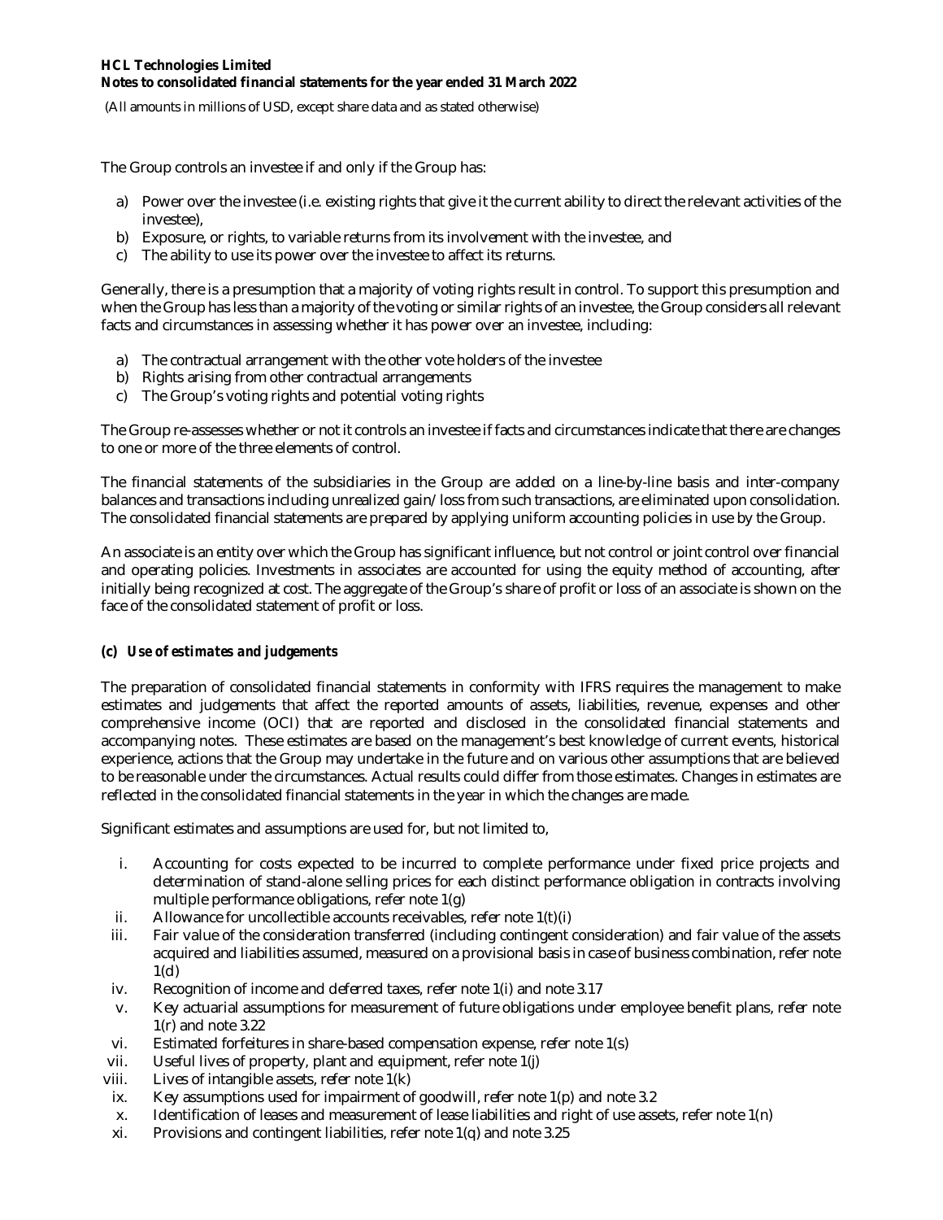The Group controls an investee if and only if the Group has:

a) Power over the investee (i.e. existing rights that give it the current ability to direct the relevant activities of the investee),
b) Exposure, or rights, to variable returns from its involvement with the investee, and
c) The ability to use its power over the investee to affect its returns.

Generally, there is a presumption that a majority of voting rights result in control. To support this presumption and when the Group has less than a majority of the voting or similar rights of an investee, the Group considers all relevant facts and circumstances in assessing whether it has power over an investee, including:

a) The contractual arrangement with the other vote holders of the investee
b) Rights arising from other contractual arrangements
c) The Group's voting rights and potential voting rights

The Group re-assesses whether or not it controls an investee if facts and circumstances indicate that there are changes to one or more of the three elements of control.

The financial statements of the subsidiaries in the Group are added on a line-by-line basis and inter-company balances and transactions including unrealized gain/loss from such transactions, are eliminated upon consolidation. The consolidated financial statements are prepared by applying uniform accounting policies in use by the Group.

An associate is an entity over which the Group has significant influence, but not control or joint control over financial and operating policies. Investments in associates are accounted for using the equity method of accounting, after initially being recognized at cost. The aggregate of the Group's share of profit or loss of an associate is shown on the face of the consolidated statement of profit or loss.

***(c) Use of estimates and judgements***

The preparation of consolidated financial statements in conformity with IFRS requires the management to make estimates and judgements that affect the reported amounts of assets, liabilities, revenue, expenses and other comprehensive income (OCI) that are reported and disclosed in the consolidated financial statements and accompanying notes. These estimates are based on the management's best knowledge of current events, historical experience, actions that the Group may undertake in the future and on various other assumptions that are believed to be reasonable under the circumstances. Actual results could differ from those estimates. Changes in estimates are reflected in the consolidated financial statements in the year in which the changes are made.

Significant estimates and assumptions are used for, but not limited to,

i. Accounting for costs expected to be incurred to complete performance under fixed price projects and determination of stand-alone selling prices for each distinct performance obligation in contracts involving multiple performance obligations, refer note 1(g)
ii. Allowance for uncollectible accounts receivables, refer note 1(t)(i)
iii. Fair value of the consideration transferred (including contingent consideration) and fair value of the assets acquired and liabilities assumed, measured on a provisional basis in case of business combination, refer note 1(d)
iv. Recognition of income and deferred taxes, refer note 1(i) and note 3.17
v. Key actuarial assumptions for measurement of future obligations under employee benefit plans, refer note 1(r) and note 3.22
vi. Estimated forfeitures in share-based compensation expense, refer note 1(s)
vii. Useful lives of property, plant and equipment, refer note 1(j)
viii. Lives of intangible assets, refer note 1(k)
ix. Key assumptions used for impairment of goodwill, refer note 1(p) and note 3.2
x. Identification of leases and measurement of lease liabilities and right of use assets, refer note 1(n)
xi. Provisions and contingent liabilities, refer note 1(q) and note 3.25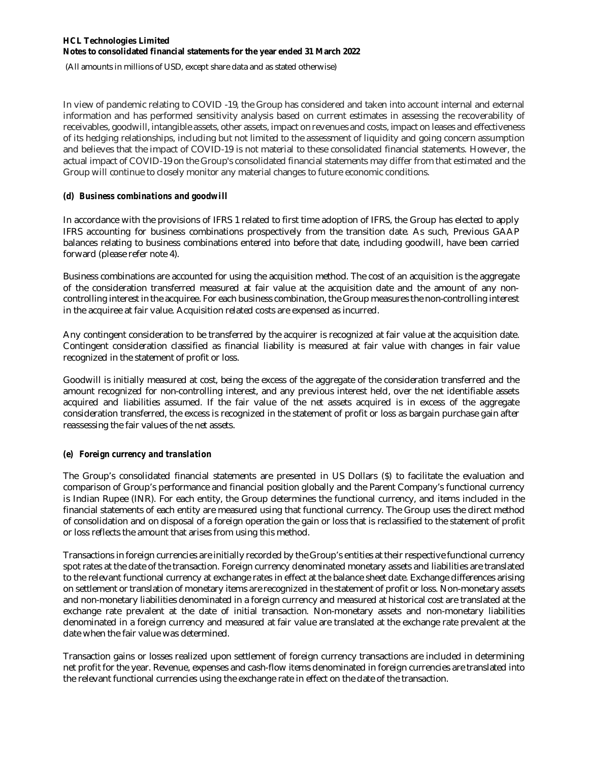In view of pandemic relating to COVID -19, the Group has considered and taken into account internal and external information and has performed sensitivity analysis based on current estimates in assessing the recoverability of receivables, goodwill, intangible assets, other assets, impact on revenues and costs, impact on leases and effectiveness of its hedging relationships, including but not limited to the assessment of liquidity and going concern assumption and believes that the impact of COVID-19 is not material to these consolidated financial statements. However, the actual impact of COVID-19 on the Group's consolidated financial statements may differ from that estimated and the Group will continue to closely monitor any material changes to future economic conditions.

***(d) Business combinations and goodwill***

In accordance with the provisions of IFRS 1 related to first time adoption of IFRS, the Group has elected to apply IFRS accounting for business combinations prospectively from the transition date. As such, Previous GAAP balances relating to business combinations entered into before that date, including goodwill, have been carried forward (please refer note 4).

Business combinations are accounted for using the acquisition method. The cost of an acquisition is the aggregate of the consideration transferred measured at fair value at the acquisition date and the amount of any non-controlling interest in the acquiree. For each business combination, the Group measures the non-controlling interest in the acquiree at fair value. Acquisition related costs are expensed as incurred.

Any contingent consideration to be transferred by the acquirer is recognized at fair value at the acquisition date. Contingent consideration classified as financial liability is measured at fair value with changes in fair value recognized in the statement of profit or loss.

Goodwill is initially measured at cost, being the excess of the aggregate of the consideration transferred and the amount recognized for non-controlling interest, and any previous interest held, over the net identifiable assets acquired and liabilities assumed. If the fair value of the net assets acquired is in excess of the aggregate consideration transferred, the excess is recognized in the statement of profit or loss as bargain purchase gain after reassessing the fair values of the net assets.

***(e) Foreign currency and translation***

The Group's consolidated financial statements are presented in US Dollars ($) to facilitate the evaluation and comparison of Group's performance and financial position globally and the Parent Company's functional currency is Indian Rupee (INR). For each entity, the Group determines the functional currency, and items included in the financial statements of each entity are measured using that functional currency. The Group uses the direct method of consolidation and on disposal of a foreign operation the gain or loss that is reclassified to the statement of profit or loss reflects the amount that arises from using this method.

Transactions in foreign currencies are initially recorded by the Group's entities at their respective functional currency spot rates at the date of the transaction. Foreign currency denominated monetary assets and liabilities are translated to the relevant functional currency at exchange rates in effect at the balance sheet date. Exchange differences arising on settlement or translation of monetary items are recognized in the statement of profit or loss. Non-monetary assets and non-monetary liabilities denominated in a foreign currency and measured at historical cost are translated at the exchange rate prevalent at the date of initial transaction. Non-monetary assets and non-monetary liabilities denominated in a foreign currency and measured at fair value are translated at the exchange rate prevalent at the date when the fair value was determined.

Transaction gains or losses realized upon settlement of foreign currency transactions are included in determining net profit for the year. Revenue, expenses and cash-flow items denominated in foreign currencies are translated into the relevant functional currencies using the exchange rate in effect on the date of the transaction.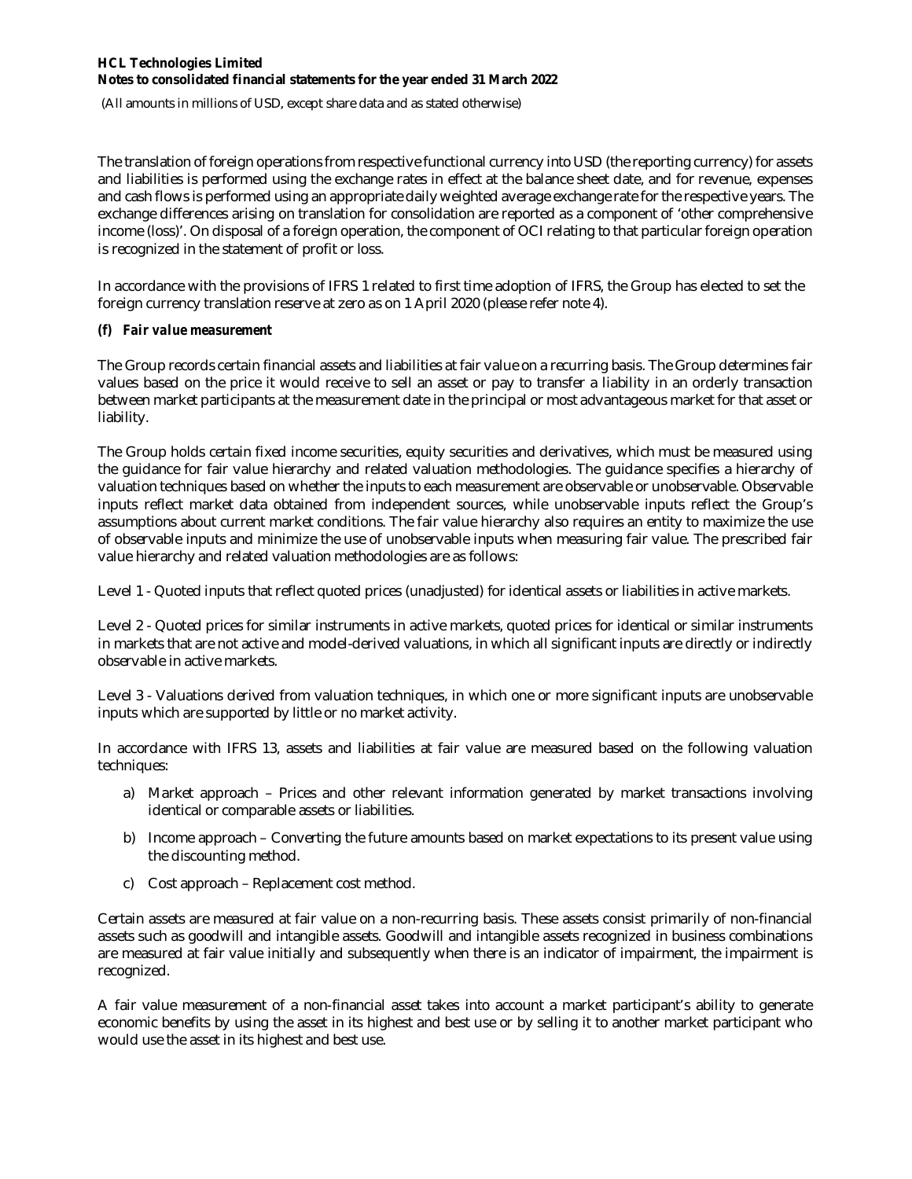The translation of foreign operations from respective functional currency into USD (the reporting currency) for assets and liabilities is performed using the exchange rates in effect at the balance sheet date, and for revenue, expenses and cash flows is performed using an appropriate daily weighted average exchange rate for the respective years. The exchange differences arising on translation for consolidation are reported as a component of 'other comprehensive income (loss)'. On disposal of a foreign operation, the component of OCI relating to that particular foreign operation is recognized in the statement of profit or loss.

In accordance with the provisions of IFRS 1 related to first time adoption of IFRS, the Group has elected to set the foreign currency translation reserve at zero as on 1 April 2020 (please refer note 4).

***(f) Fair value measurement***

The Group records certain financial assets and liabilities at fair value on a recurring basis. The Group determines fair values based on the price it would receive to sell an asset or pay to transfer a liability in an orderly transaction between market participants at the measurement date in the principal or most advantageous market for that asset or liability.

The Group holds certain fixed income securities, equity securities and derivatives, which must be measured using the guidance for fair value hierarchy and related valuation methodologies. The guidance specifies a hierarchy of valuation techniques based on whether the inputs to each measurement are observable or unobservable. Observable inputs reflect market data obtained from independent sources, while unobservable inputs reflect the Group's assumptions about current market conditions. The fair value hierarchy also requires an entity to maximize the use of observable inputs and minimize the use of unobservable inputs when measuring fair value. The prescribed fair value hierarchy and related valuation methodologies are as follows:

Level 1 - Quoted inputs that reflect quoted prices (unadjusted) for identical assets or liabilities in active markets.

Level 2 - Quoted prices for similar instruments in active markets, quoted prices for identical or similar instruments in markets that are not active and model-derived valuations, in which all significant inputs are directly or indirectly observable in active markets.

Level 3 - Valuations derived from valuation techniques, in which one or more significant inputs are unobservable inputs which are supported by little or no market activity.

In accordance with IFRS 13, assets and liabilities at fair value are measured based on the following valuation techniques:

a) Market approach – Prices and other relevant information generated by market transactions involving identical or comparable assets or liabilities.
b) Income approach – Converting the future amounts based on market expectations to its present value using the discounting method.
c) Cost approach – Replacement cost method.

Certain assets are measured at fair value on a non-recurring basis. These assets consist primarily of non-financial assets such as goodwill and intangible assets. Goodwill and intangible assets recognized in business combinations are measured at fair value initially and subsequently when there is an indicator of impairment, the impairment is recognized.

A fair value measurement of a non-financial asset takes into account a market participant's ability to generate economic benefits by using the asset in its highest and best use or by selling it to another market participant who would use the asset in its highest and best use.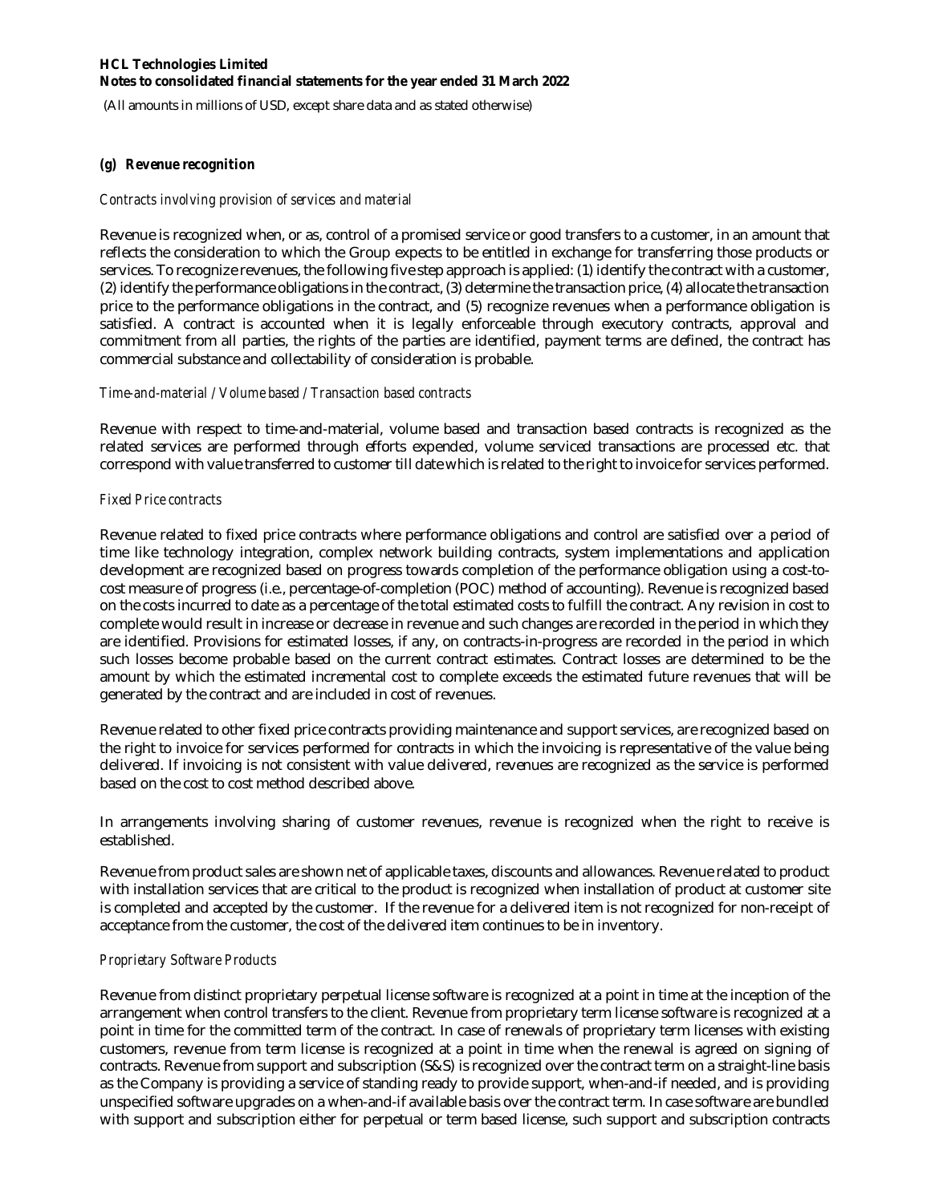(All amounts in millions of USD, except share data and as stated otherwise)

### (g) Revenue recognition

*Contracts involving provision of services and material*

Revenue is recognized when, or as, control of a promised service or good transfers to a customer, in an amount that reflects the consideration to which the Group expects to be entitled in exchange for transferring those products or services. To recognize revenues, the following five step approach is applied: (1) identify the contract with a customer, (2) identify the performance obligations in the contract, (3) determine the transaction price, (4) allocate the transaction price to the performance obligations in the contract, and (5) recognize revenues when a performance obligation is satisfied. A contract is accounted when it is legally enforceable through executory contracts, approval and commitment from all parties, the rights of the parties are identified, payment terms are defined, the contract has commercial substance and collectability of consideration is probable.

*Time-and-material / Volume based / Transaction based contracts*

Revenue with respect to time-and-material, volume based and transaction based contracts is recognized as the related services are performed through efforts expended, volume serviced transactions are processed etc. that correspond with value transferred to customer till date which is related to the right to invoice for services performed.

*Fixed Price contracts*

Revenue related to fixed price contracts where performance obligations and control are satisfied over a period of time like technology integration, complex network building contracts, system implementations and application development are recognized based on progress towards completion of the performance obligation using a cost-to-cost measure of progress (i.e., percentage-of-completion (POC) method of accounting). Revenue is recognized based on the costs incurred to date as a percentage of the total estimated costs to fulfill the contract. Any revision in cost to complete would result in increase or decrease in revenue and such changes are recorded in the period in which they are identified. Provisions for estimated losses, if any, on contracts-in-progress are recorded in the period in which such losses become probable based on the current contract estimates. Contract losses are determined to be the amount by which the estimated incremental cost to complete exceeds the estimated future revenues that will be generated by the contract and are included in cost of revenues.

Revenue related to other fixed price contracts providing maintenance and support services, are recognized based on the right to invoice for services performed for contracts in which the invoicing is representative of the value being delivered. If invoicing is not consistent with value delivered, revenues are recognized as the service is performed based on the cost to cost method described above.

In arrangements involving sharing of customer revenues, revenue is recognized when the right to receive is established.

Revenue from product sales are shown net of applicable taxes, discounts and allowances. Revenue related to product with installation services that are critical to the product is recognized when installation of product at customer site is completed and accepted by the customer. If the revenue for a delivered item is not recognized for non-receipt of acceptance from the customer, the cost of the delivered item continues to be in inventory.

*Proprietary Software Products*

Revenue from distinct proprietary perpetual license software is recognized at a point in time at the inception of the arrangement when control transfers to the client. Revenue from proprietary term license software is recognized at a point in time for the committed term of the contract. In case of renewals of proprietary term licenses with existing customers, revenue from term license is recognized at a point in time when the renewal is agreed on signing of contracts. Revenue from support and subscription (S&S) is recognized over the contract term on a straight-line basis as the Company is providing a service of standing ready to provide support, when-and-if needed, and is providing unspecified software upgrades on a when-and-if available basis over the contract term. In case software are bundled with support and subscription either for perpetual or term based license, such support and subscription contracts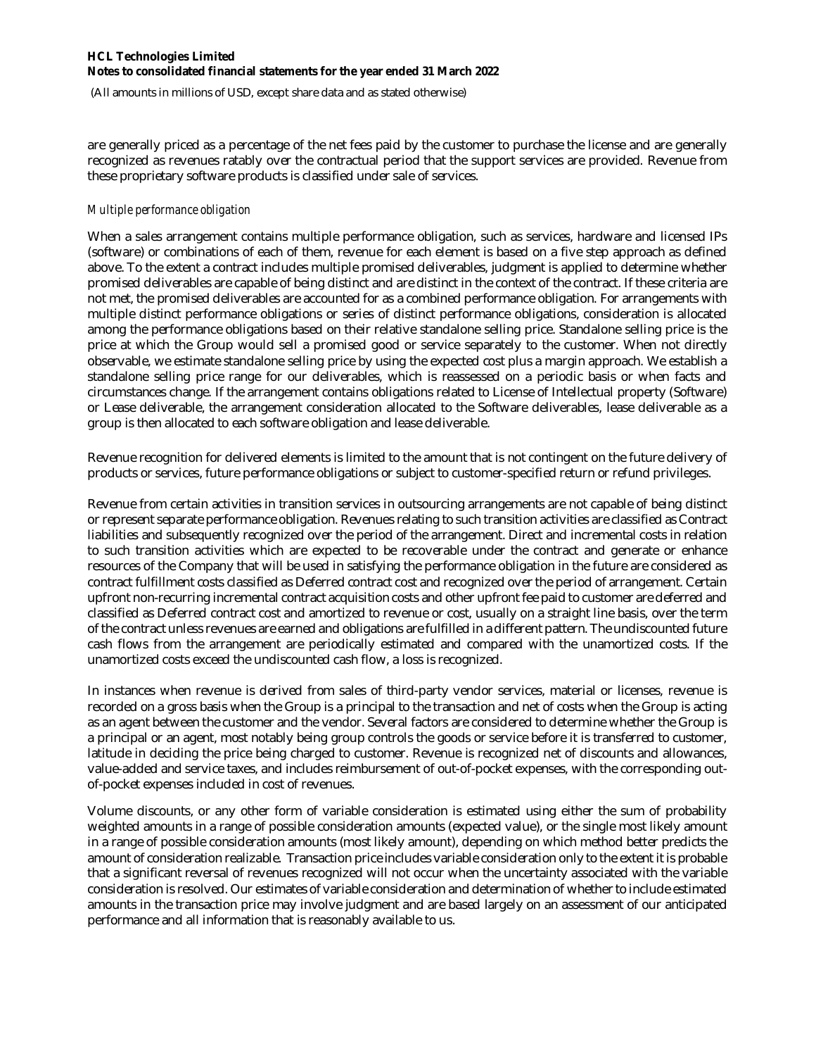are generally priced as a percentage of the net fees paid by the customer to purchase the license and are generally recognized as revenues ratably over the contractual period that the support services are provided. Revenue from these proprietary software products is classified under sale of services.

*Multiple performance obligation*

When a sales arrangement contains multiple performance obligation, such as services, hardware and licensed IPs (software) or combinations of each of them, revenue for each element is based on a five step approach as defined above. To the extent a contract includes multiple promised deliverables, judgment is applied to determine whether promised deliverables are capable of being distinct and are distinct in the context of the contract. If these criteria are not met, the promised deliverables are accounted for as a combined performance obligation. For arrangements with multiple distinct performance obligations or series of distinct performance obligations, consideration is allocated among the performance obligations based on their relative standalone selling price. Standalone selling price is the price at which the Group would sell a promised good or service separately to the customer. When not directly observable, we estimate standalone selling price by using the expected cost plus a margin approach. We establish a standalone selling price range for our deliverables, which is reassessed on a periodic basis or when facts and circumstances change. If the arrangement contains obligations related to License of Intellectual property (Software) or Lease deliverable, the arrangement consideration allocated to the Software deliverables, lease deliverable as a group is then allocated to each software obligation and lease deliverable.

Revenue recognition for delivered elements is limited to the amount that is not contingent on the future delivery of products or services, future performance obligations or subject to customer-specified return or refund privileges.

Revenue from certain activities in transition services in outsourcing arrangements are not capable of being distinct or represent separate performance obligation. Revenues relating to such transition activities are classified as Contract liabilities and subsequently recognized over the period of the arrangement. Direct and incremental costs in relation to such transition activities which are expected to be recoverable under the contract and generate or enhance resources of the Company that will be used in satisfying the performance obligation in the future are considered as contract fulfillment costs classified as Deferred contract cost and recognized over the period of arrangement. Certain upfront non-recurring incremental contract acquisition costs and other upfront fee paid to customer are deferred and classified as Deferred contract cost and amortized to revenue or cost, usually on a straight line basis, over the term of the contract unless revenues are earned and obligations are fulfilled in a different pattern. The undiscounted future cash flows from the arrangement are periodically estimated and compared with the unamortized costs. If the unamortized costs exceed the undiscounted cash flow, a loss is recognized.

In instances when revenue is derived from sales of third-party vendor services, material or licenses, revenue is recorded on a gross basis when the Group is a principal to the transaction and net of costs when the Group is acting as an agent between the customer and the vendor. Several factors are considered to determine whether the Group is a principal or an agent, most notably being group controls the goods or service before it is transferred to customer, latitude in deciding the price being charged to customer. Revenue is recognized net of discounts and allowances, value-added and service taxes, and includes reimbursement of out-of-pocket expenses, with the corresponding out-of-pocket expenses included in cost of revenues.

Volume discounts, or any other form of variable consideration is estimated using either the sum of probability weighted amounts in a range of possible consideration amounts (expected value), or the single most likely amount in a range of possible consideration amounts (most likely amount), depending on which method better predicts the amount of consideration realizable. Transaction price includes variable consideration only to the extent it is probable that a significant reversal of revenues recognized will not occur when the uncertainty associated with the variable consideration is resolved. Our estimates of variable consideration and determination of whether to include estimated amounts in the transaction price may involve judgment and are based largely on an assessment of our anticipated performance and all information that is reasonably available to us.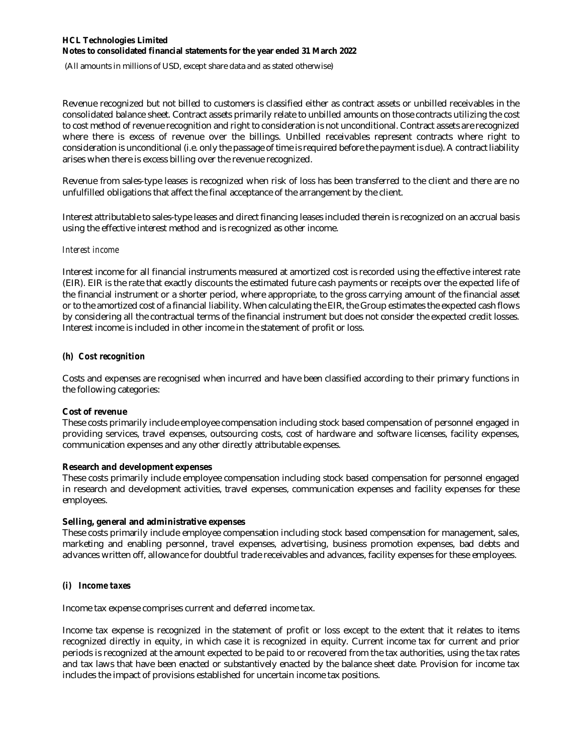Revenue recognized but not billed to customers is classified either as contract assets or unbilled receivables in the consolidated balance sheet. Contract assets primarily relate to unbilled amounts on those contracts utilizing the cost to cost method of revenue recognition and right to consideration is not unconditional. Contract assets are recognized where there is excess of revenue over the billings. Unbilled receivables represent contracts where right to consideration is unconditional (i.e. only the passage of time is required before the payment is due). A contract liability arises when there is excess billing over the revenue recognized.

Revenue from sales-type leases is recognized when risk of loss has been transferred to the client and there are no unfulfilled obligations that affect the final acceptance of the arrangement by the client.

Interest attributable to sales-type leases and direct financing leases included therein is recognized on an accrual basis using the effective interest method and is recognized as other income.

*Interest income*

Interest income for all financial instruments measured at amortized cost is recorded using the effective interest rate (EIR). EIR is the rate that exactly discounts the estimated future cash payments or receipts over the expected life of the financial instrument or a shorter period, where appropriate, to the gross carrying amount of the financial asset or to the amortized cost of a financial liability. When calculating the EIR, the Group estimates the expected cash flows by considering all the contractual terms of the financial instrument but does not consider the expected credit losses. Interest income is included in other income in the statement of profit or loss.

### (h) Cost recognition

Costs and expenses are recognised when incurred and have been classified according to their primary functions in the following categories:

**Cost of revenue**
These costs primarily include employee compensation including stock based compensation of personnel engaged in providing services, travel expenses, outsourcing costs, cost of hardware and software licenses, facility expenses, communication expenses and any other directly attributable expenses.

**Research and development expenses**
These costs primarily include employee compensation including stock based compensation for personnel engaged in research and development activities, travel expenses, communication expenses and facility expenses for these employees.

**Selling, general and administrative expenses**
These costs primarily include employee compensation including stock based compensation for management, sales, marketing and enabling personnel, travel expenses, advertising, business promotion expenses, bad debts and advances written off, allowance for doubtful trade receivables and advances, facility expenses for these employees.

### (i) Income taxes

Income tax expense comprises current and deferred income tax.

Income tax expense is recognized in the statement of profit or loss except to the extent that it relates to items recognized directly in equity, in which case it is recognized in equity. Current income tax for current and prior periods is recognized at the amount expected to be paid to or recovered from the tax authorities, using the tax rates and tax laws that have been enacted or substantively enacted by the balance sheet date. Provision for income tax includes the impact of provisions established for uncertain income tax positions.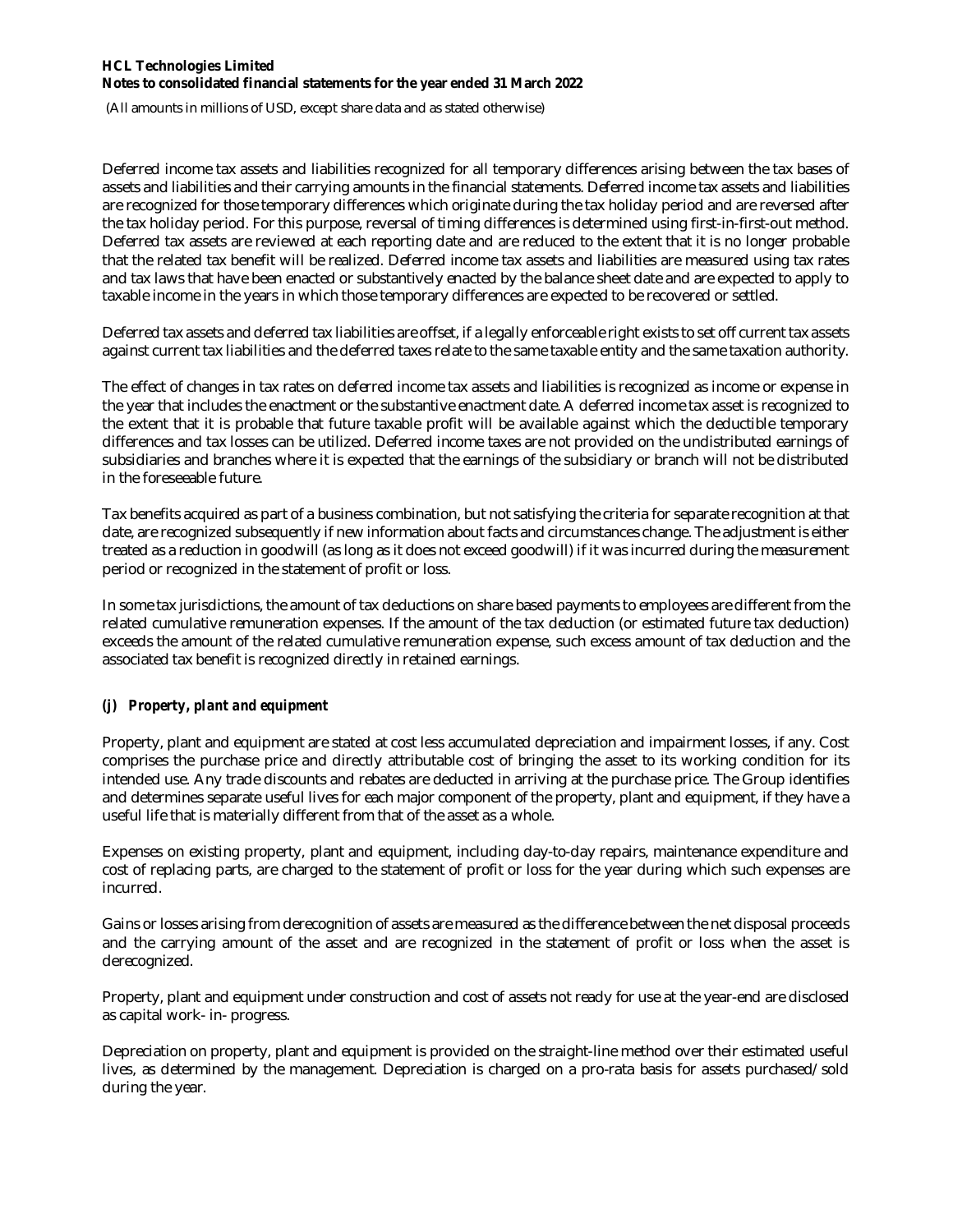Deferred income tax assets and liabilities recognized for all temporary differences arising between the tax bases of assets and liabilities and their carrying amounts in the financial statements. Deferred income tax assets and liabilities are recognized for those temporary differences which originate during the tax holiday period and are reversed after the tax holiday period. For this purpose, reversal of timing differences is determined using first-in-first-out method. Deferred tax assets are reviewed at each reporting date and are reduced to the extent that it is no longer probable that the related tax benefit will be realized. Deferred income tax assets and liabilities are measured using tax rates and tax laws that have been enacted or substantively enacted by the balance sheet date and are expected to apply to taxable income in the years in which those temporary differences are expected to be recovered or settled.

Deferred tax assets and deferred tax liabilities are offset, if a legally enforceable right exists to set off current tax assets against current tax liabilities and the deferred taxes relate to the same taxable entity and the same taxation authority.

The effect of changes in tax rates on deferred income tax assets and liabilities is recognized as income or expense in the year that includes the enactment or the substantive enactment date. A deferred income tax asset is recognized to the extent that it is probable that future taxable profit will be available against which the deductible temporary differences and tax losses can be utilized. Deferred income taxes are not provided on the undistributed earnings of subsidiaries and branches where it is expected that the earnings of the subsidiary or branch will not be distributed in the foreseeable future.

Tax benefits acquired as part of a business combination, but not satisfying the criteria for separate recognition at that date, are recognized subsequently if new information about facts and circumstances change. The adjustment is either treated as a reduction in goodwill (as long as it does not exceed goodwill) if it was incurred during the measurement period or recognized in the statement of profit or loss.

In some tax jurisdictions, the amount of tax deductions on share based payments to employees are different from the related cumulative remuneration expenses. If the amount of the tax deduction (or estimated future tax deduction) exceeds the amount of the related cumulative remuneration expense, such excess amount of tax deduction and the associated tax benefit is recognized directly in retained earnings.

### *(j) Property, plant and equipment*

Property, plant and equipment are stated at cost less accumulated depreciation and impairment losses, if any. Cost comprises the purchase price and directly attributable cost of bringing the asset to its working condition for its intended use. Any trade discounts and rebates are deducted in arriving at the purchase price. The Group identifies and determines separate useful lives for each major component of the property, plant and equipment, if they have a useful life that is materially different from that of the asset as a whole.

Expenses on existing property, plant and equipment, including day-to-day repairs, maintenance expenditure and cost of replacing parts, are charged to the statement of profit or loss for the year during which such expenses are incurred.

Gains or losses arising from derecognition of assets are measured as the difference between the net disposal proceeds and the carrying amount of the asset and are recognized in the statement of profit or loss when the asset is derecognized.

Property, plant and equipment under construction and cost of assets not ready for use at the year-end are disclosed as capital work- in- progress.

Depreciation on property, plant and equipment is provided on the straight-line method over their estimated useful lives, as determined by the management. Depreciation is charged on a pro-rata basis for assets purchased/sold during the year.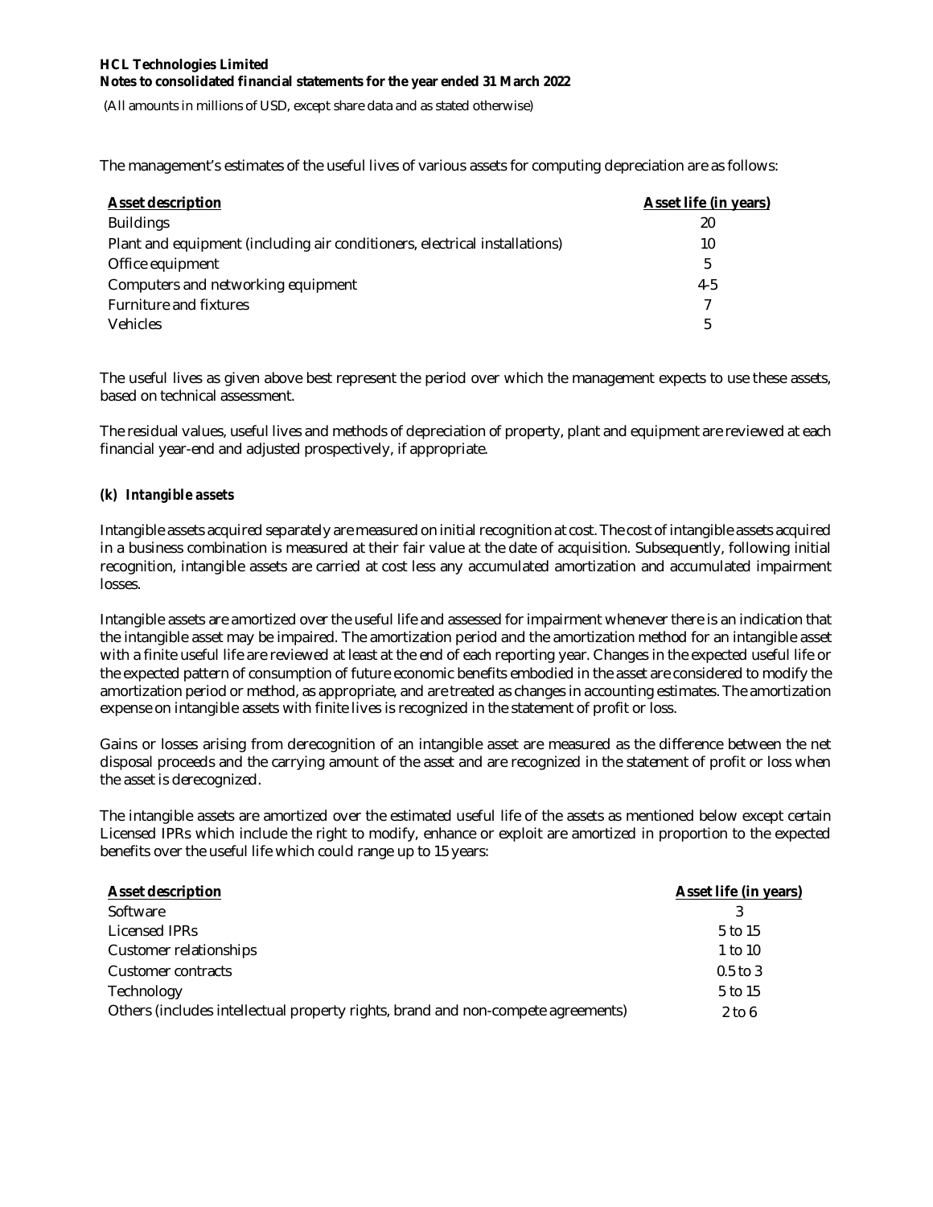The management's estimates of the useful lives of various assets for computing depreciation are as follows:

| Asset description | Asset life (in years) |
|---|---|
| Buildings | 20 |
| Plant and equipment (including air conditioners, electrical installations) | 10 |
| Office equipment | 5 |
| Computers and networking equipment | 4-5 |
| Furniture and fixtures | 7 |
| Vehicles | 5 |

The useful lives as given above best represent the period over which the management expects to use these assets, based on technical assessment.

The residual values, useful lives and methods of depreciation of property, plant and equipment are reviewed at each financial year-end and adjusted prospectively, if appropriate.

***(k) Intangible assets***

Intangible assets acquired separately are measured on initial recognition at cost. The cost of intangible assets acquired in a business combination is measured at their fair value at the date of acquisition. Subsequently, following initial recognition, intangible assets are carried at cost less any accumulated amortization and accumulated impairment losses.

Intangible assets are amortized over the useful life and assessed for impairment whenever there is an indication that the intangible asset may be impaired. The amortization period and the amortization method for an intangible asset with a finite useful life are reviewed at least at the end of each reporting year. Changes in the expected useful life or the expected pattern of consumption of future economic benefits embodied in the asset are considered to modify the amortization period or method, as appropriate, and are treated as changes in accounting estimates. The amortization expense on intangible assets with finite lives is recognized in the statement of profit or loss.

Gains or losses arising from derecognition of an intangible asset are measured as the difference between the net disposal proceeds and the carrying amount of the asset and are recognized in the statement of profit or loss when the asset is derecognized.

The intangible assets are amortized over the estimated useful life of the assets as mentioned below except certain Licensed IPRs which include the right to modify, enhance or exploit are amortized in proportion to the expected benefits over the useful life which could range up to 15 years:

| Asset description | Asset life (in years) |
|---|---|
| Software | 3 |
| Licensed IPRs | 5 to 15 |
| Customer relationships | 1 to 10 |
| Customer contracts | 0.5 to 3 |
| Technology | 5 to 15 |
| Others (includes intellectual property rights, brand and non-compete agreements) | 2 to 6 |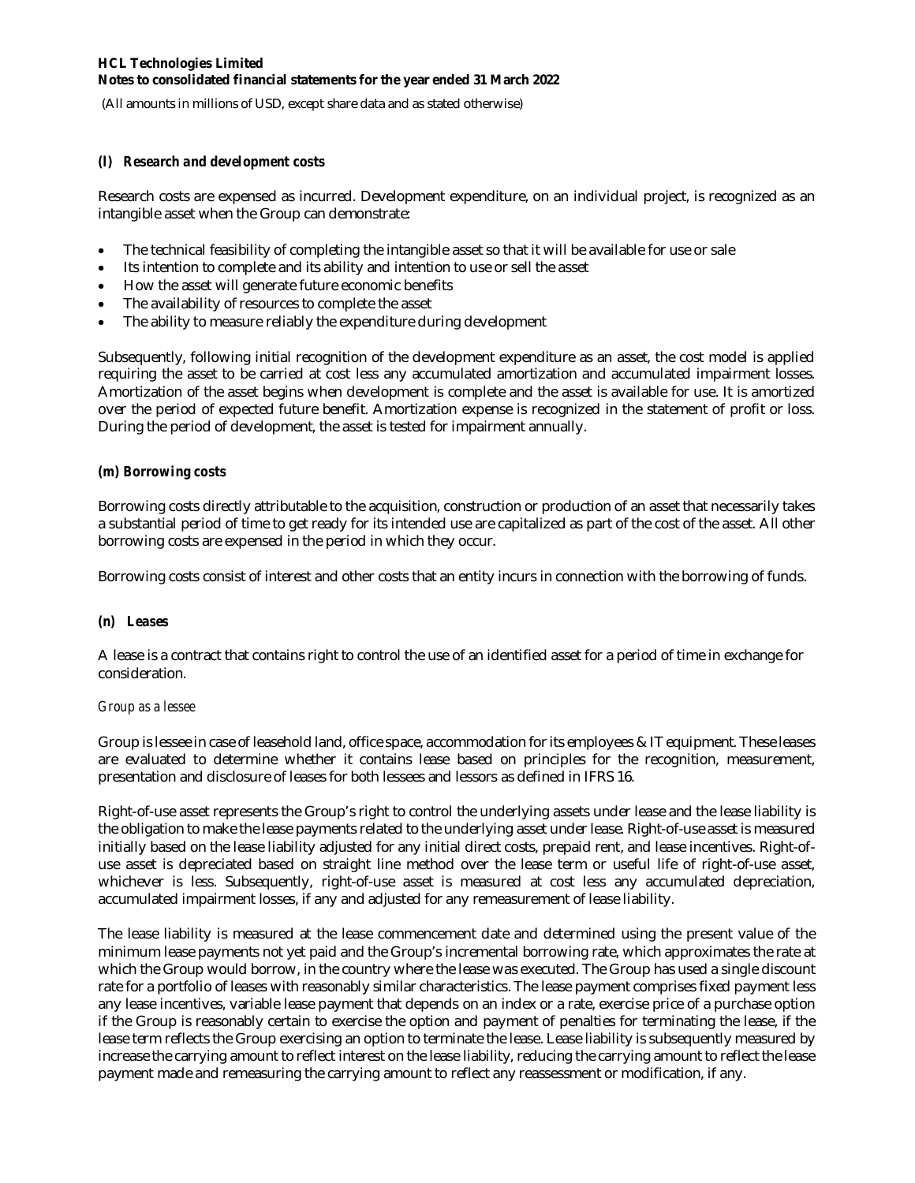**(l) Research and development costs**

Research costs are expensed as incurred. Development expenditure, on an individual project, is recognized as an intangible asset when the Group can demonstrate:

- The technical feasibility of completing the intangible asset so that it will be available for use or sale
- Its intention to complete and its ability and intention to use or sell the asset
- How the asset will generate future economic benefits
- The availability of resources to complete the asset
- The ability to measure reliably the expenditure during development

Subsequently, following initial recognition of the development expenditure as an asset, the cost model is applied requiring the asset to be carried at cost less any accumulated amortization and accumulated impairment losses. Amortization of the asset begins when development is complete and the asset is available for use. It is amortized over the period of expected future benefit. Amortization expense is recognized in the statement of profit or loss. During the period of development, the asset is tested for impairment annually.

**(m) Borrowing costs**

Borrowing costs directly attributable to the acquisition, construction or production of an asset that necessarily takes a substantial period of time to get ready for its intended use are capitalized as part of the cost of the asset. All other borrowing costs are expensed in the period in which they occur.

Borrowing costs consist of interest and other costs that an entity incurs in connection with the borrowing of funds.

**(n) Leases**

A lease is a contract that contains right to control the use of an identified asset for a period of time in exchange for consideration.

*Group as a lessee*

Group is lessee in case of leasehold land, office space, accommodation for its employees & IT equipment. These leases are evaluated to determine whether it contains lease based on principles for the recognition, measurement, presentation and disclosure of leases for both lessees and lessors as defined in IFRS 16.

Right-of-use asset represents the Group's right to control the underlying assets under lease and the lease liability is the obligation to make the lease payments related to the underlying asset under lease. Right-of-use asset is measured initially based on the lease liability adjusted for any initial direct costs, prepaid rent, and lease incentives. Right-of-use asset is depreciated based on straight line method over the lease term or useful life of right-of-use asset, whichever is less. Subsequently, right-of-use asset is measured at cost less any accumulated depreciation, accumulated impairment losses, if any and adjusted for any remeasurement of lease liability.

The lease liability is measured at the lease commencement date and determined using the present value of the minimum lease payments not yet paid and the Group's incremental borrowing rate, which approximates the rate at which the Group would borrow, in the country where the lease was executed. The Group has used a single discount rate for a portfolio of leases with reasonably similar characteristics. The lease payment comprises fixed payment less any lease incentives, variable lease payment that depends on an index or a rate, exercise price of a purchase option if the Group is reasonably certain to exercise the option and payment of penalties for terminating the lease, if the lease term reflects the Group exercising an option to terminate the lease. Lease liability is subsequently measured by increase the carrying amount to reflect interest on the lease liability, reducing the carrying amount to reflect the lease payment made and remeasuring the carrying amount to reflect any reassessment or modification, if any.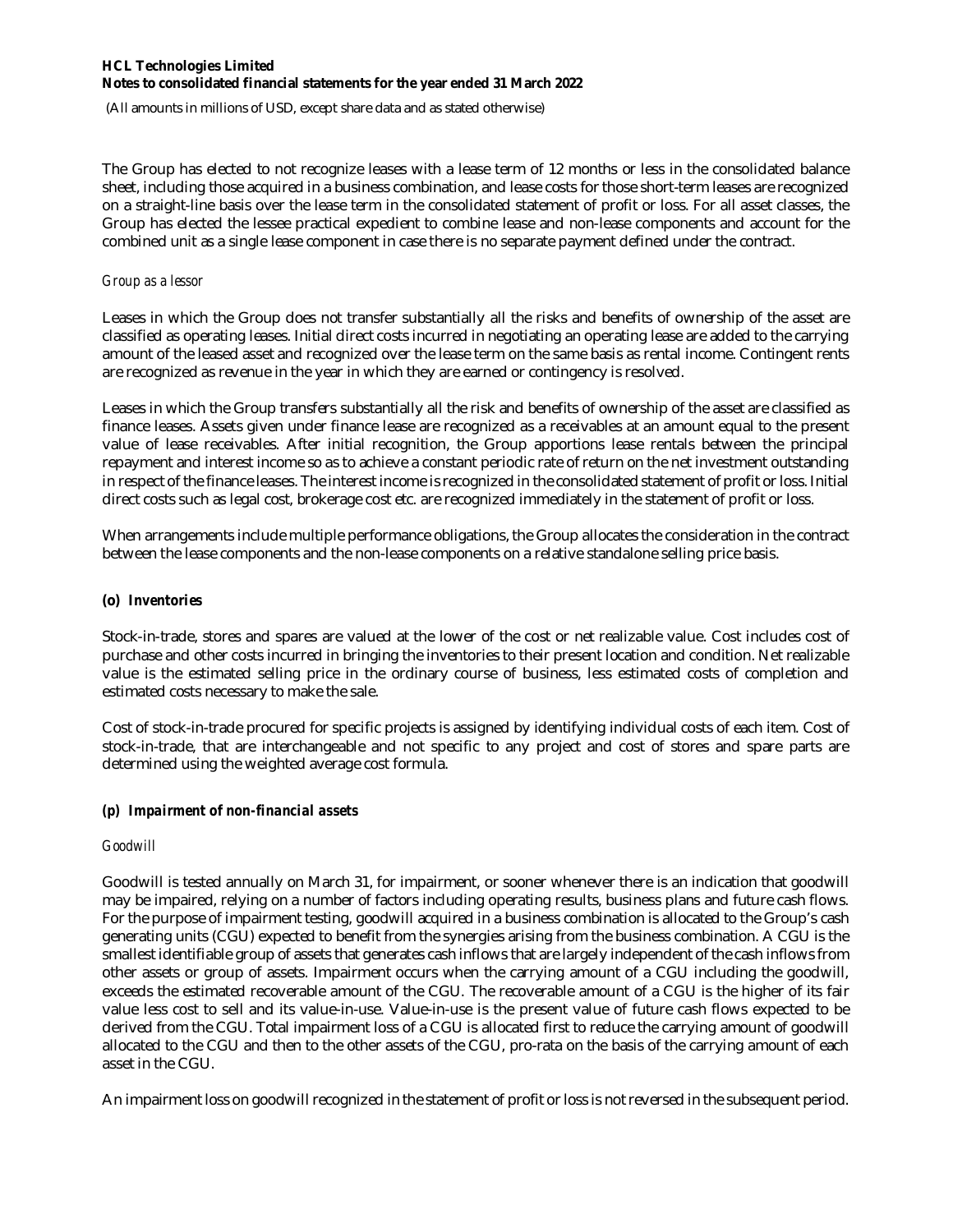The Group has elected to not recognize leases with a lease term of 12 months or less in the consolidated balance sheet, including those acquired in a business combination, and lease costs for those short-term leases are recognized on a straight-line basis over the lease term in the consolidated statement of profit or loss. For all asset classes, the Group has elected the lessee practical expedient to combine lease and non-lease components and account for the combined unit as a single lease component in case there is no separate payment defined under the contract.

*Group as a lessor*

Leases in which the Group does not transfer substantially all the risks and benefits of ownership of the asset are classified as operating leases. Initial direct costs incurred in negotiating an operating lease are added to the carrying amount of the leased asset and recognized over the lease term on the same basis as rental income. Contingent rents are recognized as revenue in the year in which they are earned or contingency is resolved.

Leases in which the Group transfers substantially all the risk and benefits of ownership of the asset are classified as finance leases. Assets given under finance lease are recognized as a receivables at an amount equal to the present value of lease receivables. After initial recognition, the Group apportions lease rentals between the principal repayment and interest income so as to achieve a constant periodic rate of return on the net investment outstanding in respect of the finance leases. The interest income is recognized in the consolidated statement of profit or loss. Initial direct costs such as legal cost, brokerage cost etc. are recognized immediately in the statement of profit or loss.

When arrangements include multiple performance obligations, the Group allocates the consideration in the contract between the lease components and the non-lease components on a relative standalone selling price basis.

### (o) Inventories

Stock-in-trade, stores and spares are valued at the lower of the cost or net realizable value. Cost includes cost of purchase and other costs incurred in bringing the inventories to their present location and condition. Net realizable value is the estimated selling price in the ordinary course of business, less estimated costs of completion and estimated costs necessary to make the sale.

Cost of stock-in-trade procured for specific projects is assigned by identifying individual costs of each item. Cost of stock-in-trade, that are interchangeable and not specific to any project and cost of stores and spare parts are determined using the weighted average cost formula.

### (p) Impairment of non-financial assets

*Goodwill*

Goodwill is tested annually on March 31, for impairment, or sooner whenever there is an indication that goodwill may be impaired, relying on a number of factors including operating results, business plans and future cash flows. For the purpose of impairment testing, goodwill acquired in a business combination is allocated to the Group's cash generating units (CGU) expected to benefit from the synergies arising from the business combination. A CGU is the smallest identifiable group of assets that generates cash inflows that are largely independent of the cash inflows from other assets or group of assets. Impairment occurs when the carrying amount of a CGU including the goodwill, exceeds the estimated recoverable amount of the CGU. The recoverable amount of a CGU is the higher of its fair value less cost to sell and its value-in-use. Value-in-use is the present value of future cash flows expected to be derived from the CGU. Total impairment loss of a CGU is allocated first to reduce the carrying amount of goodwill allocated to the CGU and then to the other assets of the CGU, pro-rata on the basis of the carrying amount of each asset in the CGU.

An impairment loss on goodwill recognized in the statement of profit or loss is not reversed in the subsequent period.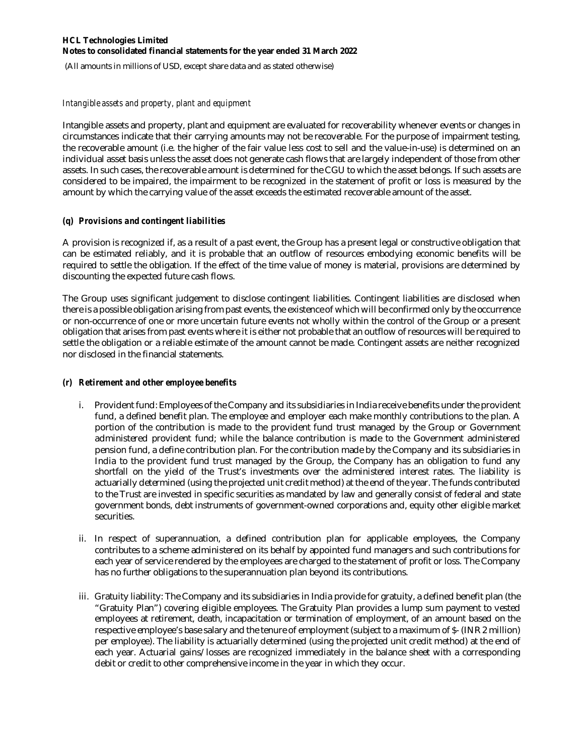*Intangible assets and property, plant and equipment*

Intangible assets and property, plant and equipment are evaluated for recoverability whenever events or changes in circumstances indicate that their carrying amounts may not be recoverable. For the purpose of impairment testing, the recoverable amount (i.e. the higher of the fair value less cost to sell and the value-in-use) is determined on an individual asset basis unless the asset does not generate cash flows that are largely independent of those from other assets. In such cases, the recoverable amount is determined for the CGU to which the asset belongs. If such assets are considered to be impaired, the impairment to be recognized in the statement of profit or loss is measured by the amount by which the carrying value of the asset exceeds the estimated recoverable amount of the asset.

**(q) *Provisions and contingent liabilities***

A provision is recognized if, as a result of a past event, the Group has a present legal or constructive obligation that can be estimated reliably, and it is probable that an outflow of resources embodying economic benefits will be required to settle the obligation. If the effect of the time value of money is material, provisions are determined by discounting the expected future cash flows.

The Group uses significant judgement to disclose contingent liabilities. Contingent liabilities are disclosed when there is a possible obligation arising from past events, the existence of which will be confirmed only by the occurrence or non-occurrence of one or more uncertain future events not wholly within the control of the Group or a present obligation that arises from past events where it is either not probable that an outflow of resources will be required to settle the obligation or a reliable estimate of the amount cannot be made. Contingent assets are neither recognized nor disclosed in the financial statements.

**(r) *Retirement and other employee benefits***

i. Provident fund: Employees of the Company and its subsidiaries in India receive benefits under the provident fund, a defined benefit plan. The employee and employer each make monthly contributions to the plan. A portion of the contribution is made to the provident fund trust managed by the Group or Government administered provident fund; while the balance contribution is made to the Government administered pension fund, a define contribution plan. For the contribution made by the Company and its subsidiaries in India to the provident fund trust managed by the Group, the Company has an obligation to fund any shortfall on the yield of the Trust's investments over the administered interest rates. The liability is actuarially determined (using the projected unit credit method) at the end of the year. The funds contributed to the Trust are invested in specific securities as mandated by law and generally consist of federal and state government bonds, debt instruments of government-owned corporations and, equity other eligible market securities.

ii. In respect of superannuation, a defined contribution plan for applicable employees, the Company contributes to a scheme administered on its behalf by appointed fund managers and such contributions for each year of service rendered by the employees are charged to the statement of profit or loss. The Company has no further obligations to the superannuation plan beyond its contributions.

iii. Gratuity liability: The Company and its subsidiaries in India provide for gratuity, a defined benefit plan (the "Gratuity Plan") covering eligible employees. The Gratuity Plan provides a lump sum payment to vested employees at retirement, death, incapacitation or termination of employment, of an amount based on the respective employee's base salary and the tenure of employment (subject to a maximum of $- (INR 2 million) per employee). The liability is actuarially determined (using the projected unit credit method) at the end of each year. Actuarial gains/losses are recognized immediately in the balance sheet with a corresponding debit or credit to other comprehensive income in the year in which they occur.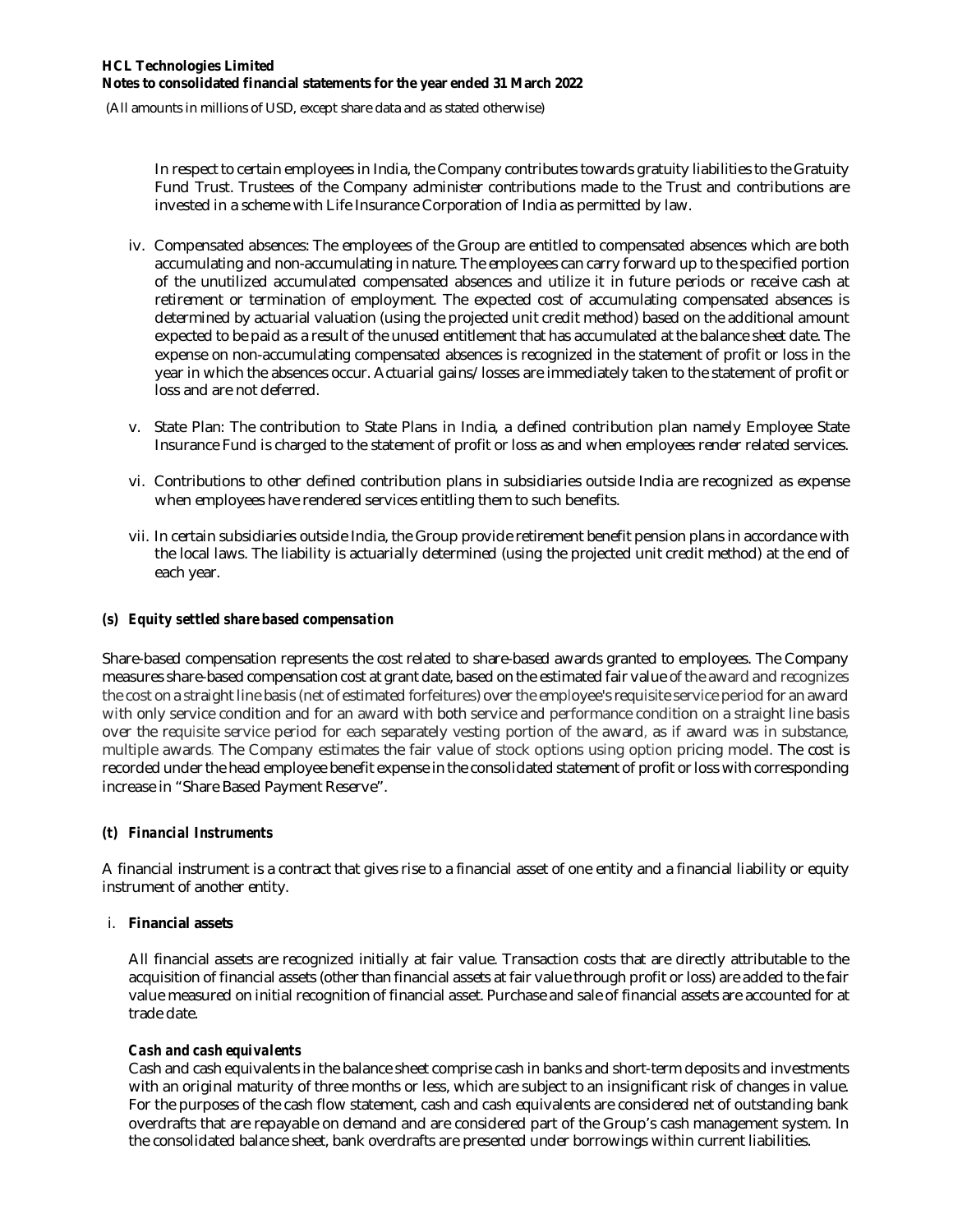In respect to certain employees in India, the Company contributes towards gratuity liabilities to the Gratuity Fund Trust. Trustees of the Company administer contributions made to the Trust and contributions are invested in a scheme with Life Insurance Corporation of India as permitted by law.

iv. Compensated absences: The employees of the Group are entitled to compensated absences which are both accumulating and non-accumulating in nature. The employees can carry forward up to the specified portion of the unutilized accumulated compensated absences and utilize it in future periods or receive cash at retirement or termination of employment. The expected cost of accumulating compensated absences is determined by actuarial valuation (using the projected unit credit method) based on the additional amount expected to be paid as a result of the unused entitlement that has accumulated at the balance sheet date. The expense on non-accumulating compensated absences is recognized in the statement of profit or loss in the year in which the absences occur. Actuarial gains/losses are immediately taken to the statement of profit or loss and are not deferred.

v. State Plan: The contribution to State Plans in India, a defined contribution plan namely Employee State Insurance Fund is charged to the statement of profit or loss as and when employees render related services.

vi. Contributions to other defined contribution plans in subsidiaries outside India are recognized as expense when employees have rendered services entitling them to such benefits.

vii. In certain subsidiaries outside India, the Group provide retirement benefit pension plans in accordance with the local laws. The liability is actuarially determined (using the projected unit credit method) at the end of each year.

### *(s) Equity settled share based compensation*

Share-based compensation represents the cost related to share-based awards granted to employees. The Company measures share-based compensation cost at grant date, based on the estimated fair value of the award and recognizes the cost on a straight line basis (net of estimated forfeitures) over the employee's requisite service period for an award with only service condition and for an award with both service and performance condition on a straight line basis over the requisite service period for each separately vesting portion of the award, as if award was in substance, multiple awards. The Company estimates the fair value of stock options using option pricing model. The cost is recorded under the head employee benefit expense in the consolidated statement of profit or loss with corresponding increase in "Share Based Payment Reserve".

### *(t) Financial Instruments*

A financial instrument is a contract that gives rise to a financial asset of one entity and a financial liability or equity instrument of another entity.

i. **Financial assets**

All financial assets are recognized initially at fair value. Transaction costs that are directly attributable to the acquisition of financial assets (other than financial assets at fair value through profit or loss) are added to the fair value measured on initial recognition of financial asset. Purchase and sale of financial assets are accounted for at trade date.

***Cash and cash equivalents***

Cash and cash equivalents in the balance sheet comprise cash in banks and short-term deposits and investments with an original maturity of three months or less, which are subject to an insignificant risk of changes in value. For the purposes of the cash flow statement, cash and cash equivalents are considered net of outstanding bank overdrafts that are repayable on demand and are considered part of the Group's cash management system. In the consolidated balance sheet, bank overdrafts are presented under borrowings within current liabilities.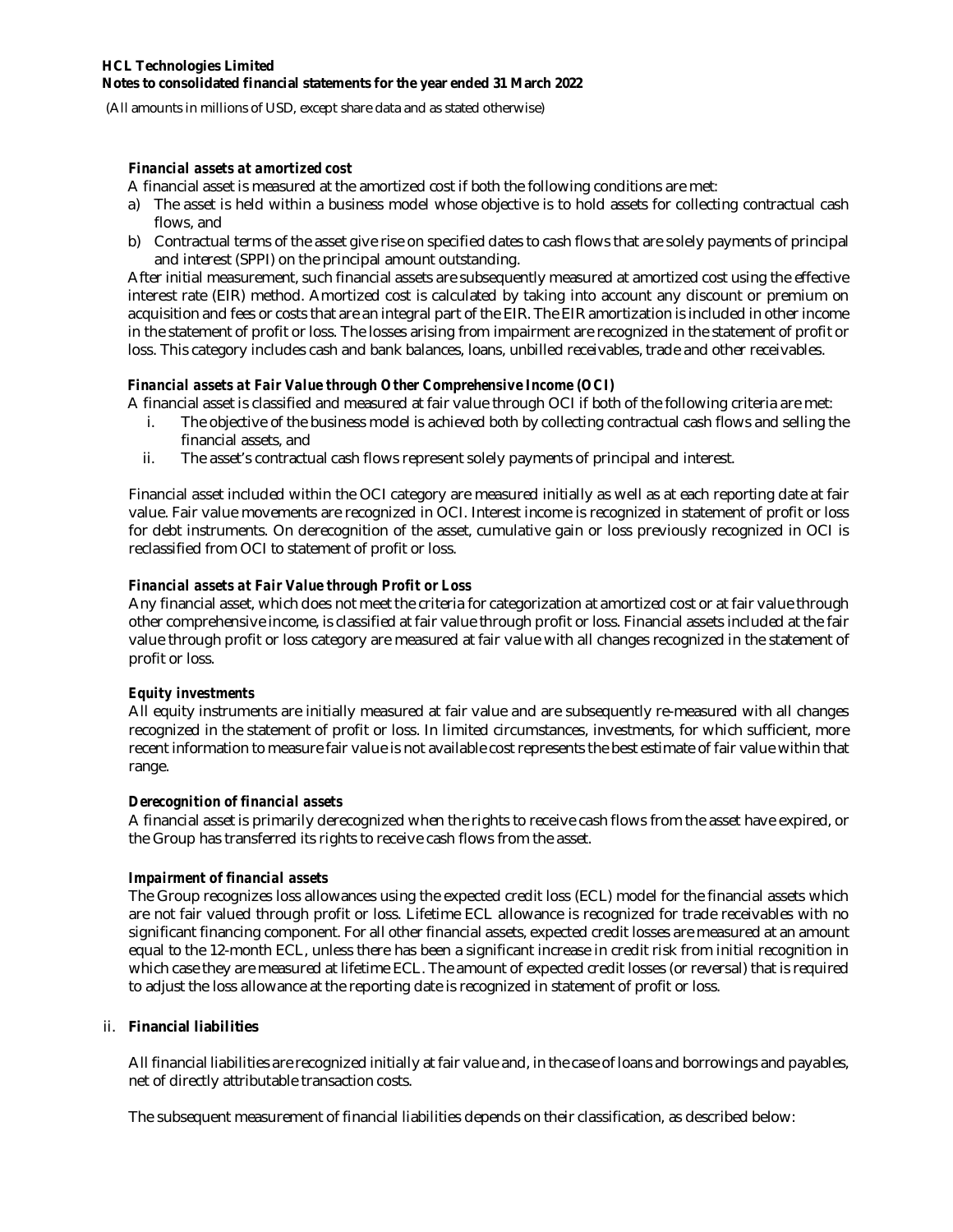***Financial assets at amortized cost***

A financial asset is measured at the amortized cost if both the following conditions are met:

a) The asset is held within a business model whose objective is to hold assets for collecting contractual cash flows, and
b) Contractual terms of the asset give rise on specified dates to cash flows that are solely payments of principal and interest (SPPI) on the principal amount outstanding.

After initial measurement, such financial assets are subsequently measured at amortized cost using the effective interest rate (EIR) method. Amortized cost is calculated by taking into account any discount or premium on acquisition and fees or costs that are an integral part of the EIR. The EIR amortization is included in other income in the statement of profit or loss. The losses arising from impairment are recognized in the statement of profit or loss. This category includes cash and bank balances, loans, unbilled receivables, trade and other receivables.

***Financial assets at Fair Value through Other Comprehensive Income (OCI)***

A financial asset is classified and measured at fair value through OCI if both of the following criteria are met:

i. The objective of the business model is achieved both by collecting contractual cash flows and selling the financial assets, and
ii. The asset's contractual cash flows represent solely payments of principal and interest.

Financial asset included within the OCI category are measured initially as well as at each reporting date at fair value. Fair value movements are recognized in OCI. Interest income is recognized in statement of profit or loss for debt instruments. On derecognition of the asset, cumulative gain or loss previously recognized in OCI is reclassified from OCI to statement of profit or loss.

***Financial assets at Fair Value through Profit or Loss***

Any financial asset, which does not meet the criteria for categorization at amortized cost or at fair value through other comprehensive income, is classified at fair value through profit or loss. Financial assets included at the fair value through profit or loss category are measured at fair value with all changes recognized in the statement of profit or loss.

***Equity investments***

All equity instruments are initially measured at fair value and are subsequently re-measured with all changes recognized in the statement of profit or loss. In limited circumstances, investments, for which sufficient, more recent information to measure fair value is not available cost represents the best estimate of fair value within that range.

***Derecognition of financial assets***

A financial asset is primarily derecognized when the rights to receive cash flows from the asset have expired, or the Group has transferred its rights to receive cash flows from the asset.

***Impairment of financial assets***

The Group recognizes loss allowances using the expected credit loss (ECL) model for the financial assets which are not fair valued through profit or loss. Lifetime ECL allowance is recognized for trade receivables with no significant financing component. For all other financial assets, expected credit losses are measured at an amount equal to the 12-month ECL, unless there has been a significant increase in credit risk from initial recognition in which case they are measured at lifetime ECL. The amount of expected credit losses (or reversal) that is required to adjust the loss allowance at the reporting date is recognized in statement of profit or loss.

ii. **Financial liabilities**

All financial liabilities are recognized initially at fair value and, in the case of loans and borrowings and payables, net of directly attributable transaction costs.

The subsequent measurement of financial liabilities depends on their classification, as described below: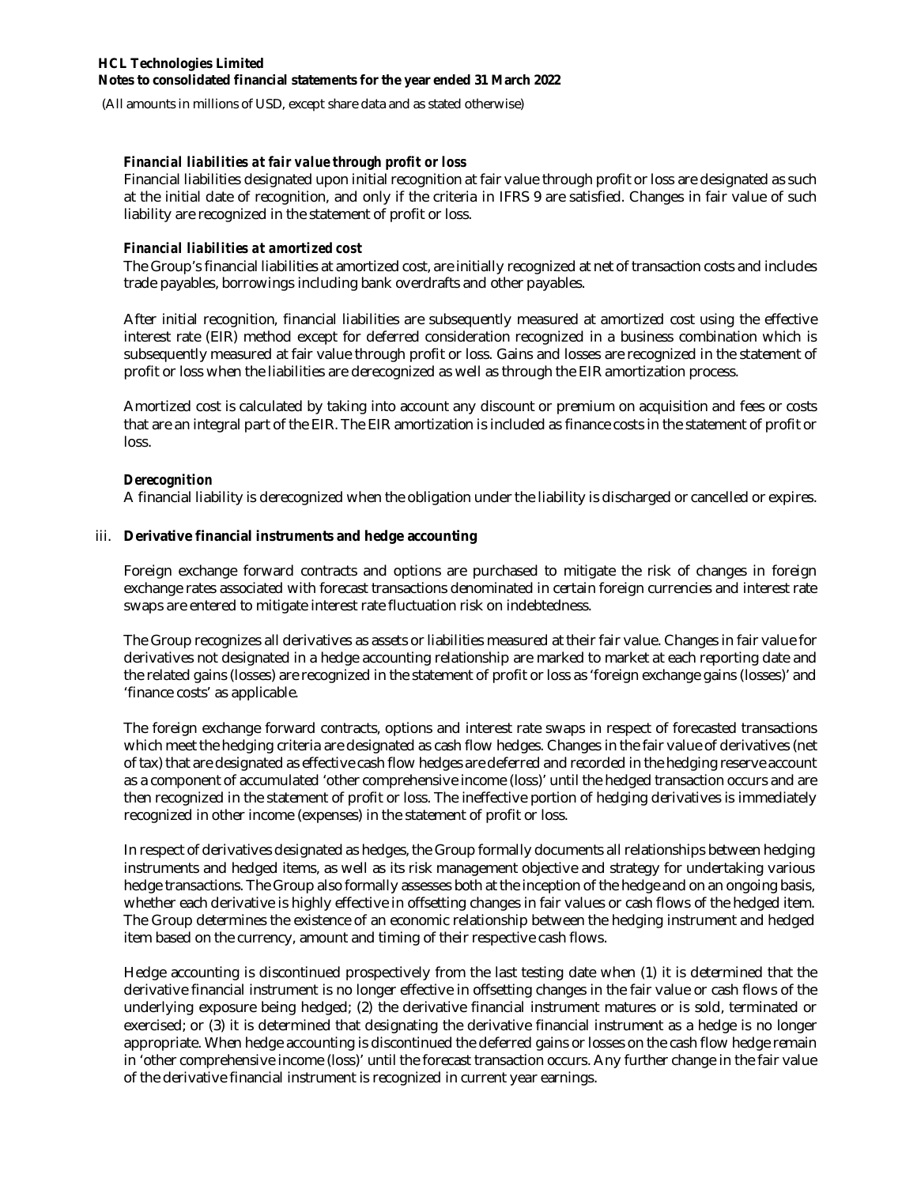***Financial liabilities at fair value through profit or loss***

Financial liabilities designated upon initial recognition at fair value through profit or loss are designated as such at the initial date of recognition, and only if the criteria in IFRS 9 are satisfied. Changes in fair value of such liability are recognized in the statement of profit or loss.

***Financial liabilities at amortized cost***

The Group's financial liabilities at amortized cost, are initially recognized at net of transaction costs and includes trade payables, borrowings including bank overdrafts and other payables.

After initial recognition, financial liabilities are subsequently measured at amortized cost using the effective interest rate (EIR) method except for deferred consideration recognized in a business combination which is subsequently measured at fair value through profit or loss. Gains and losses are recognized in the statement of profit or loss when the liabilities are derecognized as well as through the EIR amortization process.

Amortized cost is calculated by taking into account any discount or premium on acquisition and fees or costs that are an integral part of the EIR. The EIR amortization is included as finance costs in the statement of profit or loss.

***Derecognition***

A financial liability is derecognized when the obligation under the liability is discharged or cancelled or expires.

iii. **Derivative financial instruments and hedge accounting**

Foreign exchange forward contracts and options are purchased to mitigate the risk of changes in foreign exchange rates associated with forecast transactions denominated in certain foreign currencies and interest rate swaps are entered to mitigate interest rate fluctuation risk on indebtedness.

The Group recognizes all derivatives as assets or liabilities measured at their fair value. Changes in fair value for derivatives not designated in a hedge accounting relationship are marked to market at each reporting date and the related gains (losses) are recognized in the statement of profit or loss as 'foreign exchange gains (losses)' and 'finance costs' as applicable.

The foreign exchange forward contracts, options and interest rate swaps in respect of forecasted transactions which meet the hedging criteria are designated as cash flow hedges. Changes in the fair value of derivatives (net of tax) that are designated as effective cash flow hedges are deferred and recorded in the hedging reserve account as a component of accumulated 'other comprehensive income (loss)' until the hedged transaction occurs and are then recognized in the statement of profit or loss. The ineffective portion of hedging derivatives is immediately recognized in other income (expenses) in the statement of profit or loss.

In respect of derivatives designated as hedges, the Group formally documents all relationships between hedging instruments and hedged items, as well as its risk management objective and strategy for undertaking various hedge transactions. The Group also formally assesses both at the inception of the hedge and on an ongoing basis, whether each derivative is highly effective in offsetting changes in fair values or cash flows of the hedged item. The Group determines the existence of an economic relationship between the hedging instrument and hedged item based on the currency, amount and timing of their respective cash flows.

Hedge accounting is discontinued prospectively from the last testing date when (1) it is determined that the derivative financial instrument is no longer effective in offsetting changes in the fair value or cash flows of the underlying exposure being hedged; (2) the derivative financial instrument matures or is sold, terminated or exercised; or (3) it is determined that designating the derivative financial instrument as a hedge is no longer appropriate. When hedge accounting is discontinued the deferred gains or losses on the cash flow hedge remain in 'other comprehensive income (loss)' until the forecast transaction occurs. Any further change in the fair value of the derivative financial instrument is recognized in current year earnings.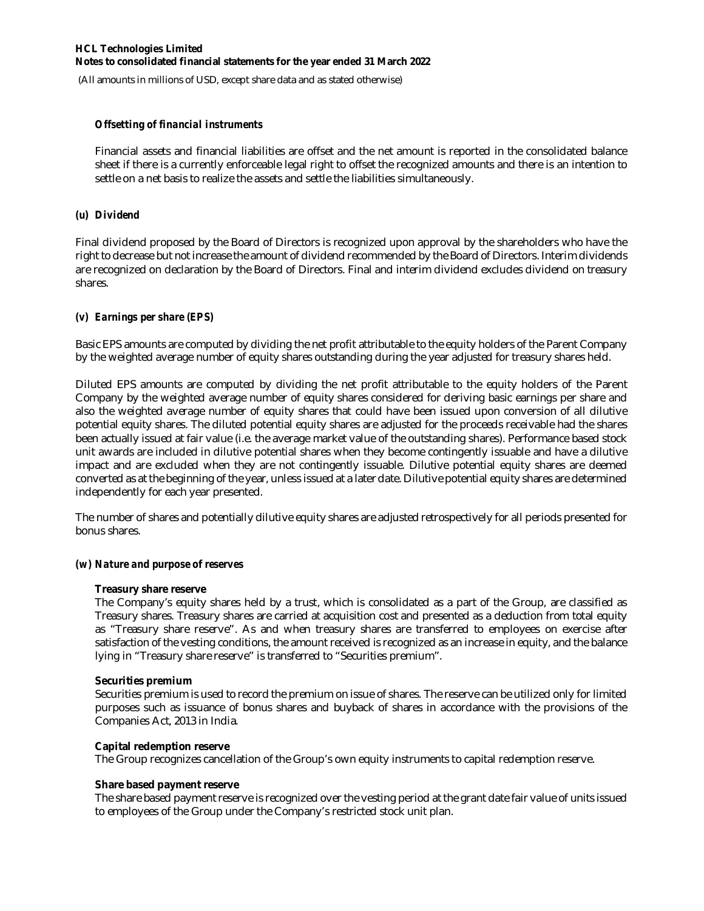***Offsetting of financial instruments***

Financial assets and financial liabilities are offset and the net amount is reported in the consolidated balance sheet if there is a currently enforceable legal right to offset the recognized amounts and there is an intention to settle on a net basis to realize the assets and settle the liabilities simultaneously.

### *(u) Dividend*

Final dividend proposed by the Board of Directors is recognized upon approval by the shareholders who have the right to decrease but not increase the amount of dividend recommended by the Board of Directors. Interim dividends are recognized on declaration by the Board of Directors. Final and interim dividend excludes dividend on treasury shares.

### *(v) Earnings per share (EPS)*

Basic EPS amounts are computed by dividing the net profit attributable to the equity holders of the Parent Company by the weighted average number of equity shares outstanding during the year adjusted for treasury shares held.

Diluted EPS amounts are computed by dividing the net profit attributable to the equity holders of the Parent Company by the weighted average number of equity shares considered for deriving basic earnings per share and also the weighted average number of equity shares that could have been issued upon conversion of all dilutive potential equity shares. The diluted potential equity shares are adjusted for the proceeds receivable had the shares been actually issued at fair value (i.e. the average market value of the outstanding shares). Performance based stock unit awards are included in dilutive potential shares when they become contingently issuable and have a dilutive impact and are excluded when they are not contingently issuable. Dilutive potential equity shares are deemed converted as at the beginning of the year, unless issued at a later date. Dilutive potential equity shares are determined independently for each year presented.

The number of shares and potentially dilutive equity shares are adjusted retrospectively for all periods presented for bonus shares.

### *(w) Nature and purpose of reserves*

**Treasury share reserve**
The Company's equity shares held by a trust, which is consolidated as a part of the Group, are classified as Treasury shares. Treasury shares are carried at acquisition cost and presented as a deduction from total equity as "Treasury share reserve". As and when treasury shares are transferred to employees on exercise after satisfaction of the vesting conditions, the amount received is recognized as an increase in equity, and the balance lying in "Treasury share reserve" is transferred to "Securities premium".

**Securities premium**
Securities premium is used to record the premium on issue of shares. The reserve can be utilized only for limited purposes such as issuance of bonus shares and buyback of shares in accordance with the provisions of the Companies Act, 2013 in India.

**Capital redemption reserve**
The Group recognizes cancellation of the Group's own equity instruments to capital redemption reserve.

**Share based payment reserve**
The share based payment reserve is recognized over the vesting period at the grant date fair value of units issued to employees of the Group under the Company's restricted stock unit plan.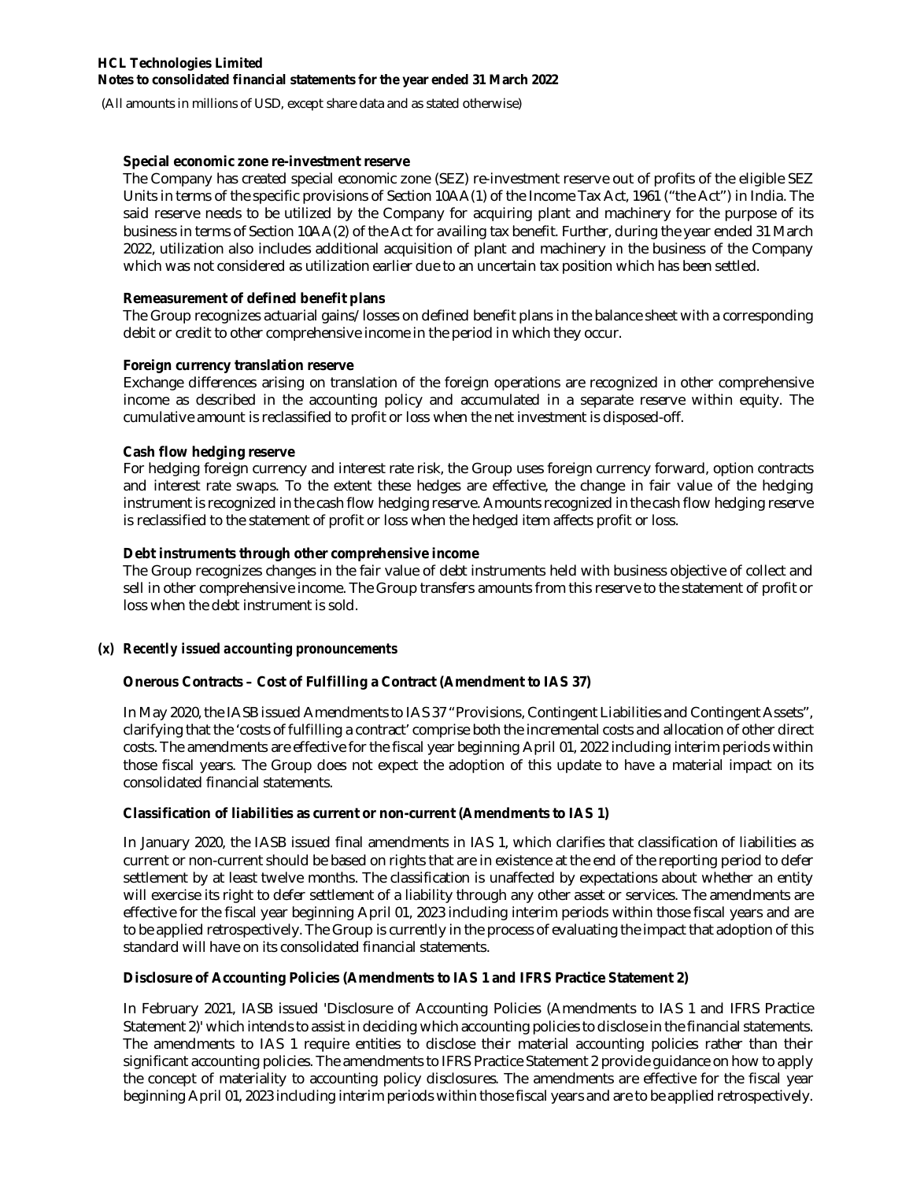**Special economic zone re-investment reserve**

The Company has created special economic zone (SEZ) re-investment reserve out of profits of the eligible SEZ Units in terms of the specific provisions of Section 10AA(1) of the Income Tax Act, 1961 ("the Act") in India. The said reserve needs to be utilized by the Company for acquiring plant and machinery for the purpose of its business in terms of Section 10AA(2) of the Act for availing tax benefit. Further, during the year ended 31 March 2022, utilization also includes additional acquisition of plant and machinery in the business of the Company which was not considered as utilization earlier due to an uncertain tax position which has been settled.

**Remeasurement of defined benefit plans**

The Group recognizes actuarial gains/losses on defined benefit plans in the balance sheet with a corresponding debit or credit to other comprehensive income in the period in which they occur.

**Foreign currency translation reserve**

Exchange differences arising on translation of the foreign operations are recognized in other comprehensive income as described in the accounting policy and accumulated in a separate reserve within equity. The cumulative amount is reclassified to profit or loss when the net investment is disposed-off.

**Cash flow hedging reserve**

For hedging foreign currency and interest rate risk, the Group uses foreign currency forward, option contracts and interest rate swaps. To the extent these hedges are effective, the change in fair value of the hedging instrument is recognized in the cash flow hedging reserve. Amounts recognized in the cash flow hedging reserve is reclassified to the statement of profit or loss when the hedged item affects profit or loss.

**Debt instruments through other comprehensive income**

The Group recognizes changes in the fair value of debt instruments held with business objective of collect and sell in other comprehensive income. The Group transfers amounts from this reserve to the statement of profit or loss when the debt instrument is sold.

**(x) *Recently issued accounting pronouncements***

**Onerous Contracts – Cost of Fulfilling a Contract (Amendment to IAS 37)**

In May 2020, the IASB issued Amendments to IAS 37 "Provisions, Contingent Liabilities and Contingent Assets", clarifying that the 'costs of fulfilling a contract' comprise both the incremental costs and allocation of other direct costs. The amendments are effective for the fiscal year beginning April 01, 2022 including interim periods within those fiscal years. The Group does not expect the adoption of this update to have a material impact on its consolidated financial statements.

**Classification of liabilities as current or non-current (Amendments to IAS 1)**

In January 2020, the IASB issued final amendments in IAS 1, which clarifies that classification of liabilities as current or non-current should be based on rights that are in existence at the end of the reporting period to defer settlement by at least twelve months. The classification is unaffected by expectations about whether an entity will exercise its right to defer settlement of a liability through any other asset or services. The amendments are effective for the fiscal year beginning April 01, 2023 including interim periods within those fiscal years and are to be applied retrospectively. The Group is currently in the process of evaluating the impact that adoption of this standard will have on its consolidated financial statements.

**Disclosure of Accounting Policies (Amendments to IAS 1 and IFRS Practice Statement 2)**

In February 2021, IASB issued 'Disclosure of Accounting Policies (Amendments to IAS 1 and IFRS Practice Statement 2)' which intends to assist in deciding which accounting policies to disclose in the financial statements. The amendments to IAS 1 require entities to disclose their material accounting policies rather than their significant accounting policies. The amendments to IFRS Practice Statement 2 provide guidance on how to apply the concept of materiality to accounting policy disclosures. The amendments are effective for the fiscal year beginning April 01, 2023 including interim periods within those fiscal years and are to be applied retrospectively.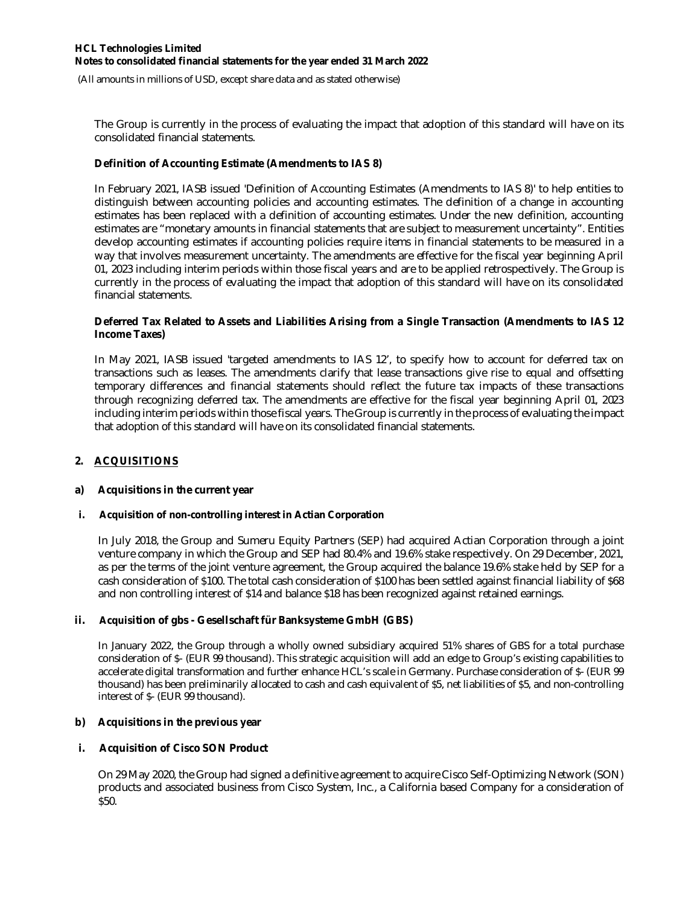The Group is currently in the process of evaluating the impact that adoption of this standard will have on its consolidated financial statements.

**Definition of Accounting Estimate (Amendments to IAS 8)**

In February 2021, IASB issued 'Definition of Accounting Estimates (Amendments to IAS 8)' to help entities to distinguish between accounting policies and accounting estimates. The definition of a change in accounting estimates has been replaced with a definition of accounting estimates. Under the new definition, accounting estimates are "monetary amounts in financial statements that are subject to measurement uncertainty". Entities develop accounting estimates if accounting policies require items in financial statements to be measured in a way that involves measurement uncertainty. The amendments are effective for the fiscal year beginning April 01, 2023 including interim periods within those fiscal years and are to be applied retrospectively. The Group is currently in the process of evaluating the impact that adoption of this standard will have on its consolidated financial statements.

**Deferred Tax Related to Assets and Liabilities Arising from a Single Transaction (Amendments to IAS 12 Income Taxes)**

In May 2021, IASB issued 'targeted amendments to IAS 12', to specify how to account for deferred tax on transactions such as leases. The amendments clarify that lease transactions give rise to equal and offsetting temporary differences and financial statements should reflect the future tax impacts of these transactions through recognizing deferred tax. The amendments are effective for the fiscal year beginning April 01, 2023 including interim periods within those fiscal years. The Group is currently in the process of evaluating the impact that adoption of this standard will have on its consolidated financial statements.

## 2. ACQUISITIONS

### a) Acquisitions in the current year

#### i. Acquisition of non-controlling interest in Actian Corporation

In July 2018, the Group and Sumeru Equity Partners (SEP) had acquired Actian Corporation through a joint venture company in which the Group and SEP had 80.4% and 19.6% stake respectively. On 29 December, 2021, as per the terms of the joint venture agreement, the Group acquired the balance 19.6% stake held by SEP for a cash consideration of $100. The total cash consideration of $100 has been settled against financial liability of $68 and non controlling interest of $14 and balance $18 has been recognized against retained earnings.

#### ii. Acquisition of gbs - Gesellschaft für Banksysteme GmbH (GBS)

In January 2022, the Group through a wholly owned subsidiary acquired 51% shares of GBS for a total purchase consideration of $- (EUR 99 thousand). This strategic acquisition will add an edge to Group's existing capabilities to accelerate digital transformation and further enhance HCL's scale in Germany. Purchase consideration of $- (EUR 99 thousand) has been preliminarily allocated to cash and cash equivalent of $5, net liabilities of $5, and non-controlling interest of $- (EUR 99 thousand).

### b) Acquisitions in the previous year

#### i. Acquisition of Cisco SON Product

On 29 May 2020, the Group had signed a definitive agreement to acquire Cisco Self-Optimizing Network (SON) products and associated business from Cisco System, Inc., a California based Company for a consideration of $50.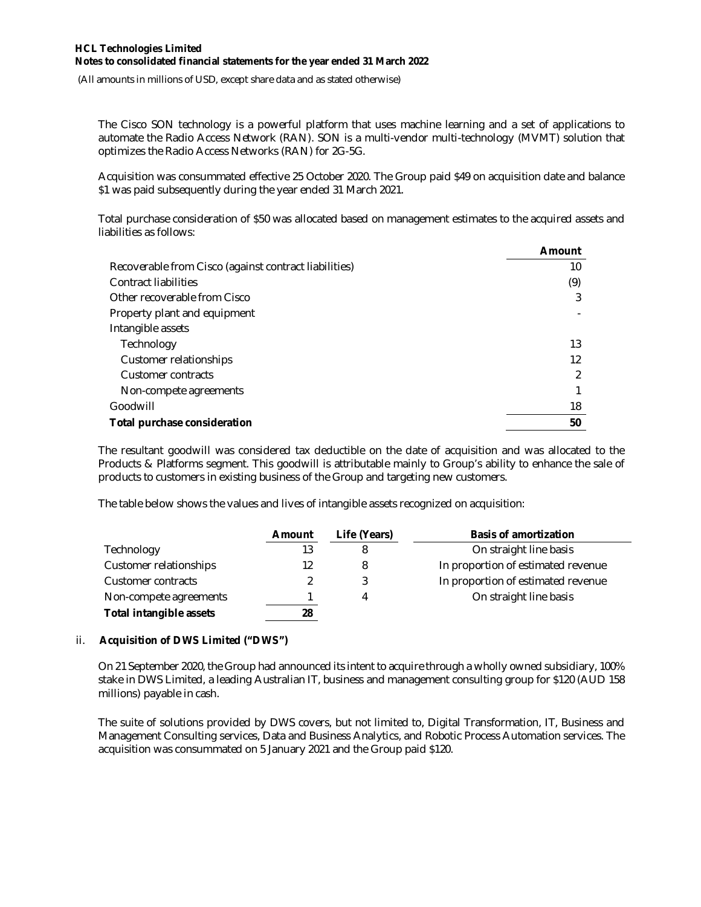The Cisco SON technology is a powerful platform that uses machine learning and a set of applications to automate the Radio Access Network (RAN). SON is a multi-vendor multi-technology (MVMT) solution that optimizes the Radio Access Networks (RAN) for 2G-5G.

Acquisition was consummated effective 25 October 2020. The Group paid $49 on acquisition date and balance $1 was paid subsequently during the year ended 31 March 2021.

Total purchase consideration of $50 was allocated based on management estimates to the acquired assets and liabilities as follows:

| | Amount |
|---|---|
| Recoverable from Cisco (against contract liabilities) | 10 |
| Contract liabilities | (9) |
| Other recoverable from Cisco | 3 |
| Property plant and equipment | - |
| Intangible assets | |
| Technology | 13 |
| Customer relationships | 12 |
| Customer contracts | 2 |
| Non-compete agreements | 1 |
| Goodwill | 18 |
| **Total purchase consideration** | **50** |

The resultant goodwill was considered tax deductible on the date of acquisition and was allocated to the Products & Platforms segment. This goodwill is attributable mainly to Group's ability to enhance the sale of products to customers in existing business of the Group and targeting new customers.

The table below shows the values and lives of intangible assets recognized on acquisition:

| | Amount | Life (Years) | Basis of amortization |
|---|---|---|---|
| Technology | 13 | 8 | On straight line basis |
| Customer relationships | 12 | 8 | In proportion of estimated revenue |
| Customer contracts | 2 | 3 | In proportion of estimated revenue |
| Non-compete agreements | 1 | 4 | On straight line basis |
| **Total intangible assets** | **28** | | |

ii. **Acquisition of DWS Limited ("DWS")**

On 21 September 2020, the Group had announced its intent to acquire through a wholly owned subsidiary, 100% stake in DWS Limited, a leading Australian IT, business and management consulting group for $120 (AUD 158 millions) payable in cash.

The suite of solutions provided by DWS covers, but not limited to, Digital Transformation, IT, Business and Management Consulting services, Data and Business Analytics, and Robotic Process Automation services. The acquisition was consummated on 5 January 2021 and the Group paid $120.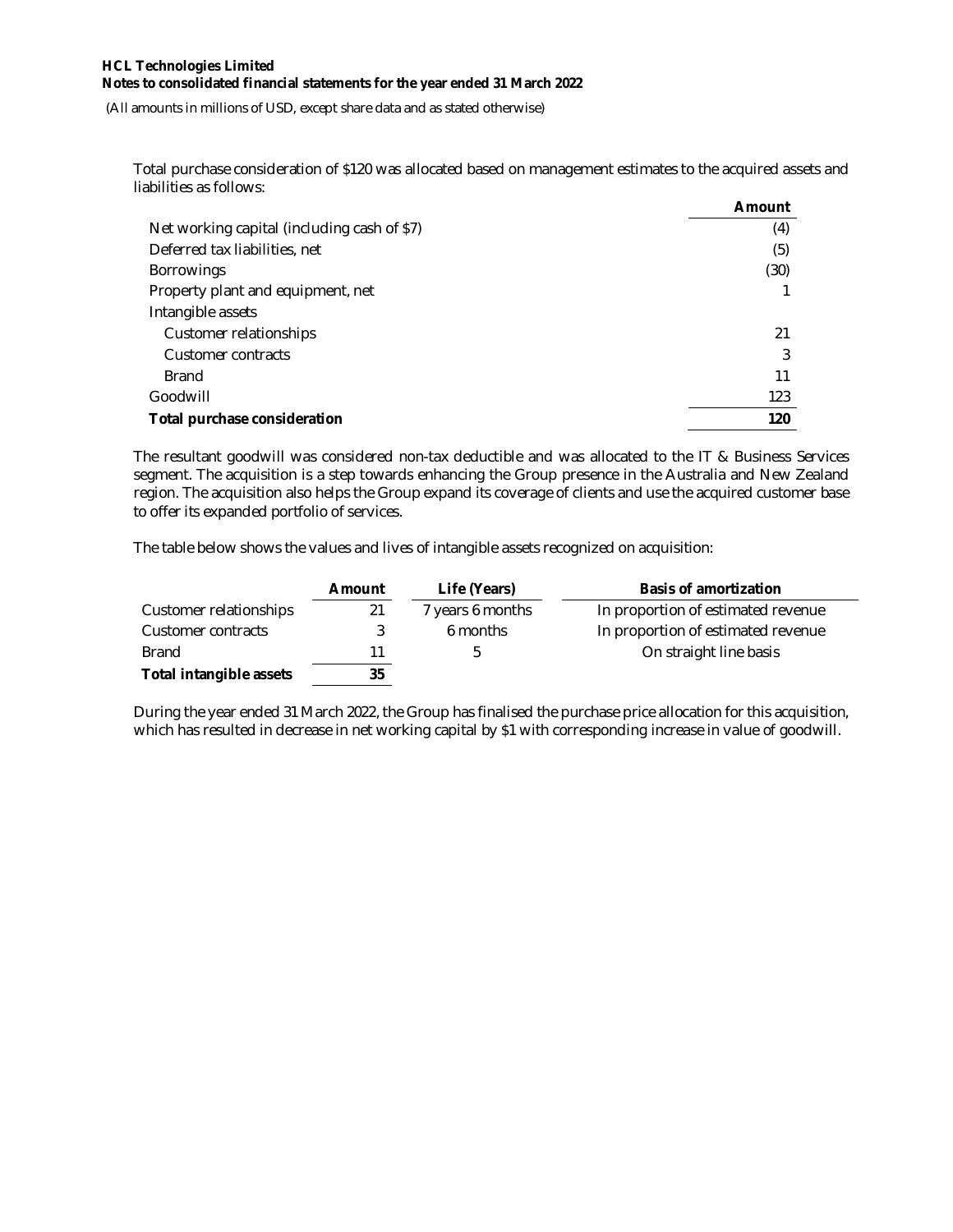(All amounts in millions of USD, except share data and as stated otherwise)

Total purchase consideration of $120 was allocated based on management estimates to the acquired assets and liabilities as follows:

| | Amount |
|---|---|
| Net working capital (including cash of $7) | (4) |
| Deferred tax liabilities, net | (5) |
| Borrowings | (30) |
| Property plant and equipment, net | 1 |
| Intangible assets | |
| Customer relationships | 21 |
| Customer contracts | 3 |
| Brand | 11 |
| Goodwill | 123 |
| **Total purchase consideration** | **120** |

The resultant goodwill was considered non-tax deductible and was allocated to the IT & Business Services segment. The acquisition is a step towards enhancing the Group presence in the Australia and New Zealand region. The acquisition also helps the Group expand its coverage of clients and use the acquired customer base to offer its expanded portfolio of services.

The table below shows the values and lives of intangible assets recognized on acquisition:

| | Amount | Life (Years) | Basis of amortization |
|---|---|---|---|
| Customer relationships | 21 | 7 years 6 months | In proportion of estimated revenue |
| Customer contracts | 3 | 6 months | In proportion of estimated revenue |
| Brand | 11 | 5 | On straight line basis |
| **Total intangible assets** | **35** | | |

During the year ended 31 March 2022, the Group has finalised the purchase price allocation for this acquisition, which has resulted in decrease in net working capital by $1 with corresponding increase in value of goodwill.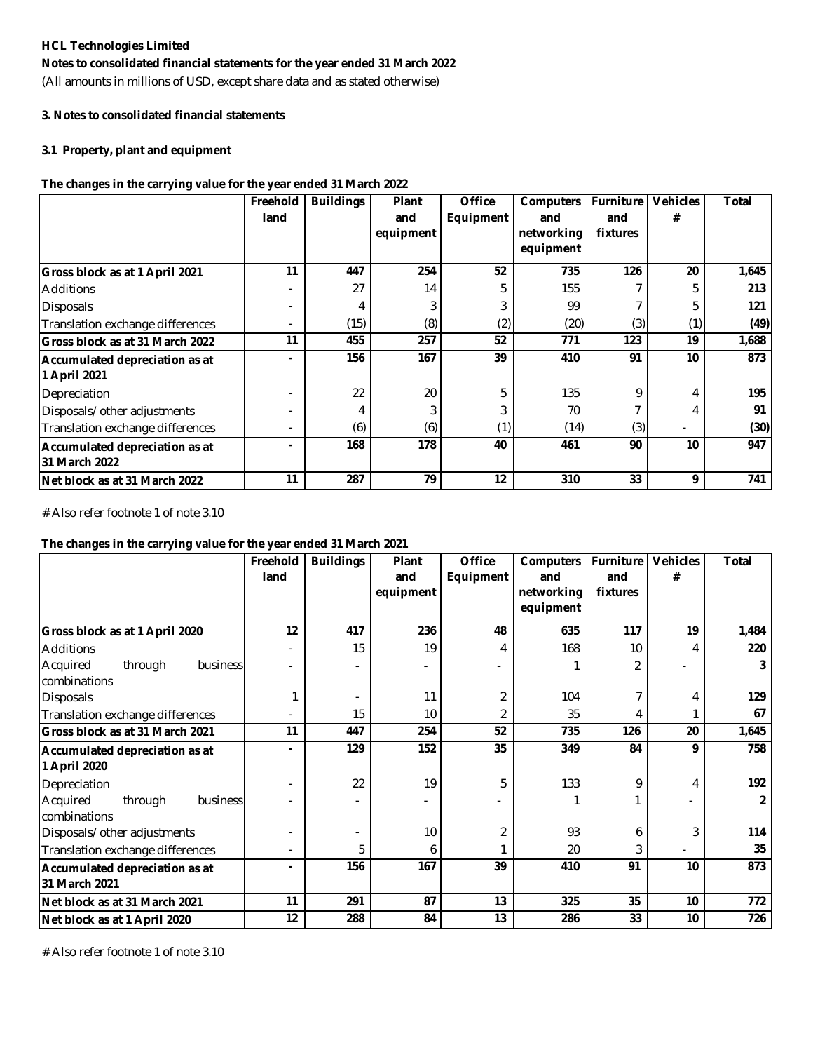**HCL Technologies Limited**

**Notes to consolidated financial statements for the year ended 31 March 2022**

(All amounts in millions of USD, except share data and as stated otherwise)

**3. Notes to consolidated financial statements**

**3.1 Property, plant and equipment**

**The changes in the carrying value for the year ended 31 March 2022**

| | Freehold land | Buildings | Plant and equipment | Office Equipment | Computers and networking equipment | Furniture and fixtures | Vehicles # | Total |
|---|---|---|---|---|---|---|---|---|
| **Gross block as at 1 April 2021** | **11** | **447** | **254** | **52** | **735** | **126** | **20** | **1,645** |
| Additions | - | 27 | 14 | 5 | 155 | 7 | 5 | **213** |
| Disposals | - | 4 | 3 | 3 | 99 | 7 | 5 | **121** |
| Translation exchange differences | - | (15) | (8) | (2) | (20) | (3) | (1) | **(49)** |
| **Gross block as at 31 March 2022** | **11** | **455** | **257** | **52** | **771** | **123** | **19** | **1,688** |
| **Accumulated depreciation as at 1 April 2021** | **-** | **156** | **167** | **39** | **410** | **91** | **10** | **873** |
| Depreciation | - | 22 | 20 | 5 | 135 | 9 | 4 | **195** |
| Disposals/ other adjustments | - | 4 | 3 | 3 | 70 | 7 | 4 | **91** |
| Translation exchange differences | - | (6) | (6) | (1) | (14) | (3) | - | **(30)** |
| **Accumulated depreciation as at 31 March 2022** | **-** | **168** | **178** | **40** | **461** | **90** | **10** | **947** |
| **Net block as at 31 March 2022** | **11** | **287** | **79** | **12** | **310** | **33** | **9** | **741** |

# Also refer footnote 1 of note 3.10

**The changes in the carrying value for the year ended 31 March 2021**

| | Freehold land | Buildings | Plant and equipment | Office Equipment | Computers and networking equipment | Furniture and fixtures | Vehicles # | Total |
|---|---|---|---|---|---|---|---|---|
| **Gross block as at 1 April 2020** | **12** | **417** | **236** | **48** | **635** | **117** | **19** | **1,484** |
| Additions | - | 15 | 19 | 4 | 168 | 10 | 4 | **220** |
| Acquired through business combinations | - | - | - | - | 1 | 2 | - | **3** |
| Disposals | 1 | - | 11 | 2 | 104 | 7 | 4 | **129** |
| Translation exchange differences | - | 15 | 10 | 2 | 35 | 4 | 1 | **67** |
| **Gross block as at 31 March 2021** | **11** | **447** | **254** | **52** | **735** | **126** | **20** | **1,645** |
| **Accumulated depreciation as at 1 April 2020** | **-** | **129** | **152** | **35** | **349** | **84** | **9** | **758** |
| Depreciation | - | 22 | 19 | 5 | 133 | 9 | 4 | **192** |
| Acquired through business combinations | - | - | - | - | 1 | 1 | - | **2** |
| Disposals/ other adjustments | - | - | 10 | 2 | 93 | 6 | 3 | **114** |
| Translation exchange differences | - | 5 | 6 | 1 | 20 | 3 | - | **35** |
| **Accumulated depreciation as at 31 March 2021** | **-** | **156** | **167** | **39** | **410** | **91** | **10** | **873** |
| **Net block as at 31 March 2021** | **11** | **291** | **87** | **13** | **325** | **35** | **10** | **772** |
| **Net block as at 1 April 2020** | **12** | **288** | **84** | **13** | **286** | **33** | **10** | **726** |

# Also refer footnote 1 of note 3.10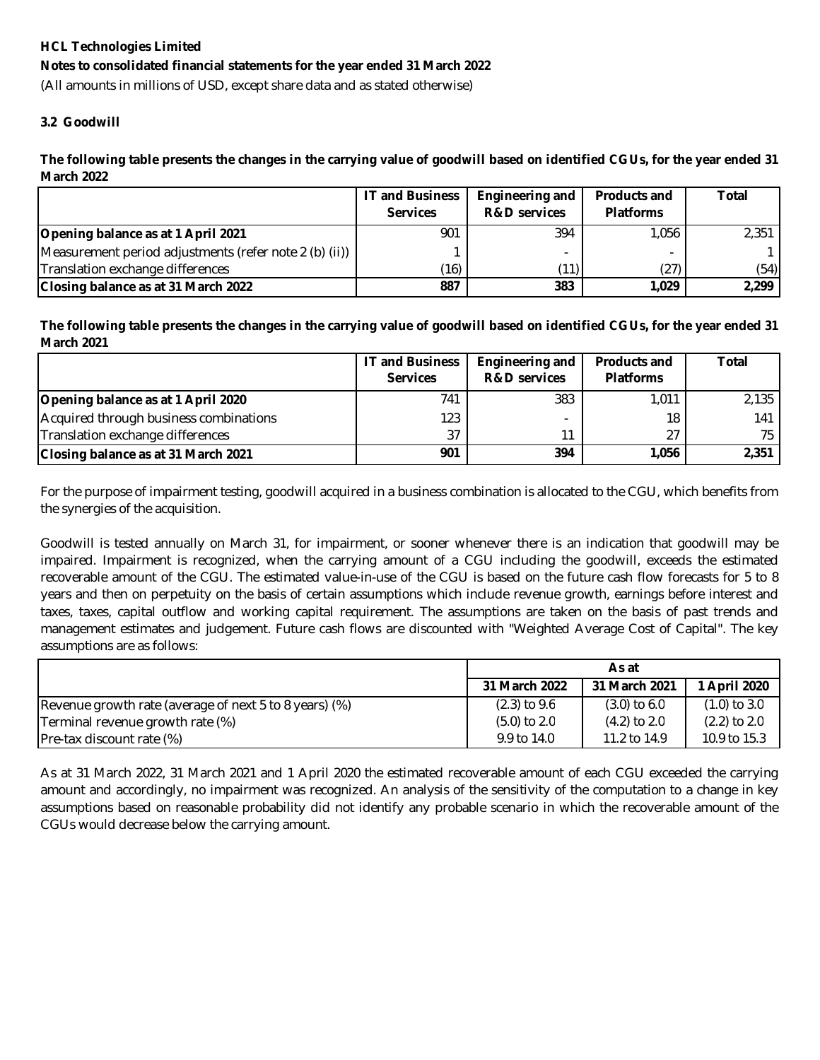**HCL Technologies Limited**

**Notes to consolidated financial statements for the year ended 31 March 2022**

(All amounts in millions of USD, except share data and as stated otherwise)

### 3.2 Goodwill

**The following table presents the changes in the carrying value of goodwill based on identified CGUs, for the year ended 31 March 2022**

| | IT and Business Services | Engineering and R&D services | Products and Platforms | Total |
|---|---|---|---|---|
| **Opening balance as at 1 April 2021** | 901 | 394 | 1,056 | 2,351 |
| Measurement period adjustments (refer note 2 (b) (ii)) | 1 | - | - | 1 |
| Translation exchange differences | (16) | (11) | (27) | (54) |
| **Closing balance as at 31 March 2022** | **887** | **383** | **1,029** | **2,299** |

**The following table presents the changes in the carrying value of goodwill based on identified CGUs, for the year ended 31 March 2021**

| | IT and Business Services | Engineering and R&D services | Products and Platforms | Total |
|---|---|---|---|---|
| **Opening balance as at 1 April 2020** | 741 | 383 | 1,011 | 2,135 |
| Acquired through business combinations | 123 | - | 18 | 141 |
| Translation exchange differences | 37 | 11 | 27 | 75 |
| **Closing balance as at 31 March 2021** | **901** | **394** | **1,056** | **2,351** |

For the purpose of impairment testing, goodwill acquired in a business combination is allocated to the CGU, which benefits from the synergies of the acquisition.

Goodwill is tested annually on March 31, for impairment, or sooner whenever there is an indication that goodwill may be impaired. Impairment is recognized, when the carrying amount of a CGU including the goodwill, exceeds the estimated recoverable amount of the CGU. The estimated value-in-use of the CGU is based on the future cash flow forecasts for 5 to 8 years and then on perpetuity on the basis of certain assumptions which include revenue growth, earnings before interest and taxes, taxes, capital outflow and working capital requirement. The assumptions are taken on the basis of past trends and management estimates and judgement. Future cash flows are discounted with "Weighted Average Cost of Capital". The key assumptions are as follows:

| | As at | | |
|---|---|---|---|
| | 31 March 2022 | 31 March 2021 | 1 April 2020 |
| Revenue growth rate (average of next 5 to 8 years) (%) | (2.3) to 9.6 | (3.0) to 6.0 | (1.0) to 3.0 |
| Terminal revenue growth rate (%) | (5.0) to 2.0 | (4.2) to 2.0 | (2.2) to 2.0 |
| Pre-tax discount rate (%) | 9.9 to 14.0 | 11.2 to 14.9 | 10.9 to 15.3 |

As at 31 March 2022, 31 March 2021 and 1 April 2020 the estimated recoverable amount of each CGU exceeded the carrying amount and accordingly, no impairment was recognized. An analysis of the sensitivity of the computation to a change in key assumptions based on reasonable probability did not identify any probable scenario in which the recoverable amount of the CGUs would decrease below the carrying amount.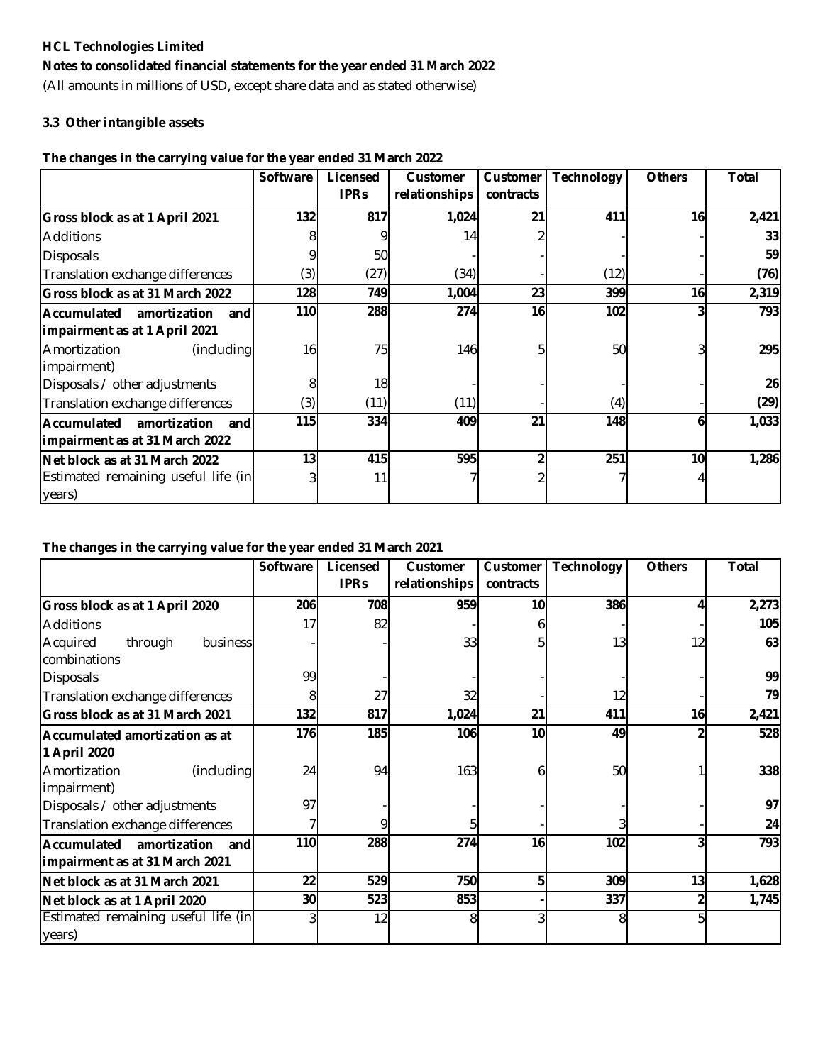**HCL Technologies Limited**

**Notes to consolidated financial statements for the year ended 31 March 2022**

(All amounts in millions of USD, except share data and as stated otherwise)

### 3.3 Other intangible assets

**The changes in the carrying value for the year ended 31 March 2022**

| | Software | Licensed IPRs | Customer relationships | Customer contracts | Technology | Others | Total |
|---|---|---|---|---|---|---|---|
| **Gross block as at 1 April 2021** | **132** | **817** | **1,024** | **21** | **411** | **16** | **2,421** |
| Additions | 8 | 9 | 14 | 2 | - | - | **33** |
| Disposals | 9 | 50 | - | - | - | - | **59** |
| Translation exchange differences | (3) | (27) | (34) | - | (12) | - | **(76)** |
| **Gross block as at 31 March 2022** | **128** | **749** | **1,004** | **23** | **399** | **16** | **2,319** |
| **Accumulated amortization and impairment as at 1 April 2021** | **110** | **288** | **274** | **16** | **102** | **3** | **793** |
| Amortization (including impairment) | 16 | 75 | 146 | 5 | 50 | 3 | **295** |
| Disposals / other adjustments | 8 | 18 | - | - | - | - | **26** |
| Translation exchange differences | (3) | (11) | (11) | - | (4) | - | **(29)** |
| **Accumulated amortization and impairment as at 31 March 2022** | **115** | **334** | **409** | **21** | **148** | **6** | **1,033** |
| **Net block as at 31 March 2022** | **13** | **415** | **595** | **2** | **251** | **10** | **1,286** |
| Estimated remaining useful life (in years) | 3 | 11 | 7 | 2 | 7 | 4 | |

**The changes in the carrying value for the year ended 31 March 2021**

| | Software | Licensed IPRs | Customer relationships | Customer contracts | Technology | Others | Total |
|---|---|---|---|---|---|---|---|
| **Gross block as at 1 April 2020** | **206** | **708** | **959** | **10** | **386** | **4** | **2,273** |
| Additions | 17 | 82 | - | 6 | - | - | **105** |
| Acquired through business combinations | - | - | 33 | 5 | 13 | 12 | **63** |
| Disposals | 99 | - | - | - | - | - | **99** |
| Translation exchange differences | 8 | 27 | 32 | - | 12 | - | **79** |
| **Gross block as at 31 March 2021** | **132** | **817** | **1,024** | **21** | **411** | **16** | **2,421** |
| **Accumulated amortization as at 1 April 2020** | **176** | **185** | **106** | **10** | **49** | **2** | **528** |
| Amortization (including impairment) | 24 | 94 | 163 | 6 | 50 | 1 | **338** |
| Disposals / other adjustments | 97 | - | - | - | - | - | **97** |
| Translation exchange differences | 7 | 9 | 5 | - | 3 | - | **24** |
| **Accumulated amortization and impairment as at 31 March 2021** | **110** | **288** | **274** | **16** | **102** | **3** | **793** |
| **Net block as at 31 March 2021** | **22** | **529** | **750** | **5** | **309** | **13** | **1,628** |
| **Net block as at 1 April 2020** | **30** | **523** | **853** | **-** | **337** | **2** | **1,745** |
| Estimated remaining useful life (in years) | 3 | 12 | 8 | 3 | 8 | 5 | |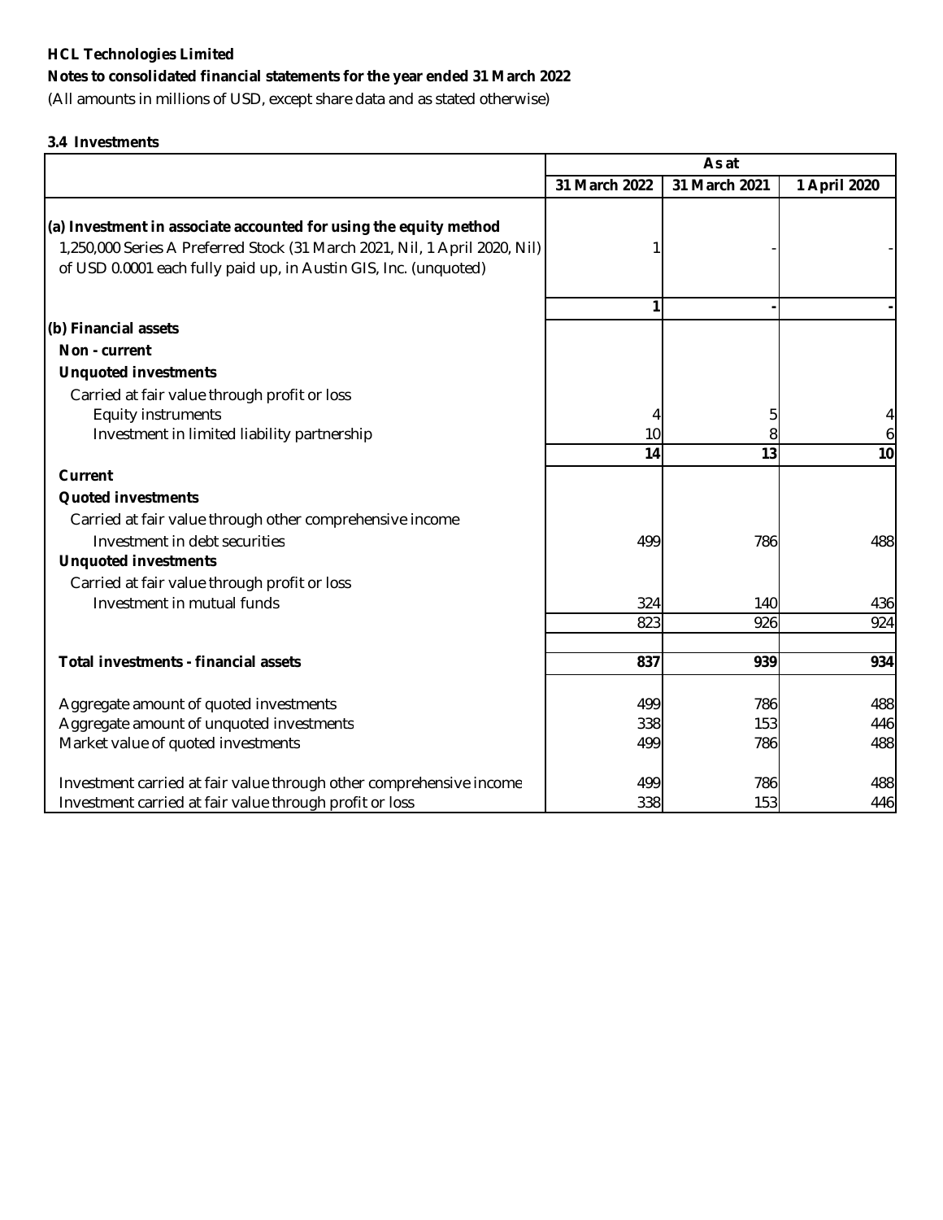**HCL Technologies Limited**

**Notes to consolidated financial statements for the year ended 31 March 2022**

(All amounts in millions of USD, except share data and as stated otherwise)

### 3.4 Investments

| | As at | | |
|---|---|---|---|
| | 31 March 2022 | 31 March 2021 | 1 April 2020 |
| **(a) Investment in associate accounted for using the equity method** | | | |
| 1,250,000 Series A Preferred Stock (31 March 2021, Nil, 1 April 2020, Nil) of USD 0.0001 each fully paid up, in Austin GIS, Inc. (unquoted) | 1 | - | - |
| | **1** | **-** | **-** |
| **(b) Financial assets** | | | |
| **Non - current** | | | |
| **Unquoted investments** | | | |
| Carried at fair value through profit or loss | | | |
| Equity instruments | 4 | 5 | 4 |
| Investment in limited liability partnership | 10 | 8 | 6 |
| | **14** | **13** | **10** |
| **Current** | | | |
| **Quoted investments** | | | |
| Carried at fair value through other comprehensive income | | | |
| Investment in debt securities | 499 | 786 | 488 |
| **Unquoted investments** | | | |
| Carried at fair value through profit or loss | | | |
| Investment in mutual funds | 324 | 140 | 436 |
| | 823 | 926 | 924 |
| **Total investments - financial assets** | **837** | **939** | **934** |
| Aggregate amount of quoted investments | 499 | 786 | 488 |
| Aggregate amount of unquoted investments | 338 | 153 | 446 |
| Market value of quoted investments | 499 | 786 | 488 |
| Investment carried at fair value through other comprehensive income | 499 | 786 | 488 |
| Investment carried at fair value through profit or loss | 338 | 153 | 446 |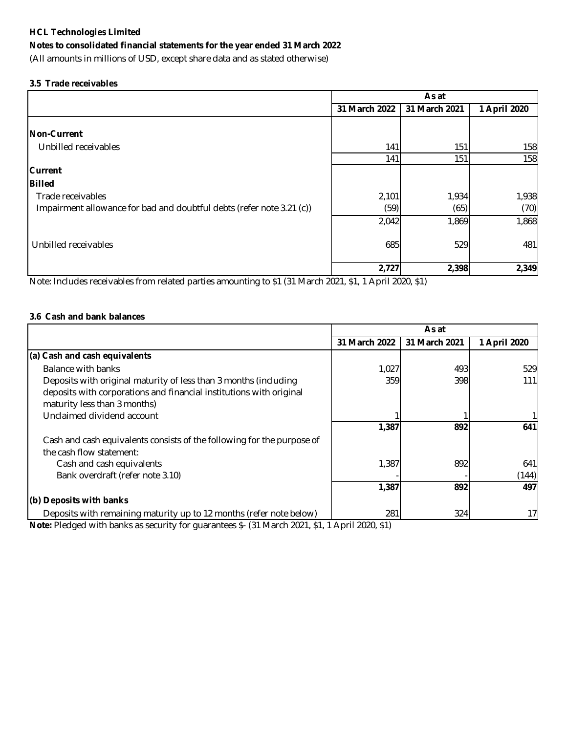**HCL Technologies Limited**

**Notes to consolidated financial statements for the year ended 31 March 2022**

(All amounts in millions of USD, except share data and as stated otherwise)

### 3.5 Trade receivables

| | As at | | |
|---|---|---|---|
| | **31 March 2022** | **31 March 2021** | **1 April 2020** |
| **Non-Current** | | | |
| Unbilled receivables | 141 | 151 | 158 |
| | 141 | 151 | 158 |
| **Current** | | | |
| **Billed** | | | |
| Trade receivables | 2,101 | 1,934 | 1,938 |
| Impairment allowance for bad and doubtful debts (refer note 3.21 (c)) | (59) | (65) | (70) |
| | 2,042 | 1,869 | 1,868 |
| Unbilled receivables | 685 | 529 | 481 |
| | **2,727** | **2,398** | **2,349** |

Note: Includes receivables from related parties amounting to $1 (31 March 2021, $1, 1 April 2020, $1)

### 3.6 Cash and bank balances

| | As at | | |
|---|---|---|---|
| | **31 March 2022** | **31 March 2021** | **1 April 2020** |
| **(a) Cash and cash equivalents** | | | |
| Balance with banks | 1,027 | 493 | 529 |
| Deposits with original maturity of less than 3 months (including deposits with corporations and financial institutions with original maturity less than 3 months) | 359 | 398 | 111 |
| Unclaimed dividend account | 1 | 1 | 1 |
| | **1,387** | **892** | **641** |
| Cash and cash equivalents consists of the following for the purpose of the cash flow statement: | | | |
| Cash and cash equivalents | 1,387 | 892 | 641 |
| Bank overdraft (refer note 3.10) | - | - | (144) |
| | **1,387** | **892** | **497** |
| **(b) Deposits with banks** | | | |
| Deposits with remaining maturity up to 12 months (refer note below) | 281 | 324 | 17 |

**Note:** Pledged with banks as security for guarantees $- (31 March 2021, $1, 1 April 2020, $1)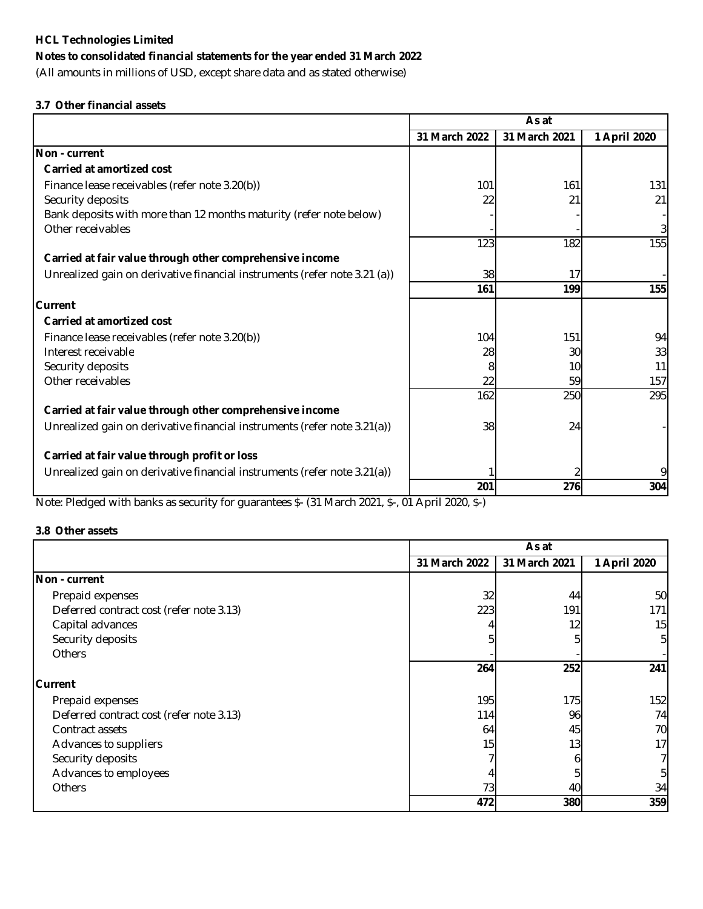**HCL Technologies Limited**

**Notes to consolidated financial statements for the year ended 31 March 2022**

(All amounts in millions of USD, except share data and as stated otherwise)

### 3.7 Other financial assets

| | As at | | |
|---|---|---|---|
| | 31 March 2022 | 31 March 2021 | 1 April 2020 |
| **Non - current** | | | |
| **Carried at amortized cost** | | | |
| Finance lease receivables (refer note 3.20(b)) | 101 | 161 | 131 |
| Security deposits | 22 | 21 | 21 |
| Bank deposits with more than 12 months maturity (refer note below) | - | - | - |
| Other receivables | - | - | 3 |
| | 123 | 182 | 155 |
| **Carried at fair value through other comprehensive income** | | | |
| Unrealized gain on derivative financial instruments (refer note 3.21 (a)) | 38 | 17 | - |
| | **161** | **199** | **155** |
| **Current** | | | |
| **Carried at amortized cost** | | | |
| Finance lease receivables (refer note 3.20(b)) | 104 | 151 | 94 |
| Interest receivable | 28 | 30 | 33 |
| Security deposits | 8 | 10 | 11 |
| Other receivables | 22 | 59 | 157 |
| | 162 | 250 | 295 |
| **Carried at fair value through other comprehensive income** | | | |
| Unrealized gain on derivative financial instruments (refer note 3.21(a)) | 38 | 24 | - |
| **Carried at fair value through profit or loss** | | | |
| Unrealized gain on derivative financial instruments (refer note 3.21(a)) | 1 | 2 | 9 |
| | **201** | **276** | **304** |

Note: Pledged with banks as security for guarantees $- (31 March 2021, $-, 01 April 2020, $-)

### 3.8 Other assets

| | As at | | |
|---|---|---|---|
| | 31 March 2022 | 31 March 2021 | 1 April 2020 |
| **Non - current** | | | |
| Prepaid expenses | 32 | 44 | 50 |
| Deferred contract cost (refer note 3.13) | 223 | 191 | 171 |
| Capital advances | 4 | 12 | 15 |
| Security deposits | 5 | 5 | 5 |
| Others | - | - | - |
| | **264** | **252** | **241** |
| **Current** | | | |
| Prepaid expenses | 195 | 175 | 152 |
| Deferred contract cost (refer note 3.13) | 114 | 96 | 74 |
| Contract assets | 64 | 45 | 70 |
| Advances to suppliers | 15 | 13 | 17 |
| Security deposits | 7 | 6 | 7 |
| Advances to employees | 4 | 5 | 5 |
| Others | 73 | 40 | 34 |
| | **472** | **380** | **359** |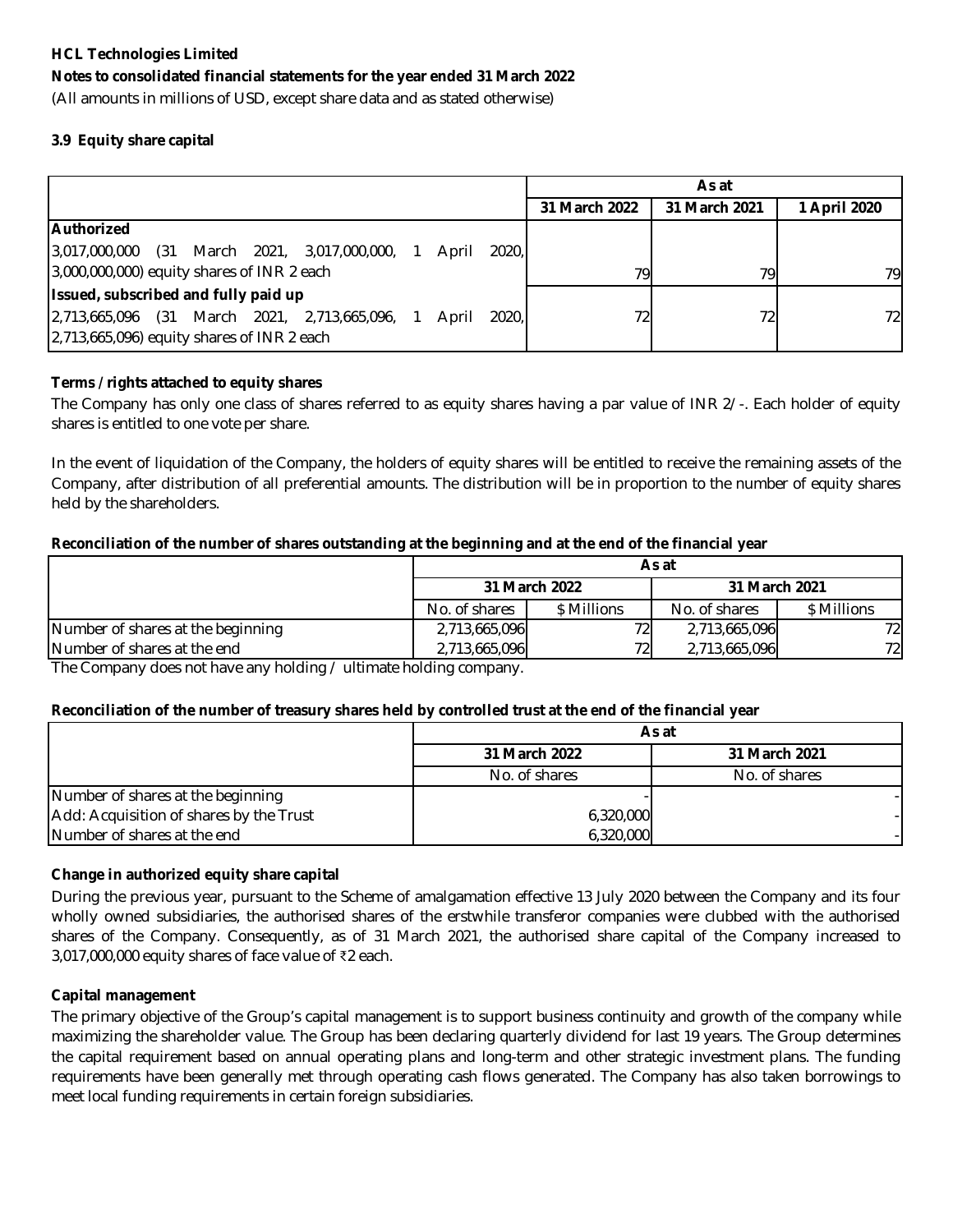**HCL Technologies Limited**

**Notes to consolidated financial statements for the year ended 31 March 2022**

(All amounts in millions of USD, except share data and as stated otherwise)

### 3.9 Equity share capital

| | As at | | |
|---|---|---|---|
| | **31 March 2022** | **31 March 2021** | **1 April 2020** |
| **Authorized** | | | |
| 3,017,000,000 (31 March 2021, 3,017,000,000, 1 April 2020, 3,000,000,000) equity shares of INR 2 each | 79 | 79 | 79 |
| **Issued, subscribed and fully paid up** | | | |
| 2,713,665,096 (31 March 2021, 2,713,665,096, 1 April 2020, 2,713,665,096) equity shares of INR 2 each | 72 | 72 | 72 |

**Terms / rights attached to equity shares**

The Company has only one class of shares referred to as equity shares having a par value of INR 2/-. Each holder of equity shares is entitled to one vote per share.

In the event of liquidation of the Company, the holders of equity shares will be entitled to receive the remaining assets of the Company, after distribution of all preferential amounts. The distribution will be in proportion to the number of equity shares held by the shareholders.

**Reconciliation of the number of shares outstanding at the beginning and at the end of the financial year**

| | As at | | | |
|---|---|---|---|---|
| | **31 March 2022** | | **31 March 2021** | |
| | No. of shares | $ Millions | No. of shares | $ Millions |
| Number of shares at the beginning | 2,713,665,096 | 72 | 2,713,665,096 | 72 |
| Number of shares at the end | 2,713,665,096 | 72 | 2,713,665,096 | 72 |

The Company does not have any holding / ultimate holding company.

**Reconciliation of the number of treasury shares held by controlled trust at the end of the financial year**

| | As at | |
|---|---|---|
| | **31 March 2022** | **31 March 2021** |
| | No. of shares | No. of shares |
| Number of shares at the beginning | - | - |
| Add: Acquisition of shares by the Trust | 6,320,000 | - |
| Number of shares at the end | 6,320,000 | - |

**Change in authorized equity share capital**

During the previous year, pursuant to the Scheme of amalgamation effective 13 July 2020 between the Company and its four wholly owned subsidiaries, the authorised shares of the erstwhile transferor companies were clubbed with the authorised shares of the Company. Consequently, as of 31 March 2021, the authorised share capital of the Company increased to 3,017,000,000 equity shares of face value of ₹2 each.

**Capital management**

The primary objective of the Group's capital management is to support business continuity and growth of the company while maximizing the shareholder value. The Group has been declaring quarterly dividend for last 19 years. The Group determines the capital requirement based on annual operating plans and long-term and other strategic investment plans. The funding requirements have been generally met through operating cash flows generated. The Company has also taken borrowings to meet local funding requirements in certain foreign subsidiaries.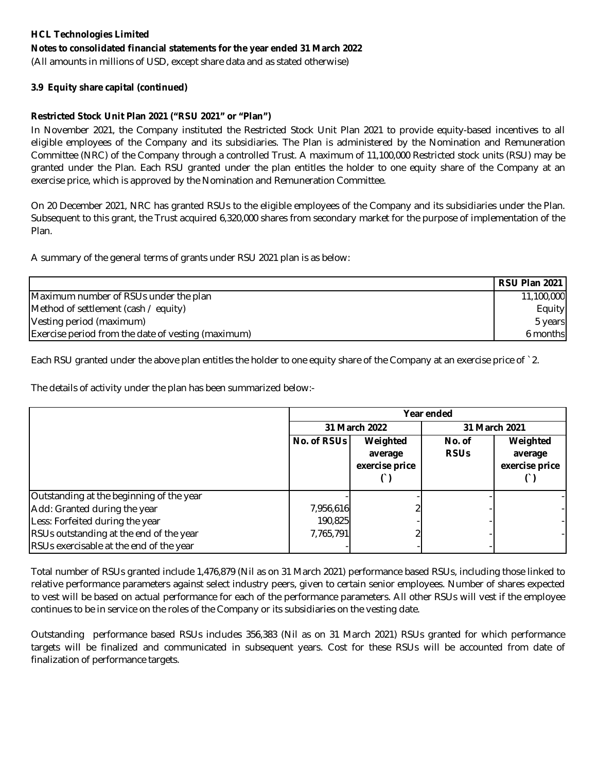**HCL Technologies Limited**

**Notes to consolidated financial statements for the year ended 31 March 2022**

(All amounts in millions of USD, except share data and as stated otherwise)

**3.9 Equity share capital (continued)**

**Restricted Stock Unit Plan 2021 ("RSU 2021" or "Plan")**

In November 2021, the Company instituted the Restricted Stock Unit Plan 2021 to provide equity-based incentives to all eligible employees of the Company and its subsidiaries. The Plan is administered by the Nomination and Remuneration Committee (NRC) of the Company through a controlled Trust. A maximum of 11,100,000 Restricted stock units (RSU) may be granted under the Plan. Each RSU granted under the plan entitles the holder to one equity share of the Company at an exercise price, which is approved by the Nomination and Remuneration Committee.

On 20 December 2021, NRC has granted RSUs to the eligible employees of the Company and its subsidiaries under the Plan. Subsequent to this grant, the Trust acquired 6,320,000 shares from secondary market for the purpose of implementation of the Plan.

A summary of the general terms of grants under RSU 2021 plan is as below:

| | RSU Plan 2021 |
|---|---|
| Maximum number of RSUs under the plan | 11,100,000 |
| Method of settlement (cash / equity) | Equity |
| Vesting period (maximum) | 5 years |
| Exercise period from the date of vesting (maximum) | 6 months |

Each RSU granted under the above plan entitles the holder to one equity share of the Company at an exercise price of ` 2.

The details of activity under the plan has been summarized below:-

| | Year ended | | | |
|---|---|---|---|---|
| | 31 March 2022 | | 31 March 2021 | |
| | No. of RSUs | Weighted average exercise price (`) | No. of RSUs | Weighted average exercise price (`) |
| Outstanding at the beginning of the year | - | - | - | - |
| Add: Granted during the year | 7,956,616 | 2 | - | - |
| Less: Forfeited during the year | 190,825 | - | - | - |
| RSUs outstanding at the end of the year | 7,765,791 | 2 | - | - |
| RSUs exercisable at the end of the year | - | - | - | - |

Total number of RSUs granted include 1,476,879 (Nil as on 31 March 2021) performance based RSUs, including those linked to relative performance parameters against select industry peers, given to certain senior employees. Number of shares expected to vest will be based on actual performance for each of the performance parameters. All other RSUs will vest if the employee continues to be in service on the roles of the Company or its subsidiaries on the vesting date.

Outstanding performance based RSUs includes 356,383 (Nil as on 31 March 2021) RSUs granted for which performance targets will be finalized and communicated in subsequent years. Cost for these RSUs will be accounted from date of finalization of performance targets.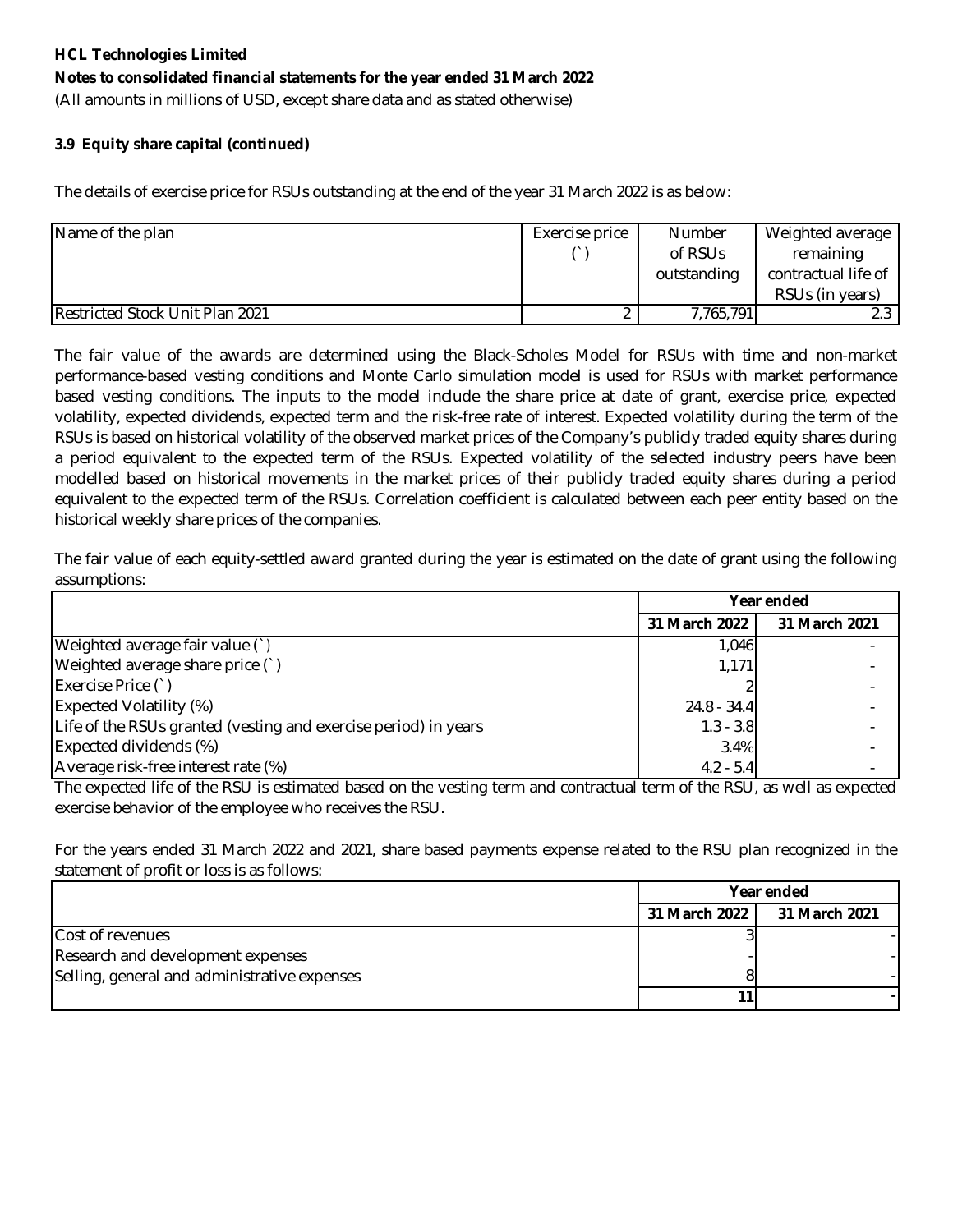**HCL Technologies Limited**

**Notes to consolidated financial statements for the year ended 31 March 2022**

(All amounts in millions of USD, except share data and as stated otherwise)

**3.9 Equity share capital (continued)**

The details of exercise price for RSUs outstanding at the end of the year 31 March 2022 is as below:

| Name of the plan | Exercise price (`) | Number of RSUs outstanding | Weighted average remaining contractual life of RSUs (in years) |
|---|---|---|---|
| Restricted Stock Unit Plan 2021 | 2 | 7,765,791 | 2.3 |

The fair value of the awards are determined using the Black-Scholes Model for RSUs with time and non-market performance-based vesting conditions and Monte Carlo simulation model is used for RSUs with market performance based vesting conditions. The inputs to the model include the share price at date of grant, exercise price, expected volatility, expected dividends, expected term and the risk-free rate of interest. Expected volatility during the term of the RSUs is based on historical volatility of the observed market prices of the Company's publicly traded equity shares during a period equivalent to the expected term of the RSUs. Expected volatility of the selected industry peers have been modelled based on historical movements in the market prices of their publicly traded equity shares during a period equivalent to the expected term of the RSUs. Correlation coefficient is calculated between each peer entity based on the historical weekly share prices of the companies.

The fair value of each equity-settled award granted during the year is estimated on the date of grant using the following assumptions:

| | Year ended | |
|---|---|---|
| | **31 March 2022** | **31 March 2021** |
| Weighted average fair value (`) | 1,046 | - |
| Weighted average share price (`) | 1,171 | - |
| Exercise Price (`) | 2 | - |
| Expected Volatility (%) | 24.8 - 34.4 | - |
| Life of the RSUs granted (vesting and exercise period) in years | 1.3 - 3.8 | - |
| Expected dividends (%) | 3.4% | - |
| Average risk-free interest rate (%) | 4.2 - 5.4 | - |

The expected life of the RSU is estimated based on the vesting term and contractual term of the RSU, as well as expected exercise behavior of the employee who receives the RSU.

For the years ended 31 March 2022 and 2021, share based payments expense related to the RSU plan recognized in the statement of profit or loss is as follows:

| | Year ended | |
|---|---|---|
| | **31 March 2022** | **31 March 2021** |
| Cost of revenues | 3 | - |
| Research and development expenses | - | - |
| Selling, general and administrative expenses | 8 | - |
| | **11** | **-** |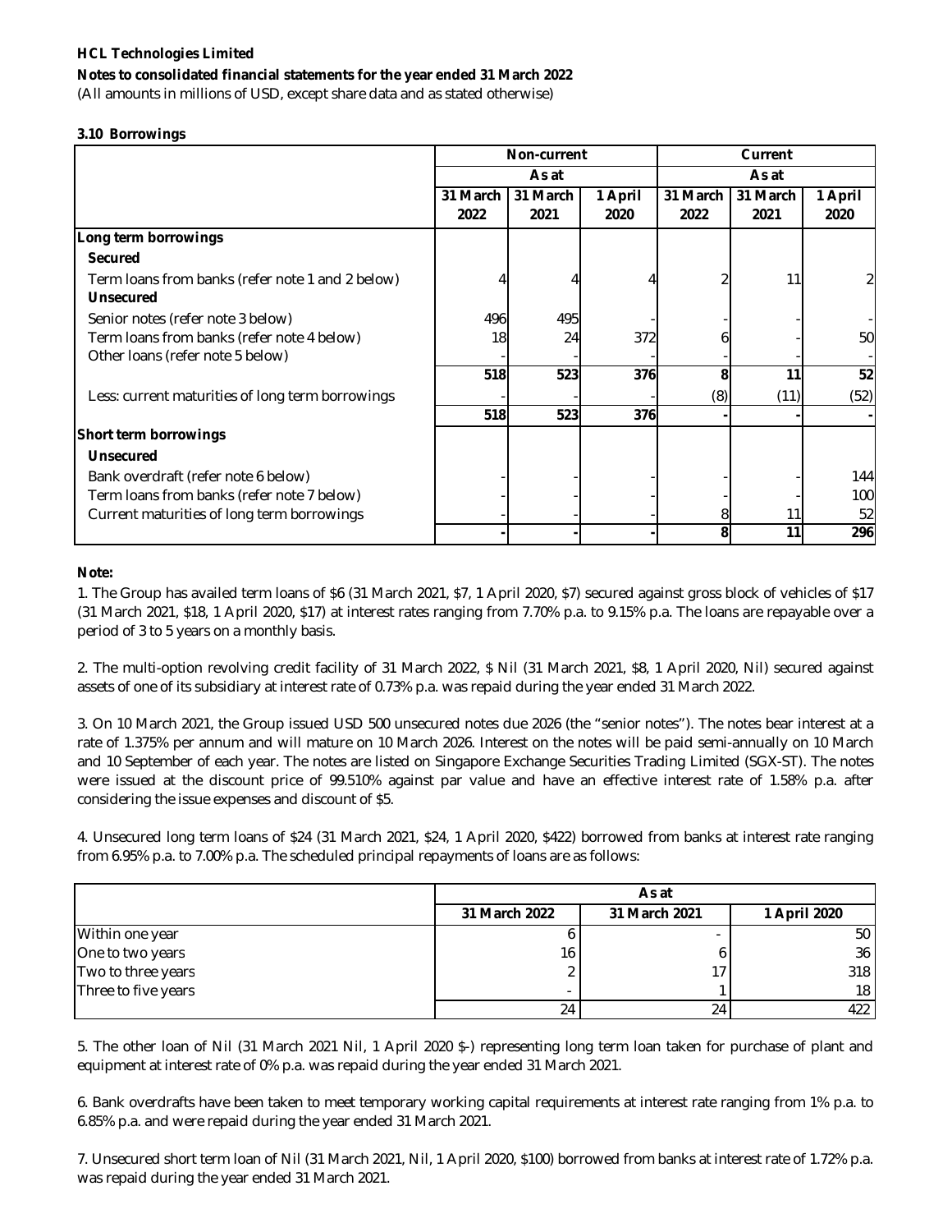**HCL Technologies Limited**

**Notes to consolidated financial statements for the year ended 31 March 2022**

(All amounts in millions of USD, except share data and as stated otherwise)

**3.10 Borrowings**

| | Non-current | | | Current | | |
|---|---|---|---|---|---|---|
| | As at | | | As at | | |
| | 31 March 2022 | 31 March 2021 | 1 April 2020 | 31 March 2022 | 31 March 2021 | 1 April 2020 |
| **Long term borrowings** | | | | | | |
| **Secured** | | | | | | |
| Term loans from banks (refer note 1 and 2 below) | 4 | 4 | 4 | 2 | 11 | 2 |
| **Unsecured** | | | | | | |
| Senior notes (refer note 3 below) | 496 | 495 | - | - | - | - |
| Term loans from banks (refer note 4 below) | 18 | 24 | 372 | 6 | - | 50 |
| Other loans (refer note 5 below) | - | - | - | - | - | - |
| | **518** | **523** | **376** | **8** | **11** | **52** |
| Less: current maturities of long term borrowings | - | - | - | (8) | (11) | (52) |
| | **518** | **523** | **376** | **-** | **-** | **-** |
| **Short term borrowings** | | | | | | |
| **Unsecured** | | | | | | |
| Bank overdraft (refer note 6 below) | - | - | - | - | - | 144 |
| Term loans from banks (refer note 7 below) | - | - | - | - | - | 100 |
| Current maturities of long term borrowings | - | - | - | 8 | 11 | 52 |
| | **-** | **-** | **-** | **8** | **11** | **296** |

**Note:**

1. The Group has availed term loans of $6 (31 March 2021, $7, 1 April 2020, $7) secured against gross block of vehicles of $17 (31 March 2021, $18, 1 April 2020, $17) at interest rates ranging from 7.70% p.a. to 9.15% p.a. The loans are repayable over a period of 3 to 5 years on a monthly basis.

2. The multi-option revolving credit facility of 31 March 2022, $ Nil (31 March 2021, $8, 1 April 2020, Nil) secured against assets of one of its subsidiary at interest rate of 0.73% p.a. was repaid during the year ended 31 March 2022.

3. On 10 March 2021, the Group issued USD 500 unsecured notes due 2026 (the "senior notes"). The notes bear interest at a rate of 1.375% per annum and will mature on 10 March 2026. Interest on the notes will be paid semi-annually on 10 March and 10 September of each year. The notes are listed on Singapore Exchange Securities Trading Limited (SGX-ST). The notes were issued at the discount price of 99.510% against par value and have an effective interest rate of 1.58% p.a. after considering the issue expenses and discount of $5.

4. Unsecured long term loans of $24 (31 March 2021, $24, 1 April 2020, $422) borrowed from banks at interest rate ranging from 6.95% p.a. to 7.00% p.a. The scheduled principal repayments of loans are as follows:

| | As at | | |
|---|---|---|---|
| | 31 March 2022 | 31 March 2021 | 1 April 2020 |
| Within one year | 6 | - | 50 |
| One to two years | 16 | 6 | 36 |
| Two to three years | 2 | 17 | 318 |
| Three to five years | - | 1 | 18 |
| | 24 | 24 | 422 |

5. The other loan of Nil (31 March 2021 Nil, 1 April 2020 $-) representing long term loan taken for purchase of plant and equipment at interest rate of 0% p.a. was repaid during the year ended 31 March 2021.

6. Bank overdrafts have been taken to meet temporary working capital requirements at interest rate ranging from 1% p.a. to 6.85% p.a. and were repaid during the year ended 31 March 2021.

7. Unsecured short term loan of Nil (31 March 2021, Nil, 1 April 2020, $100) borrowed from banks at interest rate of 1.72% p.a. was repaid during the year ended 31 March 2021.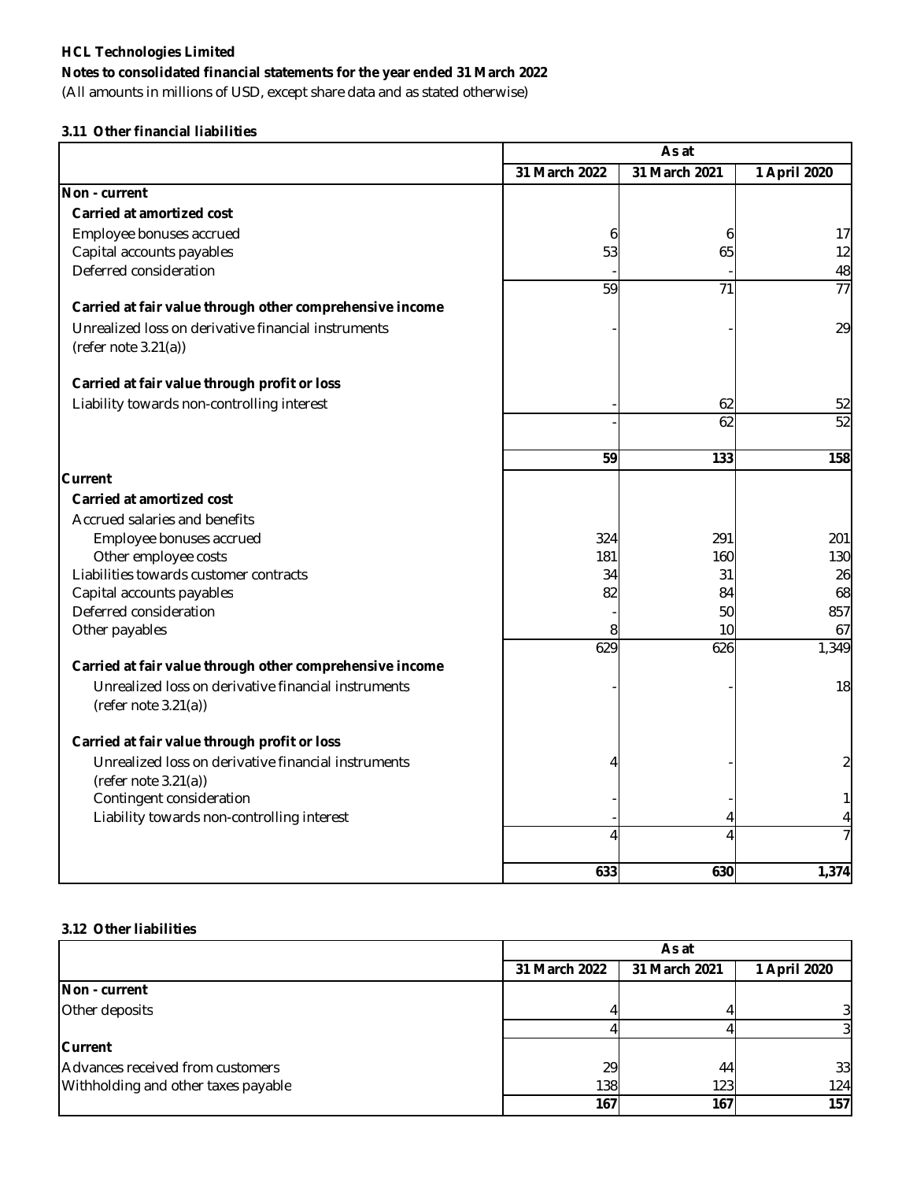**HCL Technologies Limited**

**Notes to consolidated financial statements for the year ended 31 March 2022**

(All amounts in millions of USD, except share data and as stated otherwise)

### 3.11 Other financial liabilities

| | As at | | |
|---|---|---|---|
| | 31 March 2022 | 31 March 2021 | 1 April 2020 |
| **Non - current** | | | |
| **Carried at amortized cost** | | | |
| Employee bonuses accrued | 6 | 6 | 17 |
| Capital accounts payables | 53 | 65 | 12 |
| Deferred consideration | - | - | 48 |
| | 59 | 71 | 77 |
| **Carried at fair value through other comprehensive income** | | | |
| Unrealized loss on derivative financial instruments (refer note 3.21(a)) | - | - | 29 |
| **Carried at fair value through profit or loss** | | | |
| Liability towards non-controlling interest | - | 62 | 52 |
| | - | 62 | 52 |
| | **59** | **133** | **158** |
| **Current** | | | |
| **Carried at amortized cost** | | | |
| Accrued salaries and benefits | | | |
| Employee bonuses accrued | 324 | 291 | 201 |
| Other employee costs | 181 | 160 | 130 |
| Liabilities towards customer contracts | 34 | 31 | 26 |
| Capital accounts payables | 82 | 84 | 68 |
| Deferred consideration | - | 50 | 857 |
| Other payables | 8 | 10 | 67 |
| | 629 | 626 | 1,349 |
| **Carried at fair value through other comprehensive income** | | | |
| Unrealized loss on derivative financial instruments (refer note 3.21(a)) | - | - | 18 |
| **Carried at fair value through profit or loss** | | | |
| Unrealized loss on derivative financial instruments (refer note 3.21(a)) | 4 | - | 2 |
| Contingent consideration | - | - | 1 |
| Liability towards non-controlling interest | - | 4 | 4 |
| | 4 | 4 | 7 |
| | **633** | **630** | **1,374** |

### 3.12 Other liabilities

| | As at | | |
|---|---|---|---|
| | 31 March 2022 | 31 March 2021 | 1 April 2020 |
| **Non - current** | | | |
| Other deposits | 4 | 4 | 3 |
| | 4 | 4 | 3 |
| **Current** | | | |
| Advances received from customers | 29 | 44 | 33 |
| Withholding and other taxes payable | 138 | 123 | 124 |
| | **167** | **167** | **157** |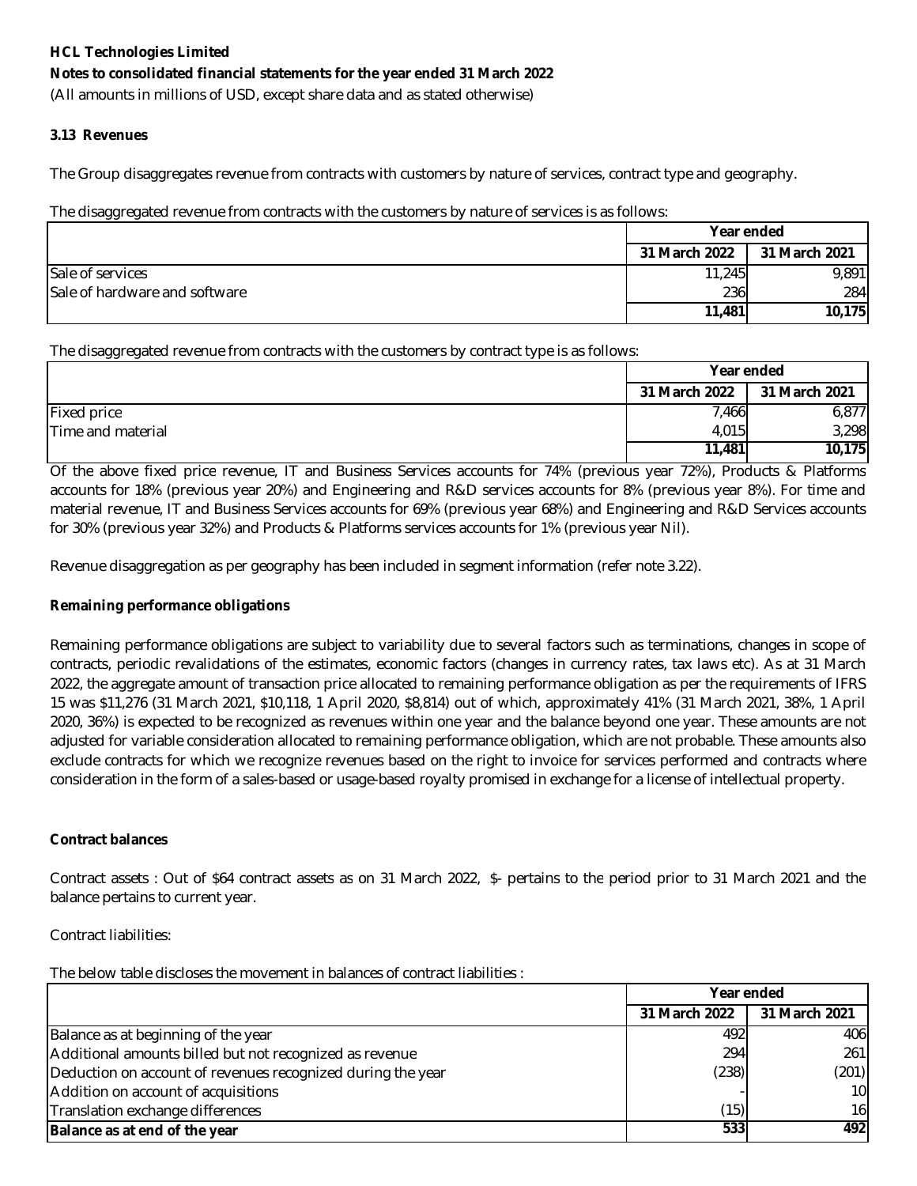**HCL Technologies Limited**

**Notes to consolidated financial statements for the year ended 31 March 2022**

(All amounts in millions of USD, except share data and as stated otherwise)

### 3.13 Revenues

The Group disaggregates revenue from contracts with customers by nature of services, contract type and geography.

The disaggregated revenue from contracts with the customers by nature of services is as follows:

| | Year ended | |
|---|---|---|
| | **31 March 2022** | **31 March 2021** |
| Sale of services | 11,245 | 9,891 |
| Sale of hardware and software | 236 | 284 |
| | **11,481** | **10,175** |

The disaggregated revenue from contracts with the customers by contract type is as follows:

| | Year ended | |
|---|---|---|
| | **31 March 2022** | **31 March 2021** |
| Fixed price | 7,466 | 6,877 |
| Time and material | 4,015 | 3,298 |
| | **11,481** | **10,175** |

Of the above fixed price revenue, IT and Business Services accounts for 74% (previous year 72%), Products & Platforms accounts for 18% (previous year 20%) and Engineering and R&D services accounts for 8% (previous year 8%). For time and material revenue, IT and Business Services accounts for 69% (previous year 68%) and Engineering and R&D Services accounts for 30% (previous year 32%) and Products & Platforms services accounts for 1% (previous year Nil).

Revenue disaggregation as per geography has been included in segment information (refer note 3.22).

**Remaining performance obligations**

Remaining performance obligations are subject to variability due to several factors such as terminations, changes in scope of contracts, periodic revalidations of the estimates, economic factors (changes in currency rates, tax laws etc). As at 31 March 2022, the aggregate amount of transaction price allocated to remaining performance obligation as per the requirements of IFRS 15 was $11,276 (31 March 2021, $10,118, 1 April 2020, $8,814) out of which, approximately 41% (31 March 2021, 38%, 1 April 2020, 36%) is expected to be recognized as revenues within one year and the balance beyond one year. These amounts are not adjusted for variable consideration allocated to remaining performance obligation, which are not probable. These amounts also exclude contracts for which we recognize revenues based on the right to invoice for services performed and contracts where consideration in the form of a sales-based or usage-based royalty promised in exchange for a license of intellectual property.

**Contract balances**

Contract assets : Out of $64 contract assets as on 31 March 2022, $- pertains to the period prior to 31 March 2021 and the balance pertains to current year.

Contract liabilities:

The below table discloses the movement in balances of contract liabilities :

| | Year ended | |
|---|---|---|
| | **31 March 2022** | **31 March 2021** |
| Balance as at beginning of the year | 492 | 406 |
| Additional amounts billed but not recognized as revenue | 294 | 261 |
| Deduction on account of revenues recognized during the year | (238) | (201) |
| Addition on account of acquisitions | - | 10 |
| Translation exchange differences | (15) | 16 |
| **Balance as at end of the year** | **533** | **492** |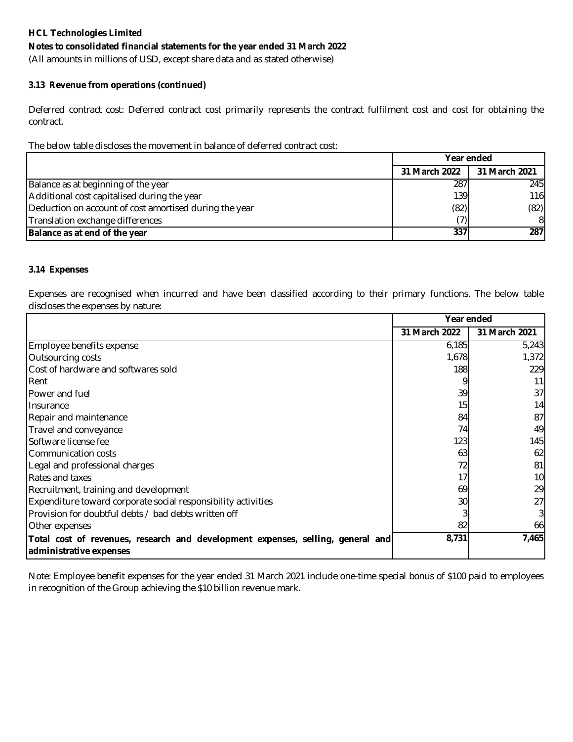**HCL Technologies Limited**

**Notes to consolidated financial statements for the year ended 31 March 2022**

(All amounts in millions of USD, except share data and as stated otherwise)

### 3.13 Revenue from operations (continued)

Deferred contract cost: Deferred contract cost primarily represents the contract fulfilment cost and cost for obtaining the contract.

The below table discloses the movement in balance of deferred contract cost:

| | Year ended | |
|---|---|---|
| | 31 March 2022 | 31 March 2021 |
| Balance as at beginning of the year | 287 | 245 |
| Additional cost capitalised during the year | 139 | 116 |
| Deduction on account of cost amortised during the year | (82) | (82) |
| Translation exchange differences | (7) | 8 |
| **Balance as at end of the year** | **337** | **287** |

### 3.14 Expenses

Expenses are recognised when incurred and have been classified according to their primary functions. The below table discloses the expenses by nature:

| | Year ended | |
|---|---|---|
| | 31 March 2022 | 31 March 2021 |
| Employee benefits expense | 6,185 | 5,243 |
| Outsourcing costs | 1,678 | 1,372 |
| Cost of hardware and softwares sold | 188 | 229 |
| Rent | 9 | 11 |
| Power and fuel | 39 | 37 |
| Insurance | 15 | 14 |
| Repair and maintenance | 84 | 87 |
| Travel and conveyance | 74 | 49 |
| Software license fee | 123 | 145 |
| Communication costs | 63 | 62 |
| Legal and professional charges | 72 | 81 |
| Rates and taxes | 17 | 10 |
| Recruitment, training and development | 69 | 29 |
| Expenditure toward corporate social responsibility activities | 30 | 27 |
| Provision for doubtful debts / bad debts written off | 3 | 3 |
| Other expenses | 82 | 66 |
| **Total cost of revenues, research and development expenses, selling, general and administrative expenses** | **8,731** | **7,465** |

Note: Employee benefit expenses for the year ended 31 March 2021 include one-time special bonus of $100 paid to employees in recognition of the Group achieving the $10 billion revenue mark.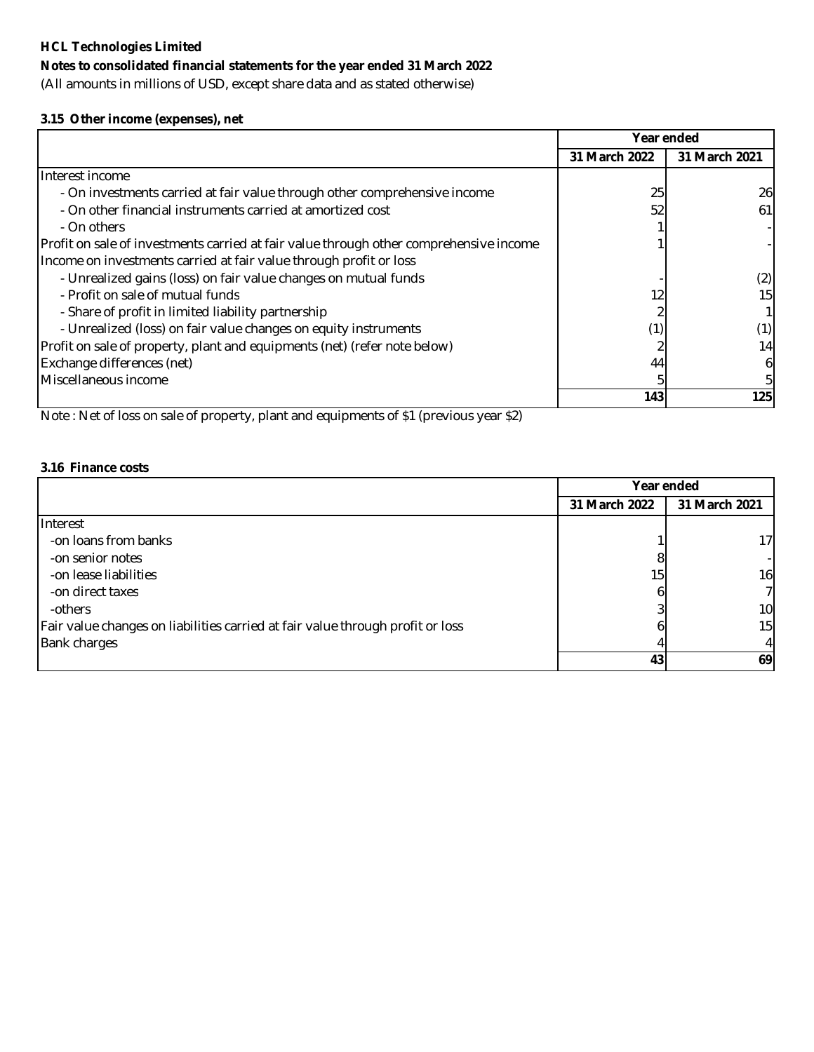**HCL Technologies Limited**

**Notes to consolidated financial statements for the year ended 31 March 2022**

(All amounts in millions of USD, except share data and as stated otherwise)

### 3.15 Other income (expenses), net

| | Year ended | |
|---|---|---|
| | **31 March 2022** | **31 March 2021** |
| Interest income | | |
| - On investments carried at fair value through other comprehensive income | 25 | 26 |
| - On other financial instruments carried at amortized cost | 52 | 61 |
| - On others | 1 | - |
| Profit on sale of investments carried at fair value through other comprehensive income | 1 | - |
| Income on investments carried at fair value through profit or loss | | |
| - Unrealized gains (loss) on fair value changes on mutual funds | - | (2) |
| - Profit on sale of mutual funds | 12 | 15 |
| - Share of profit in limited liability partnership | 2 | 1 |
| - Unrealized (loss) on fair value changes on equity instruments | (1) | (1) |
| Profit on sale of property, plant and equipments (net) (refer note below) | 2 | 14 |
| Exchange differences (net) | 44 | 6 |
| Miscellaneous income | 5 | 5 |
| | **143** | **125** |

Note : Net of loss on sale of property, plant and equipments of $1 (previous year $2)

### 3.16 Finance costs

| | Year ended | |
|---|---|---|
| | **31 March 2022** | **31 March 2021** |
| Interest | | |
| -on loans from banks | 1 | 17 |
| -on senior notes | 8 | - |
| -on lease liabilities | 15 | 16 |
| -on direct taxes | 6 | 7 |
| -others | 3 | 10 |
| Fair value changes on liabilities carried at fair value through profit or loss | 6 | 15 |
| Bank charges | 4 | 4 |
| | **43** | **69** |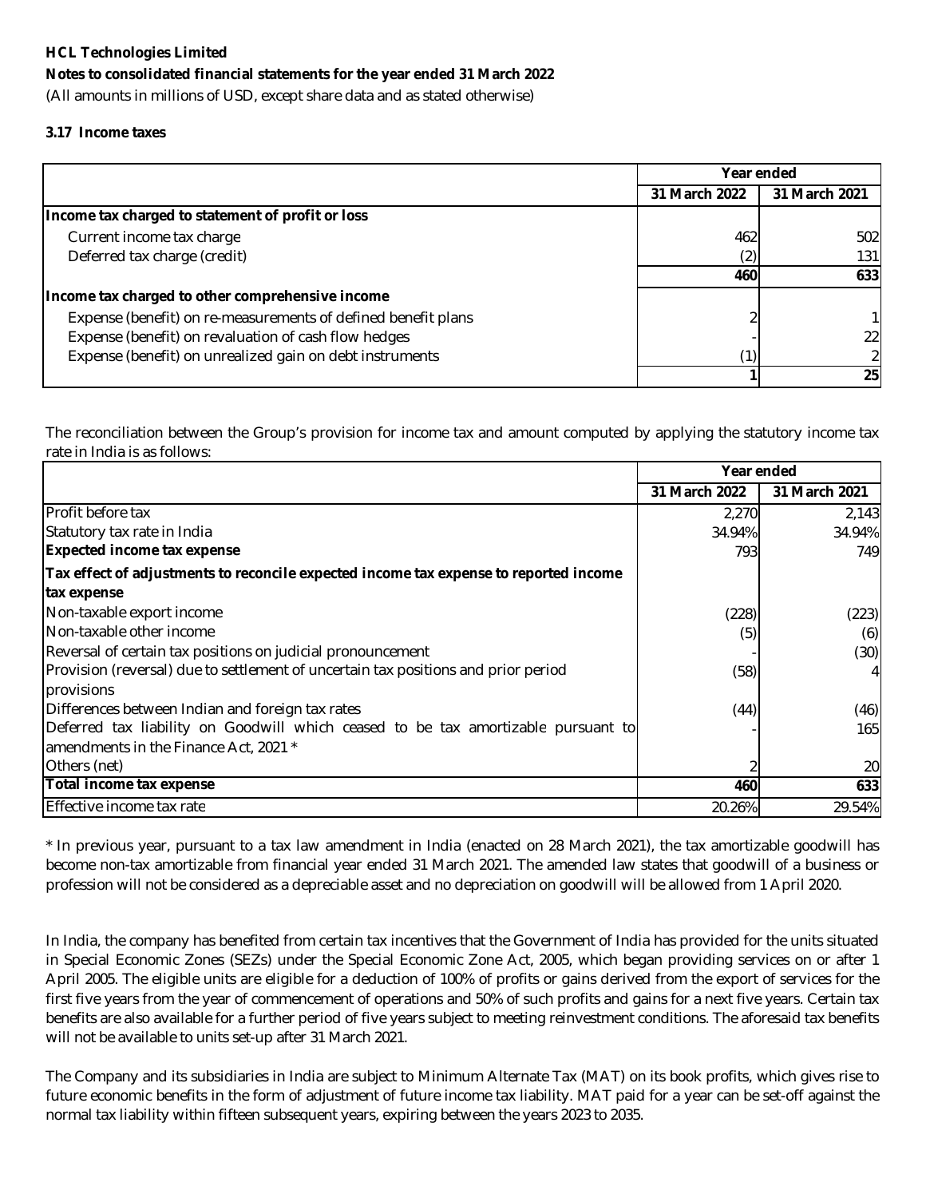**HCL Technologies Limited**

**Notes to consolidated financial statements for the year ended 31 March 2022**

(All amounts in millions of USD, except share data and as stated otherwise)

**3.17 Income taxes**

| | Year ended | |
|---|---|---|
| | 31 March 2022 | 31 March 2021 |
| **Income tax charged to statement of profit or loss** | | |
| Current income tax charge | 462 | 502 |
| Deferred tax charge (credit) | (2) | 131 |
| | **460** | **633** |
| **Income tax charged to other comprehensive income** | | |
| Expense (benefit) on re-measurements of defined benefit plans | 2 | 1 |
| Expense (benefit) on revaluation of cash flow hedges | - | 22 |
| Expense (benefit) on unrealized gain on debt instruments | (1) | 2 |
| | **1** | **25** |

The reconciliation between the Group's provision for income tax and amount computed by applying the statutory income tax rate in India is as follows:

| | Year ended | |
|---|---|---|
| | 31 March 2022 | 31 March 2021 |
| Profit before tax | 2,270 | 2,143 |
| Statutory tax rate in India | 34.94% | 34.94% |
| **Expected income tax expense** | 793 | 749 |
| **Tax effect of adjustments to reconcile expected income tax expense to reported income tax expense** | | |
| Non-taxable export income | (228) | (223) |
| Non-taxable other income | (5) | (6) |
| Reversal of certain tax positions on judicial pronouncement | - | (30) |
| Provision (reversal) due to settlement of uncertain tax positions and prior period provisions | (58) | 4 |
| Differences between Indian and foreign tax rates | (44) | (46) |
| Deferred tax liability on Goodwill which ceased to be tax amortizable pursuant to amendments in the Finance Act, 2021 * | - | 165 |
| Others (net) | 2 | 20 |
| **Total income tax expense** | **460** | **633** |
| Effective income tax rate | 20.26% | 29.54% |

* In previous year, pursuant to a tax law amendment in India (enacted on 28 March 2021), the tax amortizable goodwill has become non-tax amortizable from financial year ended 31 March 2021. The amended law states that goodwill of a business or profession will not be considered as a depreciable asset and no depreciation on goodwill will be allowed from 1 April 2020.

In India, the company has benefited from certain tax incentives that the Government of India has provided for the units situated in Special Economic Zones (SEZs) under the Special Economic Zone Act, 2005, which began providing services on or after 1 April 2005. The eligible units are eligible for a deduction of 100% of profits or gains derived from the export of services for the first five years from the year of commencement of operations and 50% of such profits and gains for a next five years. Certain tax benefits are also available for a further period of five years subject to meeting reinvestment conditions. The aforesaid tax benefits will not be available to units set-up after 31 March 2021.

The Company and its subsidiaries in India are subject to Minimum Alternate Tax (MAT) on its book profits, which gives rise to future economic benefits in the form of adjustment of future income tax liability. MAT paid for a year can be set-off against the normal tax liability within fifteen subsequent years, expiring between the years 2023 to 2035.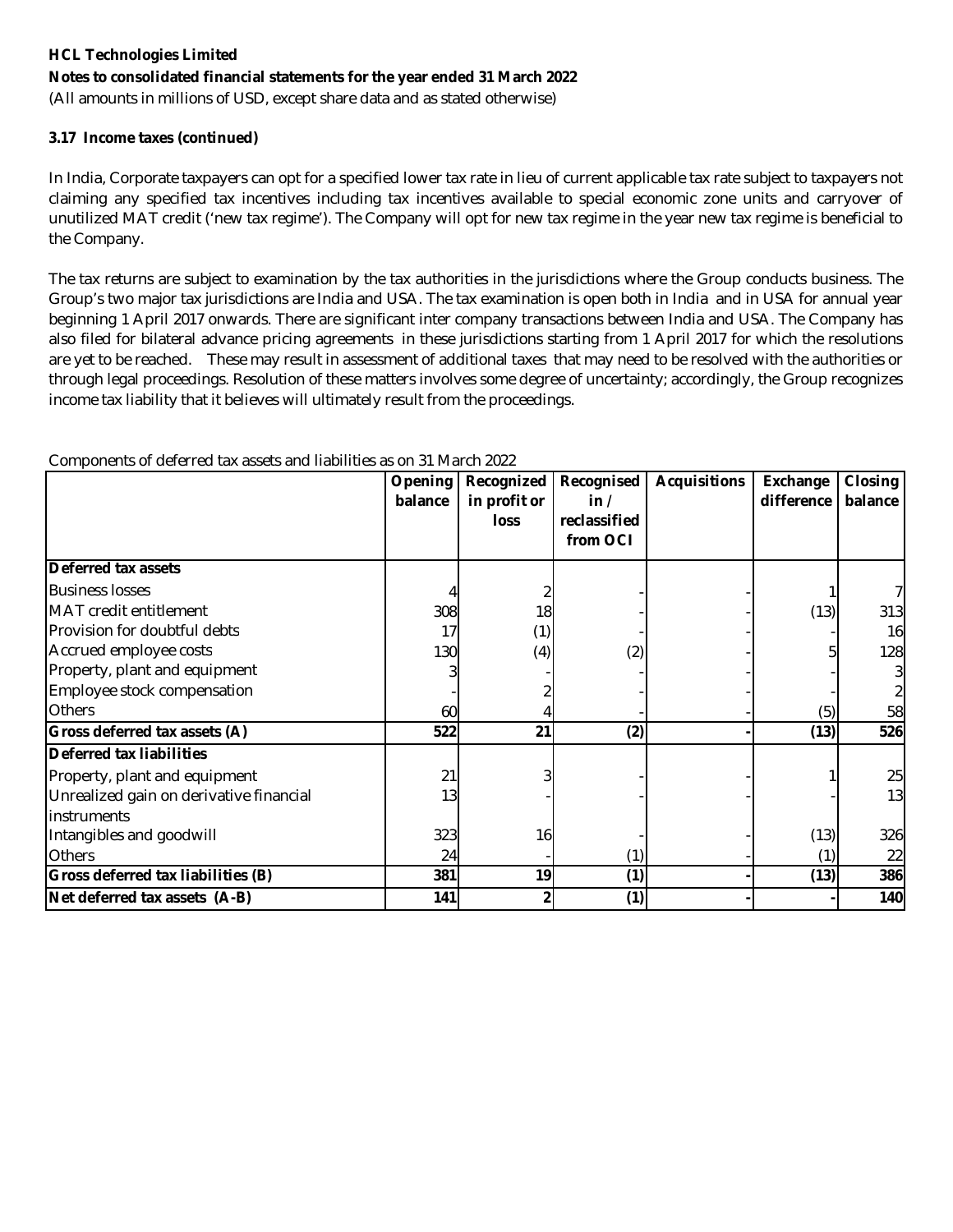**HCL Technologies Limited**

**Notes to consolidated financial statements for the year ended 31 March 2022**

(All amounts in millions of USD, except share data and as stated otherwise)

**3.17 Income taxes (continued)**

In India, Corporate taxpayers can opt for a specified lower tax rate in lieu of current applicable tax rate subject to taxpayers not claiming any specified tax incentives including tax incentives available to special economic zone units and carryover of unutilized MAT credit ('new tax regime'). The Company will opt for new tax regime in the year new tax regime is beneficial to the Company.

The tax returns are subject to examination by the tax authorities in the jurisdictions where the Group conducts business. The Group's two major tax jurisdictions are India and USA. The tax examination is open both in India and in USA for annual year beginning 1 April 2017 onwards. There are significant inter company transactions between India and USA. The Company has also filed for bilateral advance pricing agreements in these jurisdictions starting from 1 April 2017 for which the resolutions are yet to be reached. These may result in assessment of additional taxes that may need to be resolved with the authorities or through legal proceedings. Resolution of these matters involves some degree of uncertainty; accordingly, the Group recognizes income tax liability that it believes will ultimately result from the proceedings.

Components of deferred tax assets and liabilities as on 31 March 2022

| | Opening balance | Recognized in profit or loss | Recognised in / reclassified from OCI | Acquisitions | Exchange difference | Closing balance |
|---|---|---|---|---|---|---|
| **Deferred tax assets** | | | | | | |
| Business losses | 4 | 2 | - | - | 1 | 7 |
| MAT credit entitlement | 308 | 18 | - | - | (13) | 313 |
| Provision for doubtful debts | 17 | (1) | - | - | - | 16 |
| Accrued employee costs | 130 | (4) | (2) | - | 5 | 128 |
| Property, plant and equipment | 3 | - | - | - | - | 3 |
| Employee stock compensation | - | 2 | - | - | - | 2 |
| Others | 60 | 4 | - | - | (5) | 58 |
| **Gross deferred tax assets (A)** | **522** | **21** | **(2)** | **-** | **(13)** | **526** |
| **Deferred tax liabilities** | | | | | | |
| Property, plant and equipment | 21 | 3 | - | - | 1 | 25 |
| Unrealized gain on derivative financial instruments | 13 | - | - | - | - | 13 |
| Intangibles and goodwill | 323 | 16 | - | - | (13) | 326 |
| Others | 24 | - | (1) | - | (1) | 22 |
| **Gross deferred tax liabilities (B)** | **381** | **19** | **(1)** | **-** | **(13)** | **386** |
| **Net deferred tax assets (A-B)** | **141** | **2** | **(1)** | **-** | **-** | **140** |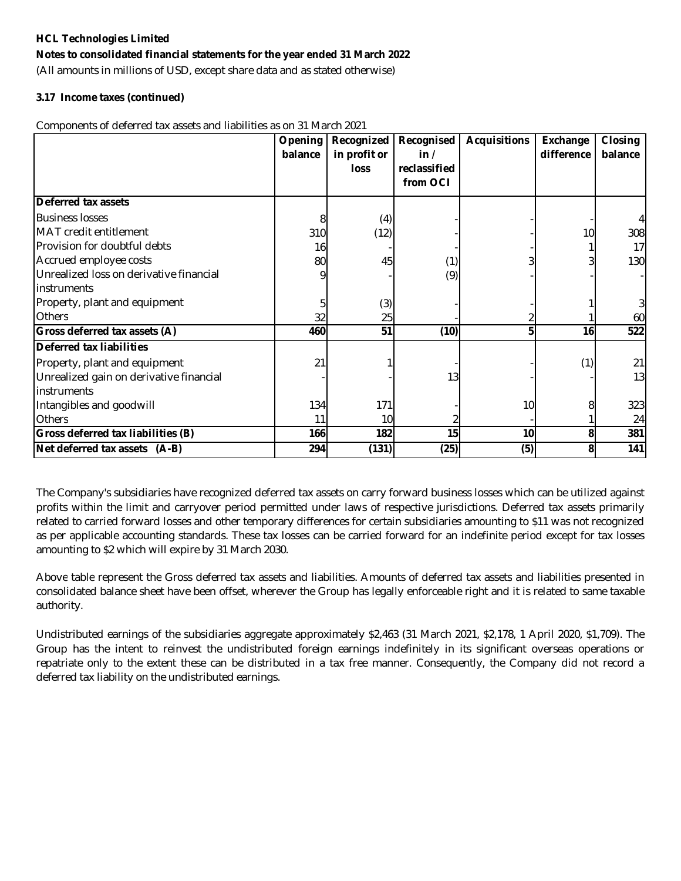**HCL Technologies Limited**

**Notes to consolidated financial statements for the year ended 31 March 2022**

(All amounts in millions of USD, except share data and as stated otherwise)

**3.17 Income taxes (continued)**

Components of deferred tax assets and liabilities as on 31 March 2021

| | Opening balance | Recognized in profit or loss | Recognised in / reclassified from OCI | Acquisitions | Exchange difference | Closing balance |
|---|---|---|---|---|---|---|
| **Deferred tax assets** | | | | | | |
| Business losses | 8 | (4) | - | - | - | 4 |
| MAT credit entitlement | 310 | (12) | - | - | 10 | 308 |
| Provision for doubtful debts | 16 | - | - | - | 1 | 17 |
| Accrued employee costs | 80 | 45 | (1) | 3 | 3 | 130 |
| Unrealized loss on derivative financial instruments | 9 | - | (9) | - | - | - |
| Property, plant and equipment | 5 | (3) | - | - | 1 | 3 |
| Others | 32 | 25 | - | 2 | 1 | 60 |
| **Gross deferred tax assets (A)** | **460** | **51** | **(10)** | **5** | **16** | **522** |
| **Deferred tax liabilities** | | | | | | |
| Property, plant and equipment | 21 | 1 | - | - | (1) | 21 |
| Unrealized gain on derivative financial instruments | - | - | 13 | - | - | 13 |
| Intangibles and goodwill | 134 | 171 | - | 10 | 8 | 323 |
| Others | 11 | 10 | 2 | - | 1 | 24 |
| **Gross deferred tax liabilities (B)** | **166** | **182** | **15** | **10** | **8** | **381** |
| **Net deferred tax assets (A-B)** | **294** | **(131)** | **(25)** | **(5)** | **8** | **141** |

The Company's subsidiaries have recognized deferred tax assets on carry forward business losses which can be utilized against profits within the limit and carryover period permitted under laws of respective jurisdictions. Deferred tax assets primarily related to carried forward losses and other temporary differences for certain subsidiaries amounting to $11 was not recognized as per applicable accounting standards. These tax losses can be carried forward for an indefinite period except for tax losses amounting to $2 which will expire by 31 March 2030.

Above table represent the Gross deferred tax assets and liabilities. Amounts of deferred tax assets and liabilities presented in consolidated balance sheet have been offset, wherever the Group has legally enforceable right and it is related to same taxable authority.

Undistributed earnings of the subsidiaries aggregate approximately $2,463 (31 March 2021, $2,178, 1 April 2020, $1,709). The Group has the intent to reinvest the undistributed foreign earnings indefinitely in its significant overseas operations or repatriate only to the extent these can be distributed in a tax free manner. Consequently, the Company did not record a deferred tax liability on the undistributed earnings.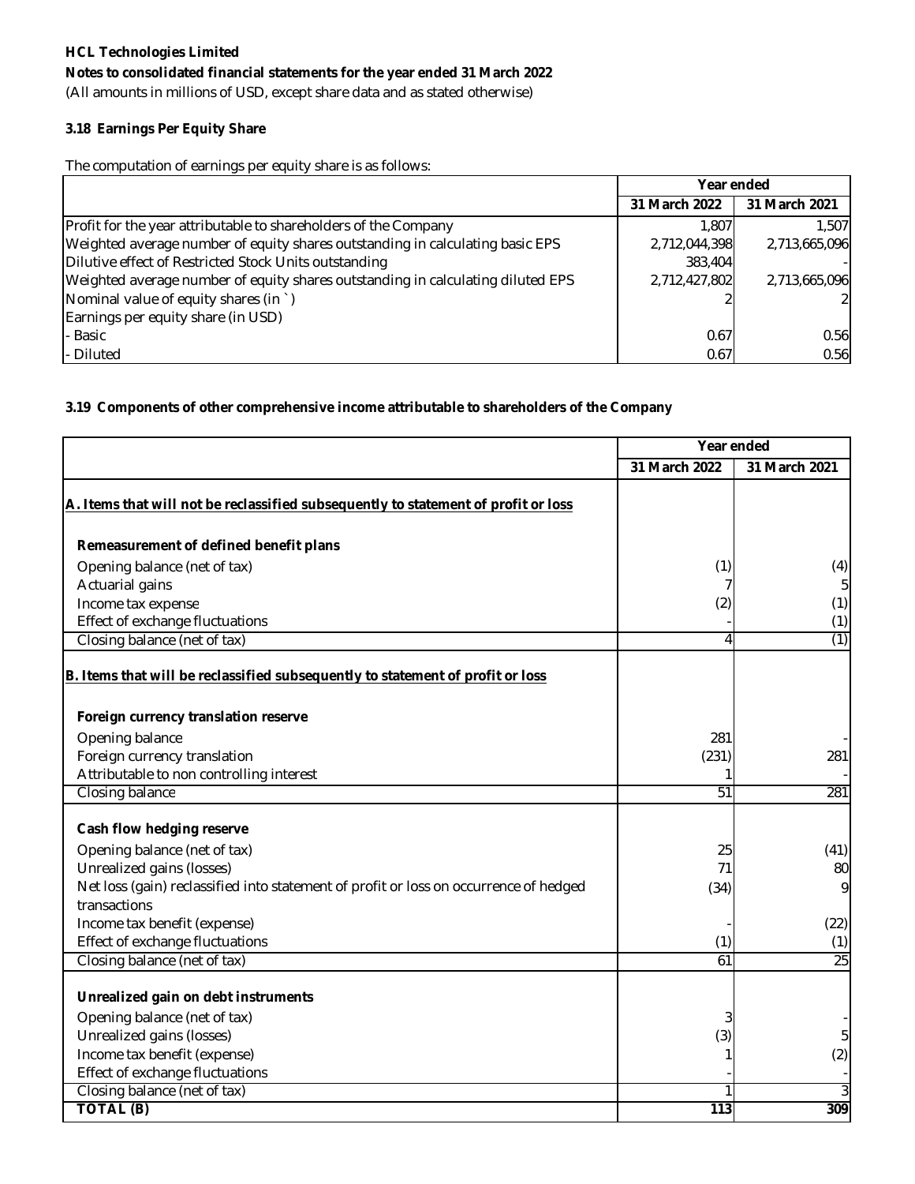**HCL Technologies Limited**

**Notes to consolidated financial statements for the year ended 31 March 2022**

(All amounts in millions of USD, except share data and as stated otherwise)

### 3.18 Earnings Per Equity Share

The computation of earnings per equity share is as follows:

| | Year ended | |
|---|---|---|
| | 31 March 2022 | 31 March 2021 |
| Profit for the year attributable to shareholders of the Company | 1,807 | 1,507 |
| Weighted average number of equity shares outstanding in calculating basic EPS | 2,712,044,398 | 2,713,665,096 |
| Dilutive effect of Restricted Stock Units outstanding | 383,404 | - |
| Weighted average number of equity shares outstanding in calculating diluted EPS | 2,712,427,802 | 2,713,665,096 |
| Nominal value of equity shares (in `) | 2 | 2 |
| Earnings per equity share (in USD) | | |
| - Basic | 0.67 | 0.56 |
| - Diluted | 0.67 | 0.56 |

### 3.19 Components of other comprehensive income attributable to shareholders of the Company

| | Year ended | |
|---|---|---|
| | 31 March 2022 | 31 March 2021 |
| **A. Items that will not be reclassified subsequently to statement of profit or loss** | | |
| **Remeasurement of defined benefit plans** | | |
| Opening balance (net of tax) | (1) | (4) |
| Actuarial gains | 7 | 5 |
| Income tax expense | (2) | (1) |
| Effect of exchange fluctuations | - | (1) |
| Closing balance (net of tax) | 4 | (1) |
| **B. Items that will be reclassified subsequently to statement of profit or loss** | | |
| **Foreign currency translation reserve** | | |
| Opening balance | 281 | - |
| Foreign currency translation | (231) | 281 |
| Attributable to non controlling interest | 1 | - |
| Closing balance | 51 | 281 |
| **Cash flow hedging reserve** | | |
| Opening balance (net of tax) | 25 | (41) |
| Unrealized gains (losses) | 71 | 80 |
| Net loss (gain) reclassified into statement of profit or loss on occurrence of hedged transactions | (34) | 9 |
| Income tax benefit (expense) | - | (22) |
| Effect of exchange fluctuations | (1) | (1) |
| Closing balance (net of tax) | 61 | 25 |
| **Unrealized gain on debt instruments** | | |
| Opening balance (net of tax) | 3 | - |
| Unrealized gains (losses) | (3) | 5 |
| Income tax benefit (expense) | 1 | (2) |
| Effect of exchange fluctuations | - | - |
| Closing balance (net of tax) | 1 | 3 |
| **TOTAL (B)** | **113** | **309** |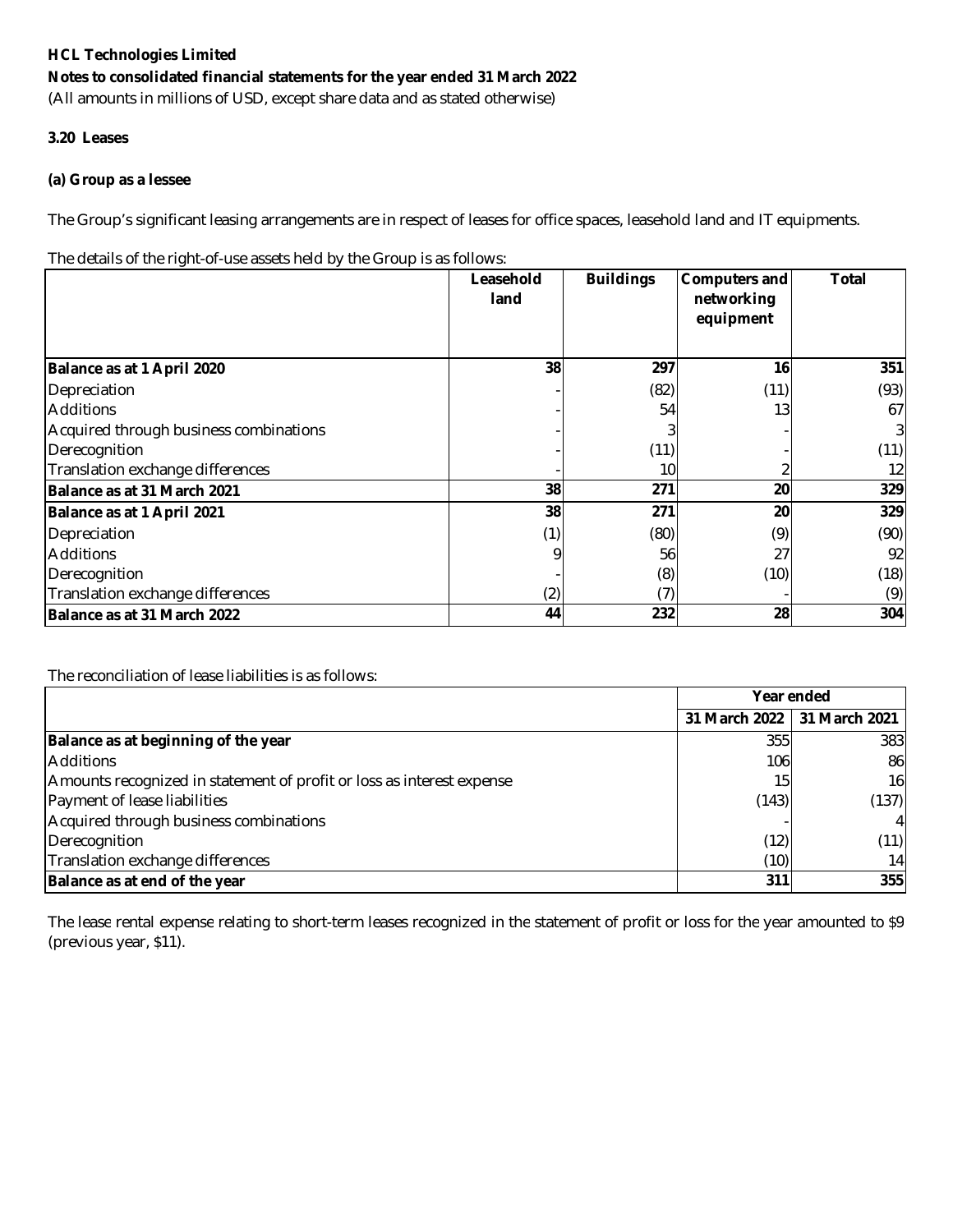**HCL Technologies Limited**

**Notes to consolidated financial statements for the year ended 31 March 2022**

(All amounts in millions of USD, except share data and as stated otherwise)

**3.20 Leases**

**(a) Group as a lessee**

The Group's significant leasing arrangements are in respect of leases for office spaces, leasehold land and IT equipments.

The details of the right-of-use assets held by the Group is as follows:

| | Leasehold land | Buildings | Computers and networking equipment | Total |
|---|---|---|---|---|
| **Balance as at 1 April 2020** | **38** | **297** | **16** | **351** |
| Depreciation | - | (82) | (11) | (93) |
| Additions | - | 54 | 13 | 67 |
| Acquired through business combinations | - | 3 | - | 3 |
| Derecognition | - | (11) | - | (11) |
| Translation exchange differences | - | 10 | 2 | 12 |
| **Balance as at 31 March 2021** | **38** | **271** | **20** | **329** |
| **Balance as at 1 April 2021** | **38** | **271** | **20** | **329** |
| Depreciation | (1) | (80) | (9) | (90) |
| Additions | 9 | 56 | 27 | 92 |
| Derecognition | - | (8) | (10) | (18) |
| Translation exchange differences | (2) | (7) | - | (9) |
| **Balance as at 31 March 2022** | **44** | **232** | **28** | **304** |

The reconciliation of lease liabilities is as follows:

| | Year ended | |
|---|---|---|
| | 31 March 2022 | 31 March 2021 |
| **Balance as at beginning of the year** | 355 | 383 |
| Additions | 106 | 86 |
| Amounts recognized in statement of profit or loss as interest expense | 15 | 16 |
| Payment of lease liabilities | (143) | (137) |
| Acquired through business combinations | - | 4 |
| Derecognition | (12) | (11) |
| Translation exchange differences | (10) | 14 |
| **Balance as at end of the year** | **311** | **355** |

The lease rental expense relating to short-term leases recognized in the statement of profit or loss for the year amounted to $9 (previous year, $11).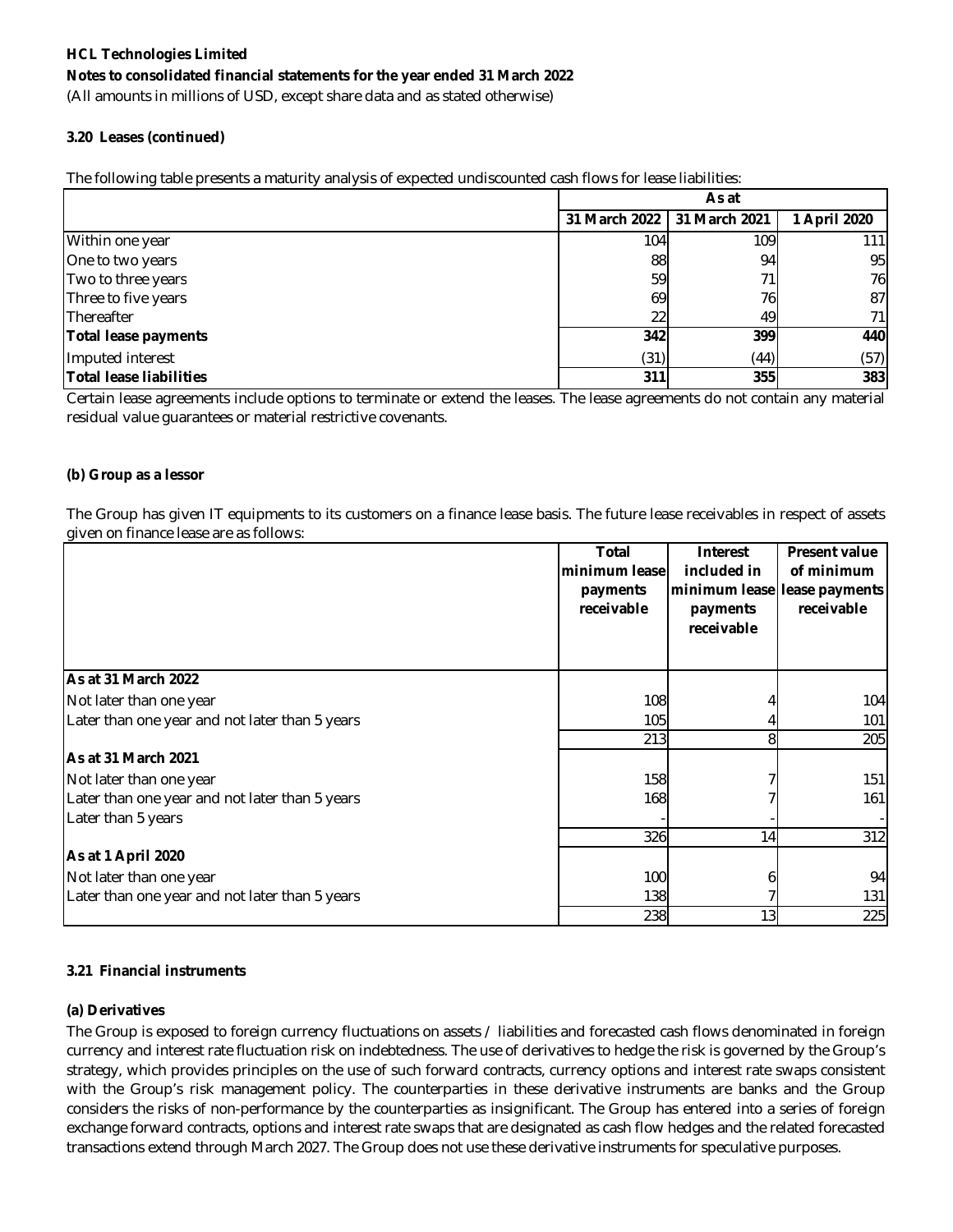**HCL Technologies Limited**

**Notes to consolidated financial statements for the year ended 31 March 2022**

(All amounts in millions of USD, except share data and as stated otherwise)

### 3.20 Leases (continued)

The following table presents a maturity analysis of expected undiscounted cash flows for lease liabilities:

| | As at | | |
|---|---|---|---|
| | 31 March 2022 | 31 March 2021 | 1 April 2020 |
| Within one year | 104 | 109 | 111 |
| One to two years | 88 | 94 | 95 |
| Two to three years | 59 | 71 | 76 |
| Three to five years | 69 | 76 | 87 |
| Thereafter | 22 | 49 | 71 |
| **Total lease payments** | **342** | **399** | **440** |
| Imputed interest | (31) | (44) | (57) |
| **Total lease liabilities** | **311** | **355** | **383** |

Certain lease agreements include options to terminate or extend the leases. The lease agreements do not contain any material residual value guarantees or material restrictive covenants.

#### (b) Group as a lessor

The Group has given IT equipments to its customers on a finance lease basis. The future lease receivables in respect of assets given on finance lease are as follows:

| | Total minimum lease payments receivable | Interest included in minimum lease payments receivable | Present value of minimum lease payments receivable |
|---|---|---|---|
| **As at 31 March 2022** | | | |
| Not later than one year | 108 | 4 | 104 |
| Later than one year and not later than 5 years | 105 | 4 | 101 |
| | 213 | 8 | 205 |
| **As at 31 March 2021** | | | |
| Not later than one year | 158 | 7 | 151 |
| Later than one year and not later than 5 years | 168 | 7 | 161 |
| Later than 5 years | - | - | - |
| | 326 | 14 | 312 |
| **As at 1 April 2020** | | | |
| Not later than one year | 100 | 6 | 94 |
| Later than one year and not later than 5 years | 138 | 7 | 131 |
| | 238 | 13 | 225 |

### 3.21 Financial instruments

#### (a) Derivatives

The Group is exposed to foreign currency fluctuations on assets / liabilities and forecasted cash flows denominated in foreign currency and interest rate fluctuation risk on indebtedness. The use of derivatives to hedge the risk is governed by the Group's strategy, which provides principles on the use of such forward contracts, currency options and interest rate swaps consistent with the Group's risk management policy. The counterparties in these derivative instruments are banks and the Group considers the risks of non-performance by the counterparties as insignificant. The Group has entered into a series of foreign exchange forward contracts, options and interest rate swaps that are designated as cash flow hedges and the related forecasted transactions extend through March 2027. The Group does not use these derivative instruments for speculative purposes.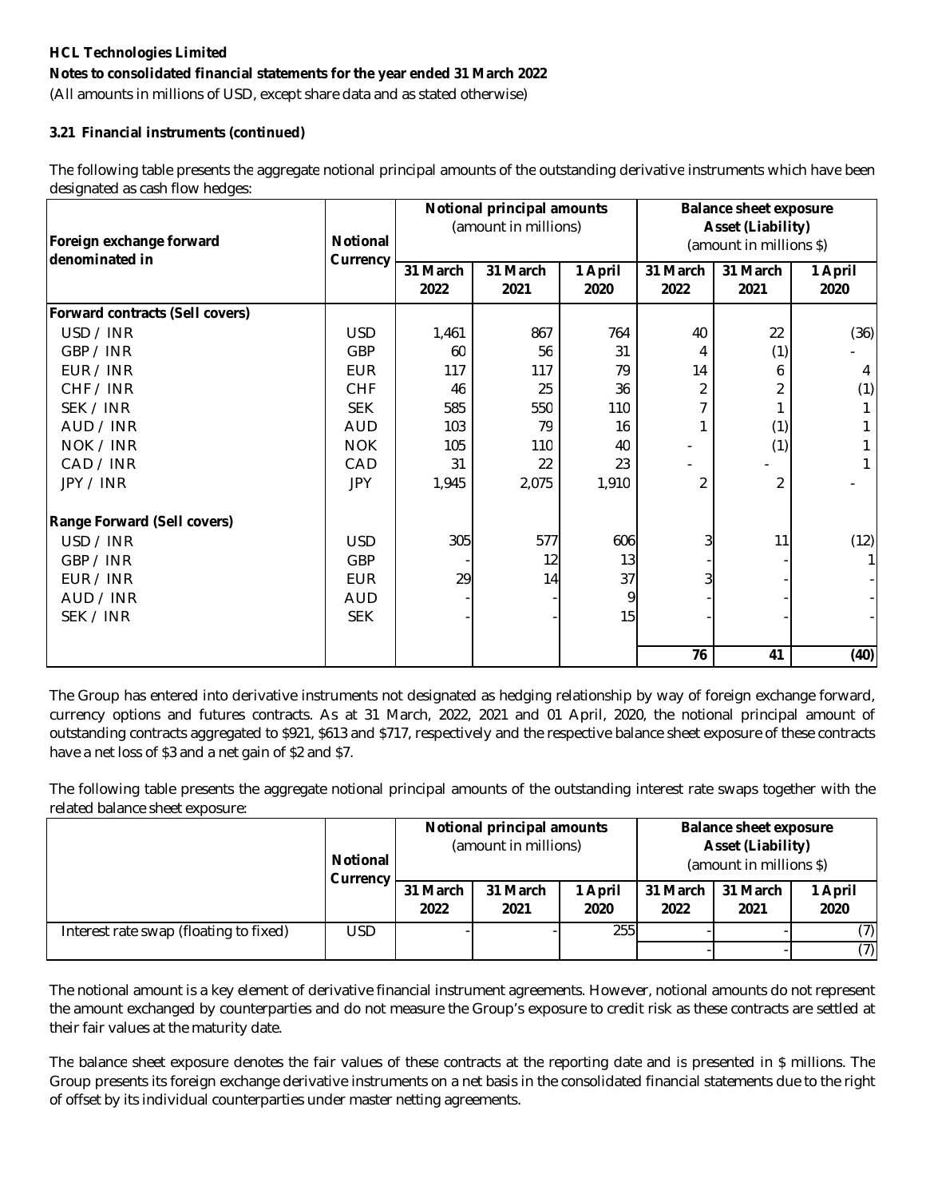**HCL Technologies Limited**

**Notes to consolidated financial statements for the year ended 31 March 2022**

(All amounts in millions of USD, except share data and as stated otherwise)

**3.21 Financial instruments (continued)**

The following table presents the aggregate notional principal amounts of the outstanding derivative instruments which have been designated as cash flow hedges:

| Foreign exchange forward denominated in | Notional Currency | Notional principal amounts (amount in millions) | | | Balance sheet exposure Asset (Liability) (amount in millions $) | | |
|---|---|---|---|---|---|---|---|
| | | 31 March 2022 | 31 March 2021 | 1 April 2020 | 31 March 2022 | 31 March 2021 | 1 April 2020 |
| **Forward contracts (Sell covers)** | | | | | | | |
| USD / INR | USD | 1,461 | 867 | 764 | 40 | 22 | (36) |
| GBP / INR | GBP | 60 | 56 | 31 | 4 | (1) | - |
| EUR / INR | EUR | 117 | 117 | 79 | 14 | 6 | 4 |
| CHF / INR | CHF | 46 | 25 | 36 | 2 | 2 | (1) |
| SEK / INR | SEK | 585 | 550 | 110 | 7 | 1 | 1 |
| AUD / INR | AUD | 103 | 79 | 16 | 1 | (1) | 1 |
| NOK / INR | NOK | 105 | 110 | 40 | - | (1) | 1 |
| CAD / INR | CAD | 31 | 22 | 23 | - | - | 1 |
| JPY / INR | JPY | 1,945 | 2,075 | 1,910 | 2 | 2 | - |
| **Range Forward (Sell covers)** | | | | | | | |
| USD / INR | USD | 305 | 577 | 606 | 3 | 11 | (12) |
| GBP / INR | GBP | - | 12 | 13 | - | - | 1 |
| EUR / INR | EUR | 29 | 14 | 37 | 3 | - | - |
| AUD / INR | AUD | - | - | 9 | - | - | - |
| SEK / INR | SEK | - | - | 15 | - | - | - |
| | | | | | **76** | **41** | **(40)** |

The Group has entered into derivative instruments not designated as hedging relationship by way of foreign exchange forward, currency options and futures contracts. As at 31 March, 2022, 2021 and 01 April, 2020, the notional principal amount of outstanding contracts aggregated to $921, $613 and $717, respectively and the respective balance sheet exposure of these contracts have a net loss of $3 and a net gain of $2 and $7.

The following table presents the aggregate notional principal amounts of the outstanding interest rate swaps together with the related balance sheet exposure:

| | Notional Currency | Notional principal amounts (amount in millions) | | | Balance sheet exposure Asset (Liability) (amount in millions $) | | |
|---|---|---|---|---|---|---|---|
| | | 31 March 2022 | 31 March 2021 | 1 April 2020 | 31 March 2022 | 31 March 2021 | 1 April 2020 |
| Interest rate swap (floating to fixed) | USD | - | - | 255 | - | - | (7) |
| | | | | | - | - | (7) |

The notional amount is a key element of derivative financial instrument agreements. However, notional amounts do not represent the amount exchanged by counterparties and do not measure the Group's exposure to credit risk as these contracts are settled at their fair values at the maturity date.

The balance sheet exposure denotes the fair values of these contracts at the reporting date and is presented in $ millions. The Group presents its foreign exchange derivative instruments on a net basis in the consolidated financial statements due to the right of offset by its individual counterparties under master netting agreements.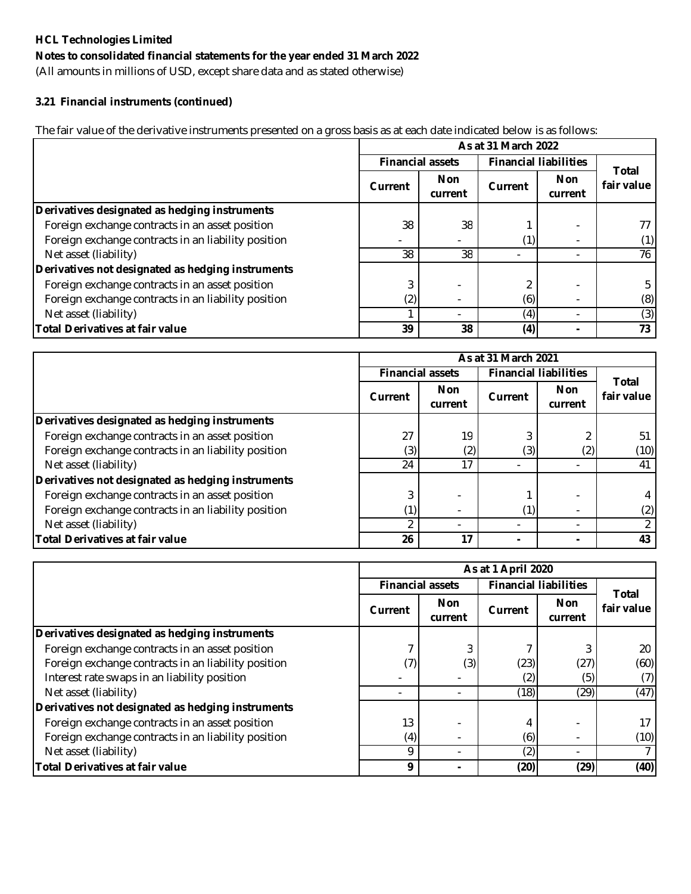**HCL Technologies Limited**

**Notes to consolidated financial statements for the year ended 31 March 2022**

(All amounts in millions of USD, except share data and as stated otherwise)

**3.21 Financial instruments (continued)**

The fair value of the derivative instruments presented on a gross basis as at each date indicated below is as follows:

| | As at 31 March 2022 | | | | |
|---|---|---|---|---|---|
| | Financial assets | | Financial liabilities | | Total fair value |
| | Current | Non current | Current | Non current | |
| **Derivatives designated as hedging instruments** | | | | | |
| Foreign exchange contracts in an asset position | 38 | 38 | 1 | - | 77 |
| Foreign exchange contracts in an liability position | - | - | (1) | - | (1) |
| Net asset (liability) | 38 | 38 | - | - | 76 |
| **Derivatives not designated as hedging instruments** | | | | | |
| Foreign exchange contracts in an asset position | 3 | - | 2 | - | 5 |
| Foreign exchange contracts in an liability position | (2) | - | (6) | - | (8) |
| Net asset (liability) | 1 | - | (4) | - | (3) |
| **Total Derivatives at fair value** | **39** | **38** | **(4)** | **-** | **73** |

| | As at 31 March 2021 | | | | |
|---|---|---|---|---|---|
| | Financial assets | | Financial liabilities | | Total fair value |
| | Current | Non current | Current | Non current | |
| **Derivatives designated as hedging instruments** | | | | | |
| Foreign exchange contracts in an asset position | 27 | 19 | 3 | 2 | 51 |
| Foreign exchange contracts in an liability position | (3) | (2) | (3) | (2) | (10) |
| Net asset (liability) | 24 | 17 | - | - | 41 |
| **Derivatives not designated as hedging instruments** | | | | | |
| Foreign exchange contracts in an asset position | 3 | - | 1 | - | 4 |
| Foreign exchange contracts in an liability position | (1) | - | (1) | - | (2) |
| Net asset (liability) | 2 | - | - | - | 2 |
| **Total Derivatives at fair value** | **26** | **17** | **-** | **-** | **43** |

| | As at 1 April 2020 | | | | |
|---|---|---|---|---|---|
| | Financial assets | | Financial liabilities | | Total fair value |
| | Current | Non current | Current | Non current | |
| **Derivatives designated as hedging instruments** | | | | | |
| Foreign exchange contracts in an asset position | 7 | 3 | 7 | 3 | 20 |
| Foreign exchange contracts in an liability position | (7) | (3) | (23) | (27) | (60) |
| Interest rate swaps in an liability position | - | - | (2) | (5) | (7) |
| Net asset (liability) | - | - | (18) | (29) | (47) |
| **Derivatives not designated as hedging instruments** | | | | | |
| Foreign exchange contracts in an asset position | 13 | - | 4 | - | 17 |
| Foreign exchange contracts in an liability position | (4) | - | (6) | - | (10) |
| Net asset (liability) | 9 | - | (2) | - | 7 |
| **Total Derivatives at fair value** | **9** | **-** | **(20)** | **(29)** | **(40)** |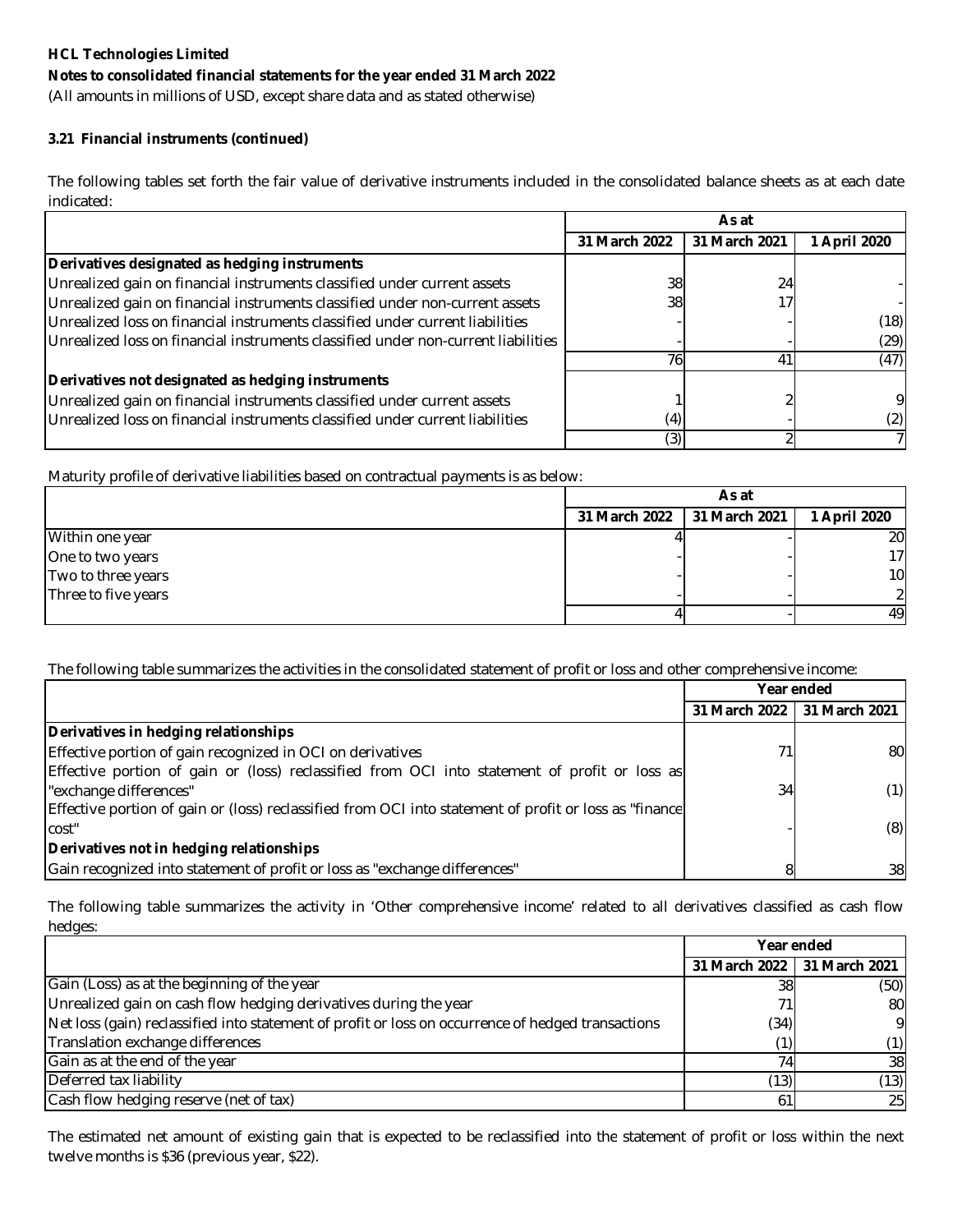**HCL Technologies Limited**

**Notes to consolidated financial statements for the year ended 31 March 2022**

(All amounts in millions of USD, except share data and as stated otherwise)

**3.21 Financial instruments (continued)**

The following tables set forth the fair value of derivative instruments included in the consolidated balance sheets as at each date indicated:

| | As at | | |
|---|---|---|---|
| | 31 March 2022 | 31 March 2021 | 1 April 2020 |
| **Derivatives designated as hedging instruments** | | | |
| Unrealized gain on financial instruments classified under current assets | 38 | 24 | - |
| Unrealized gain on financial instruments classified under non-current assets | 38 | 17 | - |
| Unrealized loss on financial instruments classified under current liabilities | - | - | (18) |
| Unrealized loss on financial instruments classified under non-current liabilities | - | - | (29) |
| | 76 | 41 | (47) |
| **Derivatives not designated as hedging instruments** | | | |
| Unrealized gain on financial instruments classified under current assets | 1 | 2 | 9 |
| Unrealized loss on financial instruments classified under current liabilities | (4) | - | (2) |
| | (3) | 2 | 7 |

Maturity profile of derivative liabilities based on contractual payments is as below:

| | As at | | |
|---|---|---|---|
| | 31 March 2022 | 31 March 2021 | 1 April 2020 |
| Within one year | 4 | - | 20 |
| One to two years | - | - | 17 |
| Two to three years | - | - | 10 |
| Three to five years | - | - | 2 |
| | 4 | - | 49 |

The following table summarizes the activities in the consolidated statement of profit or loss and other comprehensive income:

| | Year ended | |
|---|---|---|
| | 31 March 2022 | 31 March 2021 |
| **Derivatives in hedging relationships** | | |
| Effective portion of gain recognized in OCI on derivatives | 71 | 80 |
| Effective portion of gain or (loss) reclassified from OCI into statement of profit or loss as "exchange differences" | 34 | (1) |
| Effective portion of gain or (loss) reclassified from OCI into statement of profit or loss as "finance cost" | - | (8) |
| **Derivatives not in hedging relationships** | | |
| Gain recognized into statement of profit or loss as "exchange differences" | 8 | 38 |

The following table summarizes the activity in 'Other comprehensive income' related to all derivatives classified as cash flow hedges:

| | Year ended | |
|---|---|---|
| | 31 March 2022 | 31 March 2021 |
| Gain (Loss) as at the beginning of the year | 38 | (50) |
| Unrealized gain on cash flow hedging derivatives during the year | 71 | 80 |
| Net loss (gain) reclassified into statement of profit or loss on occurrence of hedged transactions | (34) | 9 |
| Translation exchange differences | (1) | (1) |
| Gain as at the end of the year | 74 | 38 |
| Deferred tax liability | (13) | (13) |
| Cash flow hedging reserve (net of tax) | 61 | 25 |

The estimated net amount of existing gain that is expected to be reclassified into the statement of profit or loss within the next twelve months is $36 (previous year, $22).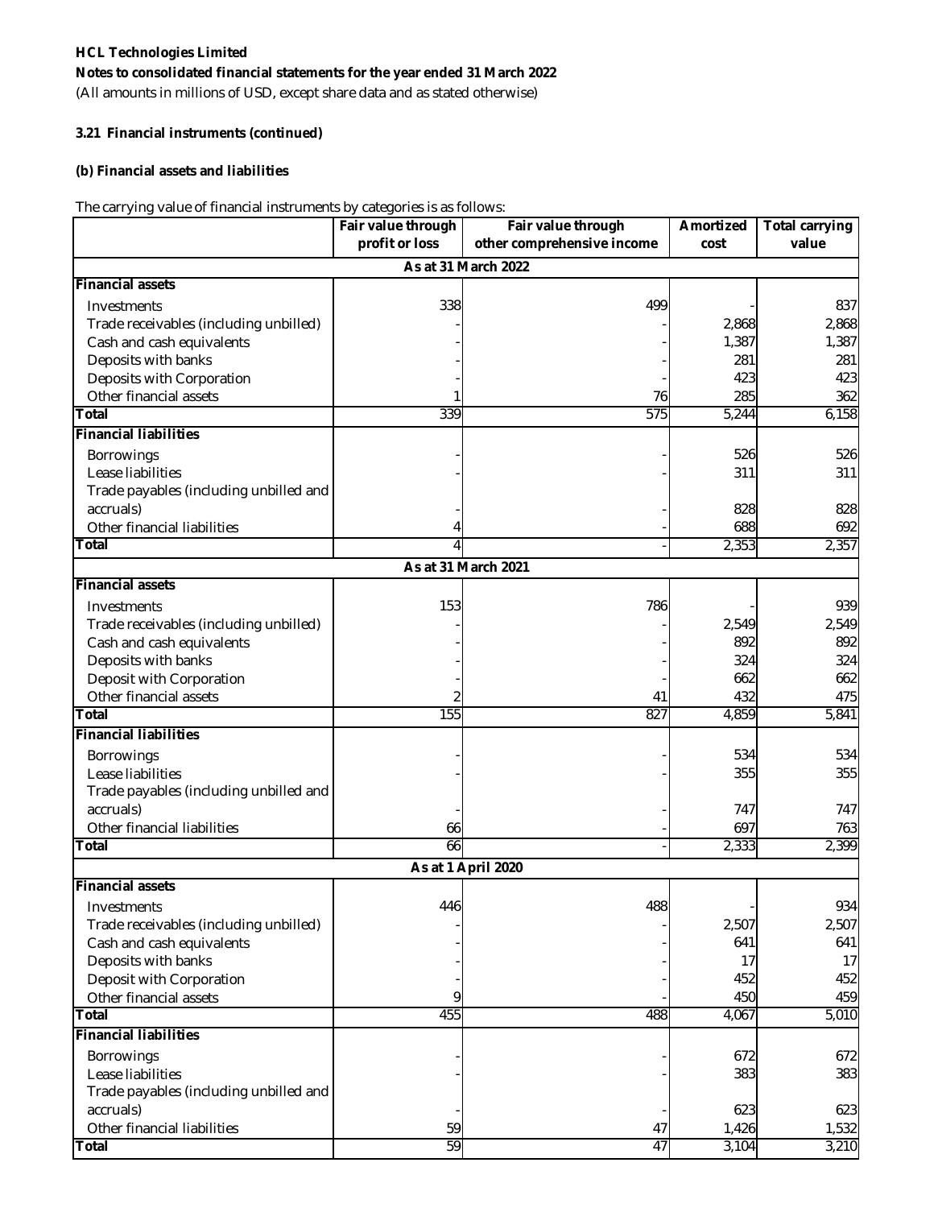**HCL Technologies Limited**

**Notes to consolidated financial statements for the year ended 31 March 2022**

(All amounts in millions of USD, except share data and as stated otherwise)

**3.21 Financial instruments (continued)**

**(b) Financial assets and liabilities**

The carrying value of financial instruments by categories is as follows:

| | Fair value through profit or loss | Fair value through other comprehensive income | Amortized cost | Total carrying value |
|---|---|---|---|---|
| **As at 31 March 2022** | | | | |
| **Financial assets** | | | | |
| Investments | 338 | 499 | - | 837 |
| Trade receivables (including unbilled) | - | - | 2,868 | 2,868 |
| Cash and cash equivalents | - | - | 1,387 | 1,387 |
| Deposits with banks | - | - | 281 | 281 |
| Deposits with Corporation | - | - | 423 | 423 |
| Other financial assets | 1 | 76 | 285 | 362 |
| **Total** | 339 | 575 | 5,244 | 6,158 |
| **Financial liabilities** | | | | |
| Borrowings | - | - | 526 | 526 |
| Lease liabilities | - | - | 311 | 311 |
| Trade payables (including unbilled and accruals) | - | - | 828 | 828 |
| Other financial liabilities | 4 | - | 688 | 692 |
| **Total** | 4 | - | 2,353 | 2,357 |
| **As at 31 March 2021** | | | | |
| **Financial assets** | | | | |
| Investments | 153 | 786 | - | 939 |
| Trade receivables (including unbilled) | - | - | 2,549 | 2,549 |
| Cash and cash equivalents | - | - | 892 | 892 |
| Deposits with banks | - | - | 324 | 324 |
| Deposit with Corporation | - | - | 662 | 662 |
| Other financial assets | 2 | 41 | 432 | 475 |
| **Total** | 155 | 827 | 4,859 | 5,841 |
| **Financial liabilities** | | | | |
| Borrowings | - | - | 534 | 534 |
| Lease liabilities | - | - | 355 | 355 |
| Trade payables (including unbilled and accruals) | - | - | 747 | 747 |
| Other financial liabilities | 66 | - | 697 | 763 |
| **Total** | 66 | - | 2,333 | 2,399 |
| **As at 1 April 2020** | | | | |
| **Financial assets** | | | | |
| Investments | 446 | 488 | - | 934 |
| Trade receivables (including unbilled) | - | - | 2,507 | 2,507 |
| Cash and cash equivalents | - | - | 641 | 641 |
| Deposits with banks | - | - | 17 | 17 |
| Deposit with Corporation | - | - | 452 | 452 |
| Other financial assets | 9 | - | 450 | 459 |
| **Total** | 455 | 488 | 4,067 | 5,010 |
| **Financial liabilities** | | | | |
| Borrowings | - | - | 672 | 672 |
| Lease liabilities | - | - | 383 | 383 |
| Trade payables (including unbilled and accruals) | - | - | 623 | 623 |
| Other financial liabilities | 59 | 47 | 1,426 | 1,532 |
| **Total** | 59 | 47 | 3,104 | 3,210 |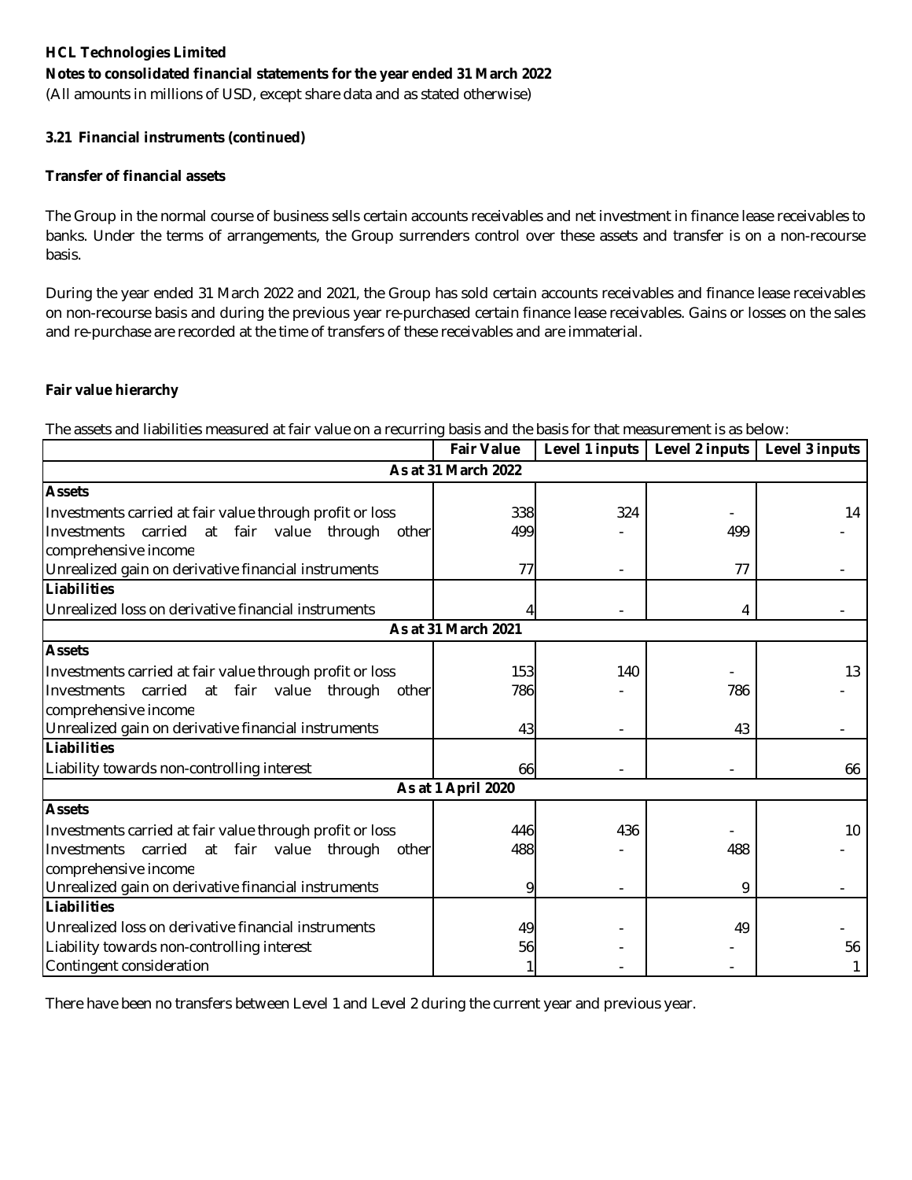**HCL Technologies Limited**

**Notes to consolidated financial statements for the year ended 31 March 2022**

(All amounts in millions of USD, except share data and as stated otherwise)

**3.21 Financial instruments (continued)**

**Transfer of financial assets**

The Group in the normal course of business sells certain accounts receivables and net investment in finance lease receivables to banks. Under the terms of arrangements, the Group surrenders control over these assets and transfer is on a non-recourse basis.

During the year ended 31 March 2022 and 2021, the Group has sold certain accounts receivables and finance lease receivables on non-recourse basis and during the previous year re-purchased certain finance lease receivables. Gains or losses on the sales and re-purchase are recorded at the time of transfers of these receivables and are immaterial.

**Fair value hierarchy**

The assets and liabilities measured at fair value on a recurring basis and the basis for that measurement is as below:

| | Fair Value | Level 1 inputs | Level 2 inputs | Level 3 inputs |
|---|---|---|---|---|
| **As at 31 March 2022** | | | | |
| **Assets** | | | | |
| Investments carried at fair value through profit or loss | 338 | 324 | - | 14 |
| Investments carried at fair value through other comprehensive income | 499 | - | 499 | - |
| Unrealized gain on derivative financial instruments | 77 | - | 77 | - |
| **Liabilities** | | | | |
| Unrealized loss on derivative financial instruments | 4 | - | 4 | - |
| **As at 31 March 2021** | | | | |
| **Assets** | | | | |
| Investments carried at fair value through profit or loss | 153 | 140 | - | 13 |
| Investments carried at fair value through other comprehensive income | 786 | - | 786 | - |
| Unrealized gain on derivative financial instruments | 43 | - | 43 | - |
| **Liabilities** | | | | |
| Liability towards non-controlling interest | 66 | - | - | 66 |
| **As at 1 April 2020** | | | | |
| **Assets** | | | | |
| Investments carried at fair value through profit or loss | 446 | 436 | - | 10 |
| Investments carried at fair value through other comprehensive income | 488 | - | 488 | - |
| Unrealized gain on derivative financial instruments | 9 | - | 9 | - |
| **Liabilities** | | | | |
| Unrealized loss on derivative financial instruments | 49 | - | 49 | - |
| Liability towards non-controlling interest | 56 | - | - | 56 |
| Contingent consideration | 1 | - | - | 1 |

There have been no transfers between Level 1 and Level 2 during the current year and previous year.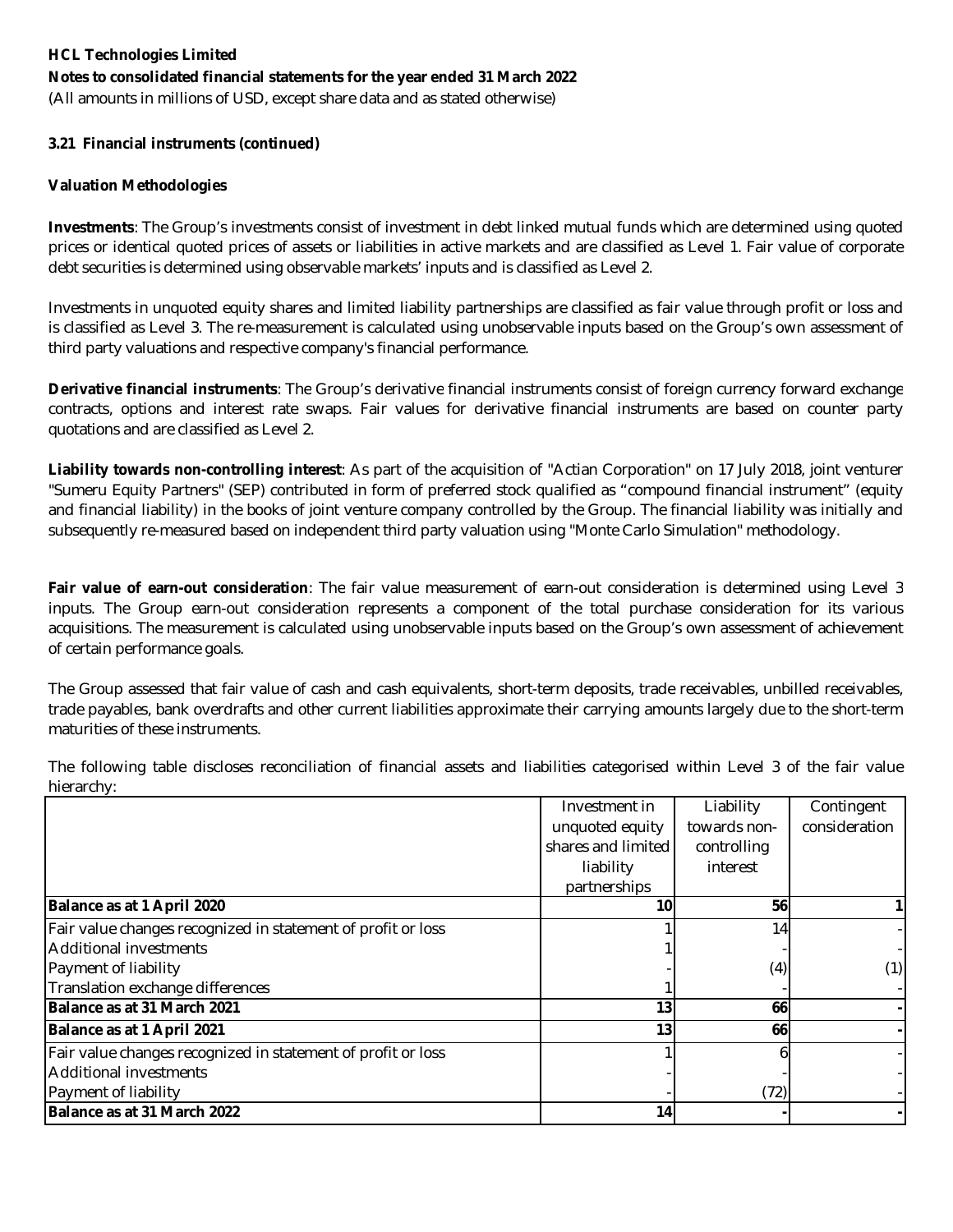**HCL Technologies Limited**

**Notes to consolidated financial statements for the year ended 31 March 2022**

(All amounts in millions of USD, except share data and as stated otherwise)

**3.21 Financial instruments (continued)**

**Valuation Methodologies**

**Investments**: The Group's investments consist of investment in debt linked mutual funds which are determined using quoted prices or identical quoted prices of assets or liabilities in active markets and are classified as Level 1. Fair value of corporate debt securities is determined using observable markets' inputs and is classified as Level 2.

Investments in unquoted equity shares and limited liability partnerships are classified as fair value through profit or loss and is classified as Level 3. The re-measurement is calculated using unobservable inputs based on the Group's own assessment of third party valuations and respective company's financial performance.

**Derivative financial instruments**: The Group's derivative financial instruments consist of foreign currency forward exchange contracts, options and interest rate swaps. Fair values for derivative financial instruments are based on counter party quotations and are classified as Level 2.

**Liability towards non-controlling interest**: As part of the acquisition of "Actian Corporation" on 17 July 2018, joint venturer "Sumeru Equity Partners" (SEP) contributed in form of preferred stock qualified as "compound financial instrument" (equity and financial liability) in the books of joint venture company controlled by the Group. The financial liability was initially and subsequently re-measured based on independent third party valuation using "Monte Carlo Simulation" methodology.

**Fair value of earn-out consideration**: The fair value measurement of earn-out consideration is determined using Level 3 inputs. The Group earn-out consideration represents a component of the total purchase consideration for its various acquisitions. The measurement is calculated using unobservable inputs based on the Group's own assessment of achievement of certain performance goals.

The Group assessed that fair value of cash and cash equivalents, short-term deposits, trade receivables, unbilled receivables, trade payables, bank overdrafts and other current liabilities approximate their carrying amounts largely due to the short-term maturities of these instruments.

The following table discloses reconciliation of financial assets and liabilities categorised within Level 3 of the fair value hierarchy:

| | Investment in unquoted equity shares and limited liability partnerships | Liability towards non-controlling interest | Contingent consideration |
|---|---|---|---|
| **Balance as at 1 April 2020** | **10** | **56** | **1** |
| Fair value changes recognized in statement of profit or loss | 1 | 14 | - |
| Additional investments | 1 | - | - |
| Payment of liability | - | (4) | (1) |
| Translation exchange differences | 1 | - | - |
| **Balance as at 31 March 2021** | **13** | **66** | **-** |
| **Balance as at 1 April 2021** | **13** | **66** | **-** |
| Fair value changes recognized in statement of profit or loss | 1 | 6 | - |
| Additional investments | - | - | - |
| Payment of liability | - | (72) | - |
| **Balance as at 31 March 2022** | **14** | **-** | **-** |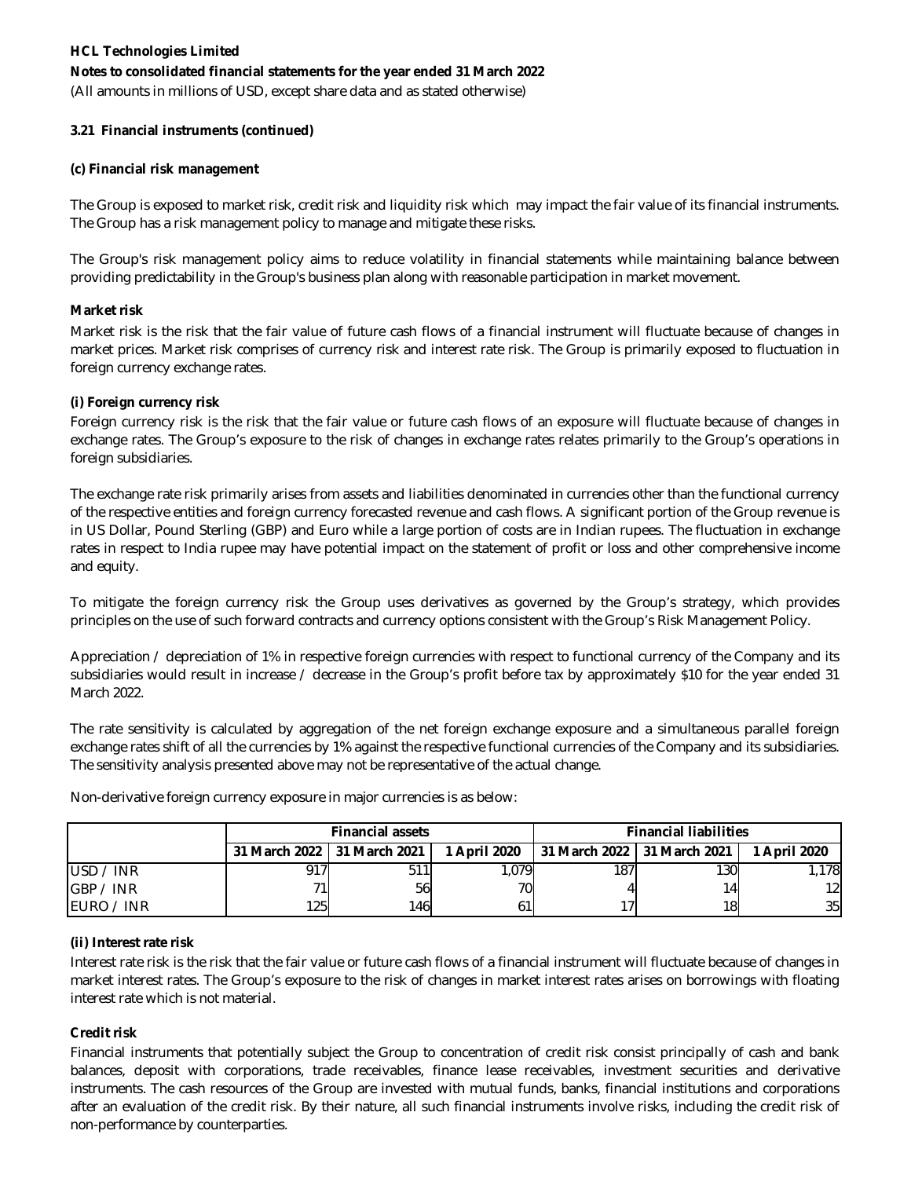**HCL Technologies Limited**

**Notes to consolidated financial statements for the year ended 31 March 2022**

(All amounts in millions of USD, except share data and as stated otherwise)

**3.21 Financial instruments (continued)**

**(c) Financial risk management**

The Group is exposed to market risk, credit risk and liquidity risk which may impact the fair value of its financial instruments. The Group has a risk management policy to manage and mitigate these risks.

The Group's risk management policy aims to reduce volatility in financial statements while maintaining balance between providing predictability in the Group's business plan along with reasonable participation in market movement.

**Market risk**

Market risk is the risk that the fair value of future cash flows of a financial instrument will fluctuate because of changes in market prices. Market risk comprises of currency risk and interest rate risk. The Group is primarily exposed to fluctuation in foreign currency exchange rates.

**(i) Foreign currency risk**

Foreign currency risk is the risk that the fair value or future cash flows of an exposure will fluctuate because of changes in exchange rates. The Group's exposure to the risk of changes in exchange rates relates primarily to the Group's operations in foreign subsidiaries.

The exchange rate risk primarily arises from assets and liabilities denominated in currencies other than the functional currency of the respective entities and foreign currency forecasted revenue and cash flows. A significant portion of the Group revenue is in US Dollar, Pound Sterling (GBP) and Euro while a large portion of costs are in Indian rupees. The fluctuation in exchange rates in respect to India rupee may have potential impact on the statement of profit or loss and other comprehensive income and equity.

To mitigate the foreign currency risk the Group uses derivatives as governed by the Group's strategy, which provides principles on the use of such forward contracts and currency options consistent with the Group's Risk Management Policy.

Appreciation / depreciation of 1% in respective foreign currencies with respect to functional currency of the Company and its subsidiaries would result in increase / decrease in the Group's profit before tax by approximately $10 for the year ended 31 March 2022.

The rate sensitivity is calculated by aggregation of the net foreign exchange exposure and a simultaneous parallel foreign exchange rates shift of all the currencies by 1% against the respective functional currencies of the Company and its subsidiaries. The sensitivity analysis presented above may not be representative of the actual change.

Non-derivative foreign currency exposure in major currencies is as below:

| | Financial assets | | | Financial liabilities | | |
|---|---|---|---|---|---|---|
| | 31 March 2022 | 31 March 2021 | 1 April 2020 | 31 March 2022 | 31 March 2021 | 1 April 2020 |
| USD / INR | 917 | 511 | 1,079 | 187 | 130 | 1,178 |
| GBP / INR | 71 | 56 | 70 | 4 | 14 | 12 |
| EURO / INR | 125 | 146 | 61 | 17 | 18 | 35 |

**(ii) Interest rate risk**

Interest rate risk is the risk that the fair value or future cash flows of a financial instrument will fluctuate because of changes in market interest rates. The Group's exposure to the risk of changes in market interest rates arises on borrowings with floating interest rate which is not material.

**Credit risk**

Financial instruments that potentially subject the Group to concentration of credit risk consist principally of cash and bank balances, deposit with corporations, trade receivables, finance lease receivables, investment securities and derivative instruments. The cash resources of the Group are invested with mutual funds, banks, financial institutions and corporations after an evaluation of the credit risk. By their nature, all such financial instruments involve risks, including the credit risk of non-performance by counterparties.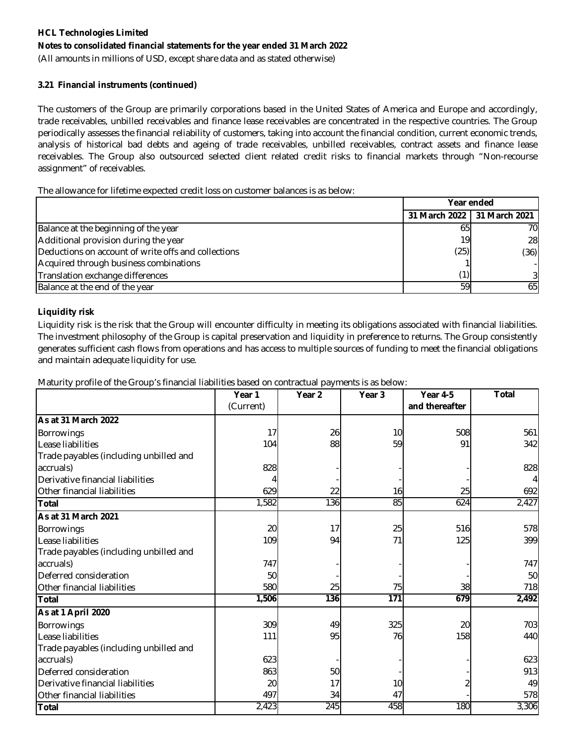**HCL Technologies Limited**

**Notes to consolidated financial statements for the year ended 31 March 2022**

(All amounts in millions of USD, except share data and as stated otherwise)

**3.21 Financial instruments (continued)**

The customers of the Group are primarily corporations based in the United States of America and Europe and accordingly, trade receivables, unbilled receivables and finance lease receivables are concentrated in the respective countries. The Group periodically assesses the financial reliability of customers, taking into account the financial condition, current economic trends, analysis of historical bad debts and ageing of trade receivables, unbilled receivables, contract assets and finance lease receivables. The Group also outsourced selected client related credit risks to financial markets through "Non-recourse assignment" of receivables.

The allowance for lifetime expected credit loss on customer balances is as below:

| | Year ended | |
|---|---|---|
| | 31 March 2022 | 31 March 2021 |
| Balance at the beginning of the year | 65 | 70 |
| Additional provision during the year | 19 | 28 |
| Deductions on account of write offs and collections | (25) | (36) |
| Acquired through business combinations | 1 | - |
| Translation exchange differences | (1) | 3 |
| Balance at the end of the year | 59 | 65 |

**Liquidity risk**

Liquidity risk is the risk that the Group will encounter difficulty in meeting its obligations associated with financial liabilities. The investment philosophy of the Group is capital preservation and liquidity in preference to returns. The Group consistently generates sufficient cash flows from operations and has access to multiple sources of funding to meet the financial obligations and maintain adequate liquidity for use.

Maturity profile of the Group's financial liabilities based on contractual payments is as below:

| | Year 1 (Current) | Year 2 | Year 3 | Year 4-5 and thereafter | Total |
|---|---|---|---|---|---|
| **As at 31 March 2022** | | | | | |
| Borrowings | 17 | 26 | 10 | 508 | 561 |
| Lease liabilities | 104 | 88 | 59 | 91 | 342 |
| Trade payables (including unbilled and accruals) | 828 | - | - | - | 828 |
| Derivative financial liabilities | 4 | - | - | - | 4 |
| Other financial liabilities | 629 | 22 | 16 | 25 | 692 |
| **Total** | 1,582 | 136 | 85 | 624 | 2,427 |
| **As at 31 March 2021** | | | | | |
| Borrowings | 20 | 17 | 25 | 516 | 578 |
| Lease liabilities | 109 | 94 | 71 | 125 | 399 |
| Trade payables (including unbilled and accruals) | 747 | - | - | - | 747 |
| Deferred consideration | 50 | - | - | - | 50 |
| Other financial liabilities | 580 | 25 | 75 | 38 | 718 |
| **Total** | **1,506** | **136** | **171** | **679** | **2,492** |
| **As at 1 April 2020** | | | | | |
| Borrowings | 309 | 49 | 325 | 20 | 703 |
| Lease liabilities | 111 | 95 | 76 | 158 | 440 |
| Trade payables (including unbilled and accruals) | 623 | - | - | - | 623 |
| Deferred consideration | 863 | 50 | - | - | 913 |
| Derivative financial liabilities | 20 | 17 | 10 | 2 | 49 |
| Other financial liabilities | 497 | 34 | 47 | - | 578 |
| **Total** | 2,423 | 245 | 458 | 180 | 3,306 |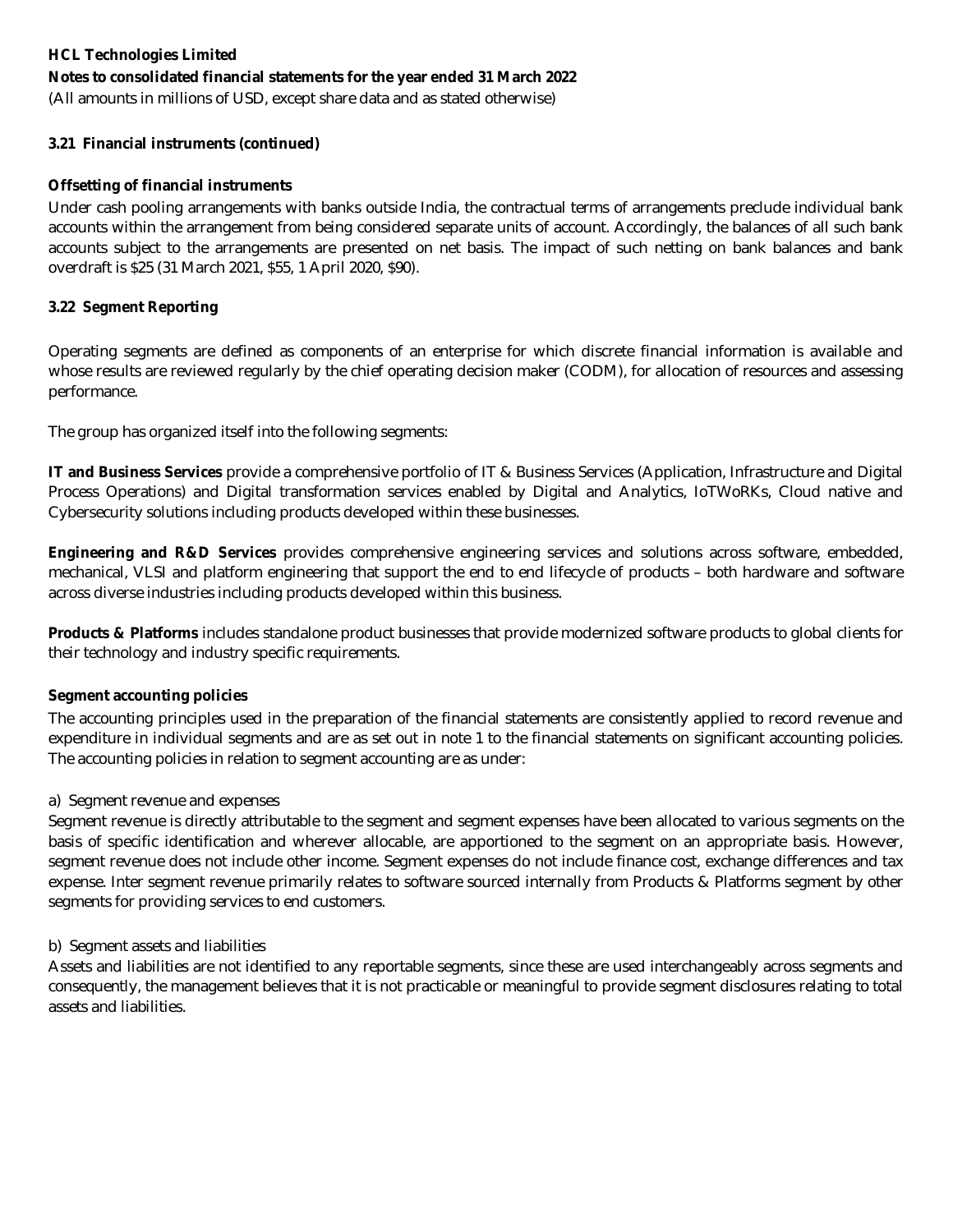**HCL Technologies Limited**

**Notes to consolidated financial statements for the year ended 31 March 2022**

(All amounts in millions of USD, except share data and as stated otherwise)

### 3.21 Financial instruments (continued)

**Offsetting of financial instruments**

Under cash pooling arrangements with banks outside India, the contractual terms of arrangements preclude individual bank accounts within the arrangement from being considered separate units of account. Accordingly, the balances of all such bank accounts subject to the arrangements are presented on net basis. The impact of such netting on bank balances and bank overdraft is $25 (31 March 2021, $55, 1 April 2020, $90).

### 3.22 Segment Reporting

Operating segments are defined as components of an enterprise for which discrete financial information is available and whose results are reviewed regularly by the chief operating decision maker (CODM), for allocation of resources and assessing performance.

The group has organized itself into the following segments:

**IT and Business Services** provide a comprehensive portfolio of IT & Business Services (Application, Infrastructure and Digital Process Operations) and Digital transformation services enabled by Digital and Analytics, IoTWoRKs, Cloud native and Cybersecurity solutions including products developed within these businesses.

**Engineering and R&D Services** provides comprehensive engineering services and solutions across software, embedded, mechanical, VLSI and platform engineering that support the end to end lifecycle of products – both hardware and software across diverse industries including products developed within this business.

**Products & Platforms** includes standalone product businesses that provide modernized software products to global clients for their technology and industry specific requirements.

**Segment accounting policies**

The accounting principles used in the preparation of the financial statements are consistently applied to record revenue and expenditure in individual segments and are as set out in note 1 to the financial statements on significant accounting policies. The accounting policies in relation to segment accounting are as under:

a) Segment revenue and expenses

Segment revenue is directly attributable to the segment and segment expenses have been allocated to various segments on the basis of specific identification and wherever allocable, are apportioned to the segment on an appropriate basis. However, segment revenue does not include other income. Segment expenses do not include finance cost, exchange differences and tax expense. Inter segment revenue primarily relates to software sourced internally from Products & Platforms segment by other segments for providing services to end customers.

b) Segment assets and liabilities

Assets and liabilities are not identified to any reportable segments, since these are used interchangeably across segments and consequently, the management believes that it is not practicable or meaningful to provide segment disclosures relating to total assets and liabilities.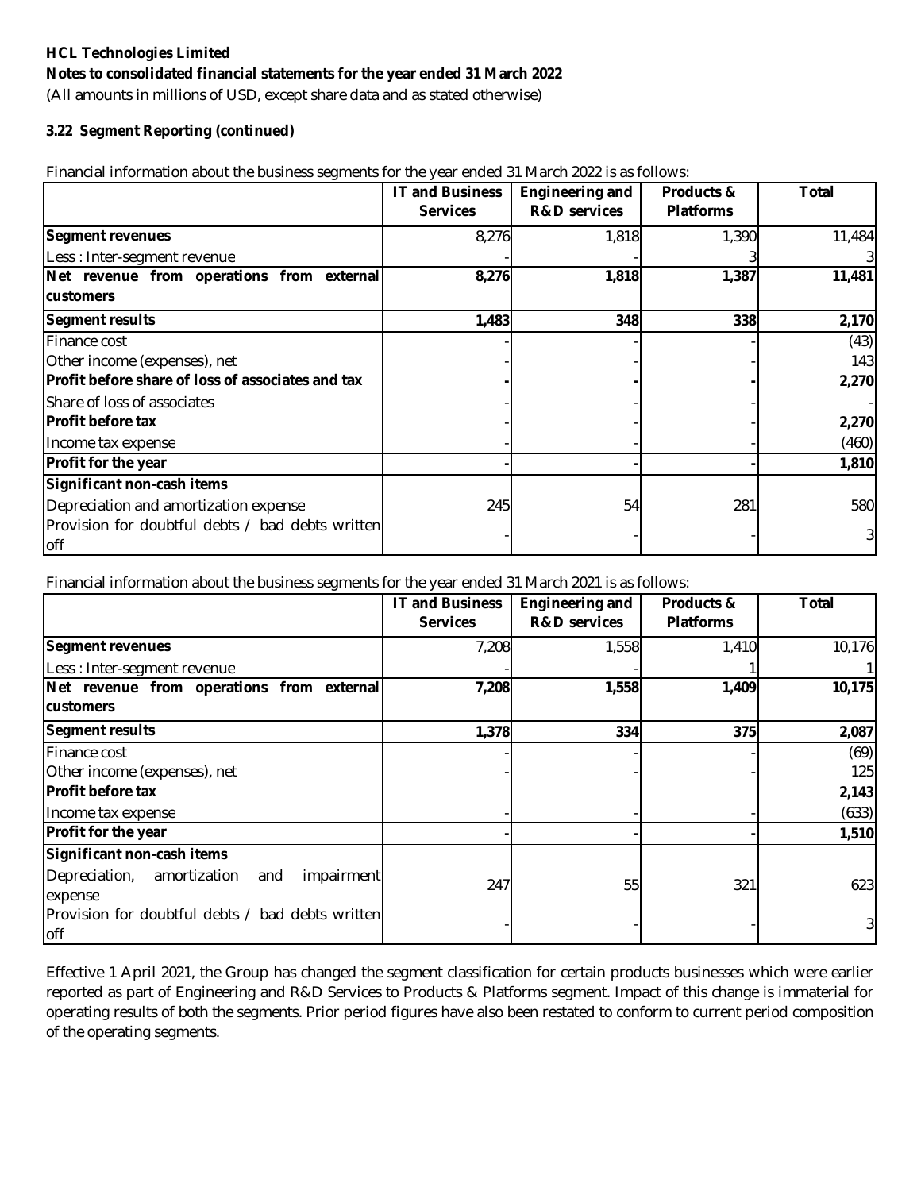**HCL Technologies Limited**

**Notes to consolidated financial statements for the year ended 31 March 2022**

(All amounts in millions of USD, except share data and as stated otherwise)

**3.22 Segment Reporting (continued)**

Financial information about the business segments for the year ended 31 March 2022 is as follows:

| | IT and Business Services | Engineering and R&D services | Products & Platforms | Total |
|---|---|---|---|---|
| **Segment revenues** | 8,276 | 1,818 | 1,390 | 11,484 |
| Less : Inter-segment revenue | - | - | 3 | 3 |
| **Net revenue from operations from external customers** | **8,276** | **1,818** | **1,387** | **11,481** |
| **Segment results** | **1,483** | **348** | **338** | **2,170** |
| Finance cost | - | - | - | (43) |
| Other income (expenses), net | - | - | - | 143 |
| **Profit before share of loss of associates and tax** | - | - | - | **2,270** |
| Share of loss of associates | - | - | - | - |
| **Profit before tax** | - | - | - | **2,270** |
| Income tax expense | - | - | - | (460) |
| **Profit for the year** | - | - | - | **1,810** |
| **Significant non-cash items** | | | | |
| Depreciation and amortization expense | 245 | 54 | 281 | 580 |
| Provision for doubtful debts / bad debts written off | - | - | - | 3 |

Financial information about the business segments for the year ended 31 March 2021 is as follows:

| | IT and Business Services | Engineering and R&D services | Products & Platforms | Total |
|---|---|---|---|---|
| **Segment revenues** | 7,208 | 1,558 | 1,410 | 10,176 |
| Less : Inter-segment revenue | - | - | 1 | 1 |
| **Net revenue from operations from external customers** | **7,208** | **1,558** | **1,409** | **10,175** |
| **Segment results** | **1,378** | **334** | **375** | **2,087** |
| Finance cost | - | - | - | (69) |
| Other income (expenses), net | - | - | - | 125 |
| **Profit before tax** | | | | **2,143** |
| Income tax expense | - | - | - | (633) |
| **Profit for the year** | - | - | - | **1,510** |
| **Significant non-cash items** | | | | |
| Depreciation, amortization and impairment expense | 247 | 55 | 321 | 623 |
| Provision for doubtful debts / bad debts written off | - | - | - | 3 |

Effective 1 April 2021, the Group has changed the segment classification for certain products businesses which were earlier reported as part of Engineering and R&D Services to Products & Platforms segment. Impact of this change is immaterial for operating results of both the segments. Prior period figures have also been restated to conform to current period composition of the operating segments.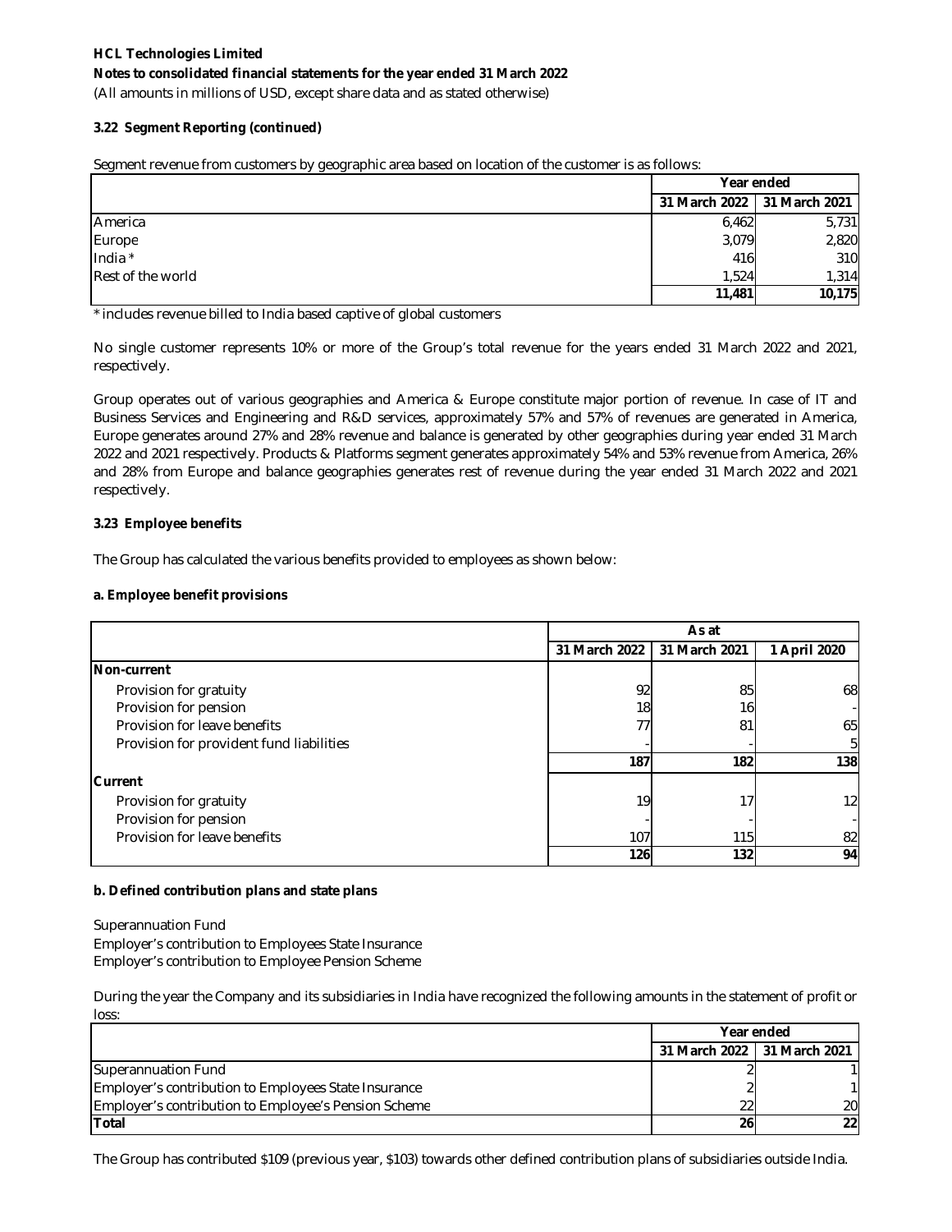**HCL Technologies Limited**

**Notes to consolidated financial statements for the year ended 31 March 2022**

(All amounts in millions of USD, except share data and as stated otherwise)

**3.22 Segment Reporting (continued)**

Segment revenue from customers by geographic area based on location of the customer is as follows:

| | Year ended | |
|---|---|---|
| | 31 March 2022 | 31 March 2021 |
| America | 6,462 | 5,731 |
| Europe | 3,079 | 2,820 |
| India * | 416 | 310 |
| Rest of the world | 1,524 | 1,314 |
| | **11,481** | **10,175** |

* includes revenue billed to India based captive of global customers

No single customer represents 10% or more of the Group's total revenue for the years ended 31 March 2022 and 2021, respectively.

Group operates out of various geographies and America & Europe constitute major portion of revenue. In case of IT and Business Services and Engineering and R&D services, approximately 57% and 57% of revenues are generated in America, Europe generates around 27% and 28% revenue and balance is generated by other geographies during year ended 31 March 2022 and 2021 respectively. Products & Platforms segment generates approximately 54% and 53% revenue from America, 26% and 28% from Europe and balance geographies generates rest of revenue during the year ended 31 March 2022 and 2021 respectively.

**3.23 Employee benefits**

The Group has calculated the various benefits provided to employees as shown below:

**a. Employee benefit provisions**

| | As at | | |
|---|---|---|---|
| | 31 March 2022 | 31 March 2021 | 1 April 2020 |
| **Non-current** | | | |
| Provision for gratuity | 92 | 85 | 68 |
| Provision for pension | 18 | 16 | - |
| Provision for leave benefits | 77 | 81 | 65 |
| Provision for provident fund liabilities | - | - | 5 |
| | **187** | **182** | **138** |
| **Current** | | | |
| Provision for gratuity | 19 | 17 | 12 |
| Provision for pension | - | - | - |
| Provision for leave benefits | 107 | 115 | 82 |
| | **126** | **132** | **94** |

**b. Defined contribution plans and state plans**

Superannuation Fund
Employer's contribution to Employees State Insurance
Employer's contribution to Employee Pension Scheme

During the year the Company and its subsidiaries in India have recognized the following amounts in the statement of profit or loss:

| | Year ended | |
|---|---|---|
| | 31 March 2022 | 31 March 2021 |
| Superannuation Fund | 2 | 1 |
| Employer's contribution to Employees State Insurance | 2 | 1 |
| Employer's contribution to Employee's Pension Scheme | 22 | 20 |
| **Total** | **26** | **22** |

The Group has contributed \$109 (previous year, \$103) towards other defined contribution plans of subsidiaries outside India.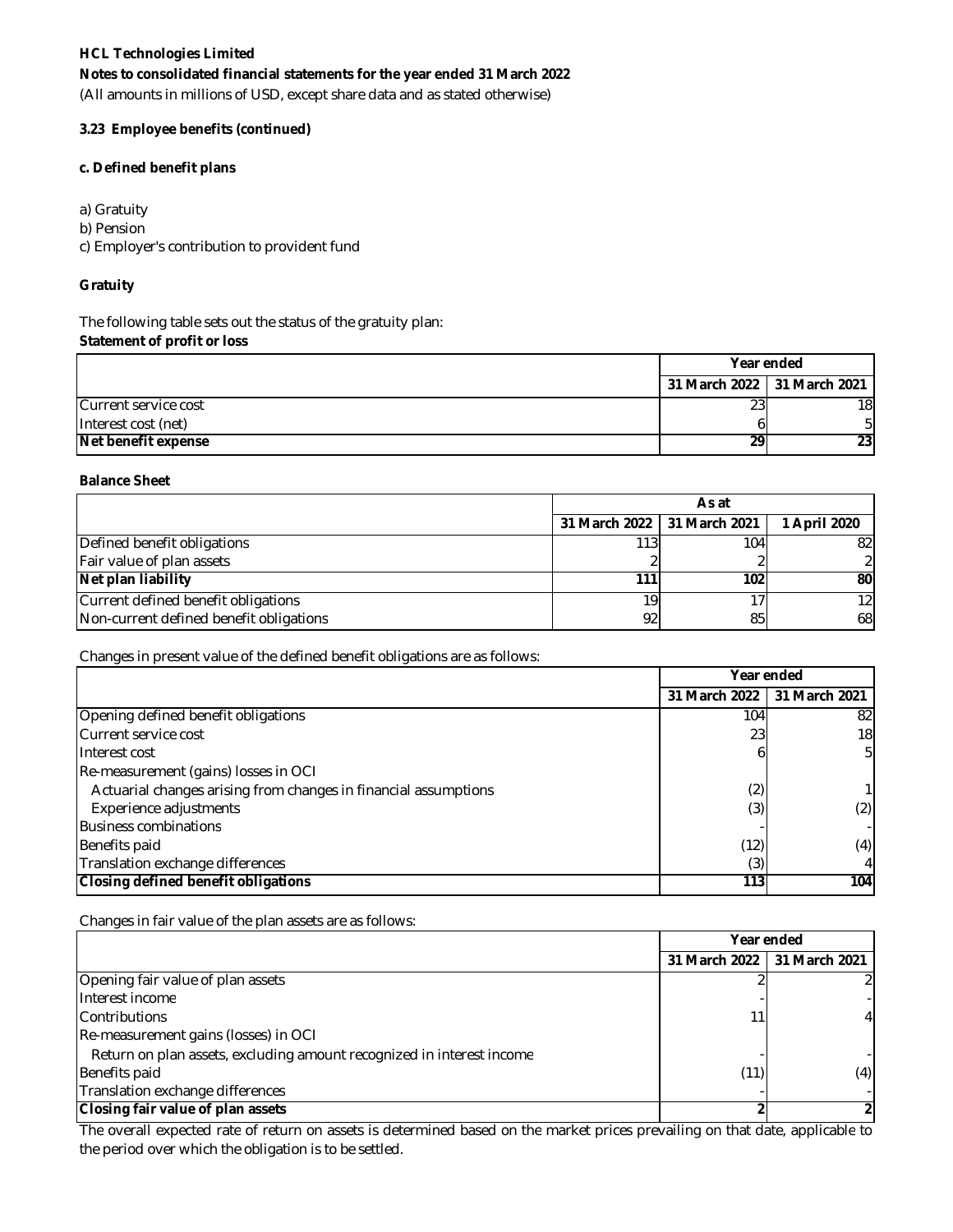**HCL Technologies Limited**

**Notes to consolidated financial statements for the year ended 31 March 2022**

(All amounts in millions of USD, except share data and as stated otherwise)

**3.23 Employee benefits (continued)**

**c. Defined benefit plans**

a) Gratuity
b) Pension
c) Employer's contribution to provident fund

**Gratuity**

The following table sets out the status of the gratuity plan:

**Statement of profit or loss**

| | Year ended | |
|---|---|---|
| | 31 March 2022 | 31 March 2021 |
| Current service cost | 23 | 18 |
| Interest cost (net) | 6 | 5 |
| **Net benefit expense** | **29** | **23** |

**Balance Sheet**

| | As at | | |
|---|---|---|---|
| | 31 March 2022 | 31 March 2021 | 1 April 2020 |
| Defined benefit obligations | 113 | 104 | 82 |
| Fair value of plan assets | 2 | 2 | 2 |
| **Net plan liability** | **111** | **102** | **80** |
| Current defined benefit obligations | 19 | 17 | 12 |
| Non-current defined benefit obligations | 92 | 85 | 68 |

Changes in present value of the defined benefit obligations are as follows:

| | Year ended | |
|---|---|---|
| | 31 March 2022 | 31 March 2021 |
| Opening defined benefit obligations | 104 | 82 |
| Current service cost | 23 | 18 |
| Interest cost | 6 | 5 |
| Re-measurement (gains) losses in OCI | | |
| Actuarial changes arising from changes in financial assumptions | (2) | 1 |
| Experience adjustments | (3) | (2) |
| Business combinations | - | - |
| Benefits paid | (12) | (4) |
| Translation exchange differences | (3) | 4 |
| **Closing defined benefit obligations** | **113** | **104** |

Changes in fair value of the plan assets are as follows:

| | Year ended | |
|---|---|---|
| | 31 March 2022 | 31 March 2021 |
| Opening fair value of plan assets | 2 | 2 |
| Interest income | - | - |
| Contributions | 11 | 4 |
| Re-measurement gains (losses) in OCI | | |
| Return on plan assets, excluding amount recognized in interest income | - | - |
| Benefits paid | (11) | (4) |
| Translation exchange differences | - | - |
| **Closing fair value of plan assets** | **2** | **2** |

The overall expected rate of return on assets is determined based on the market prices prevailing on that date, applicable to the period over which the obligation is to be settled.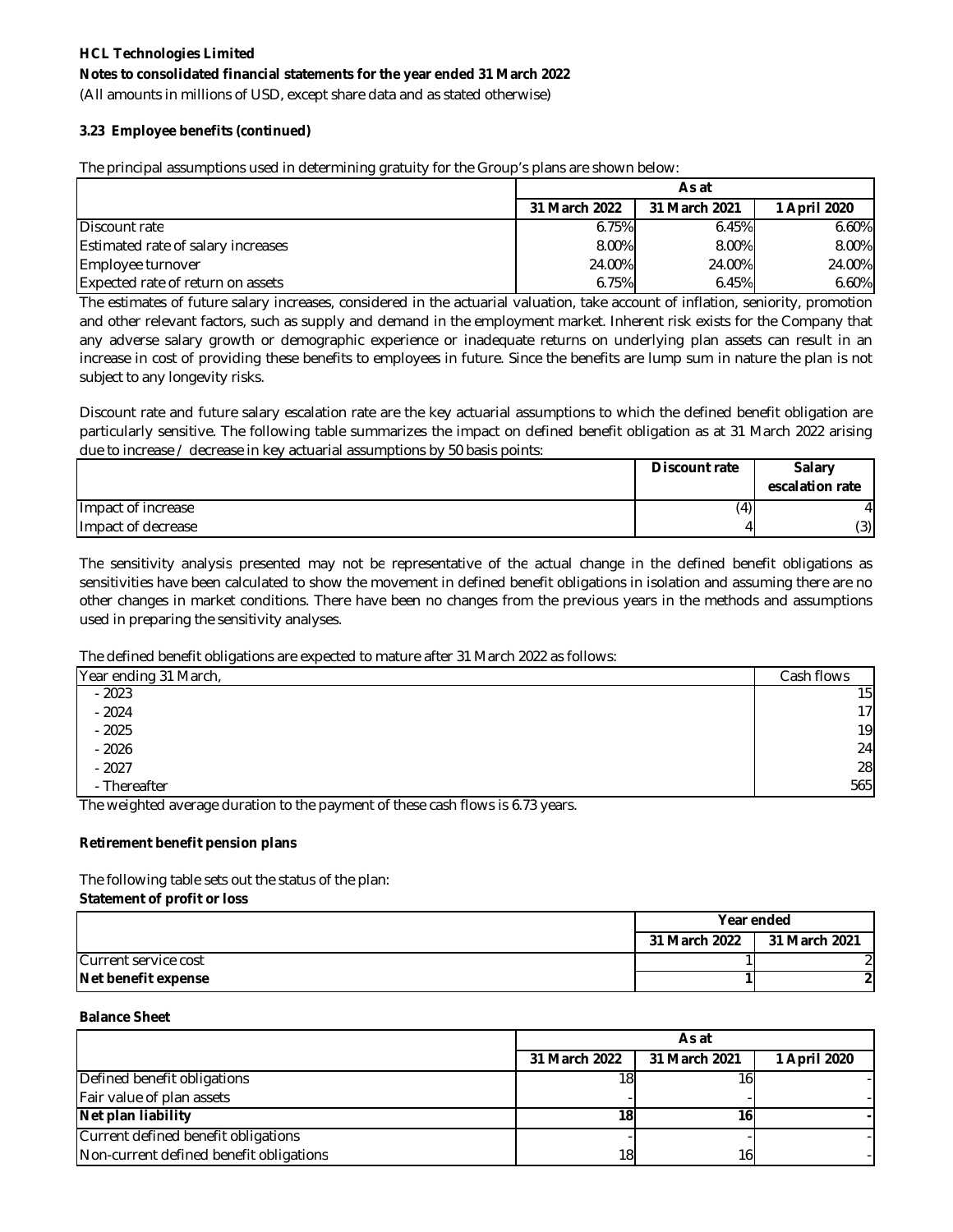**HCL Technologies Limited**

**Notes to consolidated financial statements for the year ended 31 March 2022**

(All amounts in millions of USD, except share data and as stated otherwise)

**3.23 Employee benefits (continued)**

The principal assumptions used in determining gratuity for the Group's plans are shown below:

| | As at | | |
|---|---|---|---|
| | 31 March 2022 | 31 March 2021 | 1 April 2020 |
| Discount rate | 6.75% | 6.45% | 6.60% |
| Estimated rate of salary increases | 8.00% | 8.00% | 8.00% |
| Employee turnover | 24.00% | 24.00% | 24.00% |
| Expected rate of return on assets | 6.75% | 6.45% | 6.60% |

The estimates of future salary increases, considered in the actuarial valuation, take account of inflation, seniority, promotion and other relevant factors, such as supply and demand in the employment market. Inherent risk exists for the Company that any adverse salary growth or demographic experience or inadequate returns on underlying plan assets can result in an increase in cost of providing these benefits to employees in future. Since the benefits are lump sum in nature the plan is not subject to any longevity risks.

Discount rate and future salary escalation rate are the key actuarial assumptions to which the defined benefit obligation are particularly sensitive. The following table summarizes the impact on defined benefit obligation as at 31 March 2022 arising due to increase / decrease in key actuarial assumptions by 50 basis points:

| | Discount rate | Salary escalation rate |
|---|---|---|
| Impact of increase | (4) | 4 |
| Impact of decrease | 4 | (3) |

The sensitivity analysis presented may not be representative of the actual change in the defined benefit obligations as sensitivities have been calculated to show the movement in defined benefit obligations in isolation and assuming there are no other changes in market conditions. There have been no changes from the previous years in the methods and assumptions used in preparing the sensitivity analyses.

The defined benefit obligations are expected to mature after 31 March 2022 as follows:

| Year ending 31 March, | Cash flows |
|---|---|
| - 2023 | 15 |
| - 2024 | 17 |
| - 2025 | 19 |
| - 2026 | 24 |
| - 2027 | 28 |
| - Thereafter | 565 |

The weighted average duration to the payment of these cash flows is 6.73 years.

**Retirement benefit pension plans**

The following table sets out the status of the plan:

**Statement of profit or loss**

| | Year ended | |
|---|---|---|
| | 31 March 2022 | 31 March 2021 |
| Current service cost | 1 | 2 |
| **Net benefit expense** | **1** | **2** |

**Balance Sheet**

| | As at | | |
|---|---|---|---|
| | 31 March 2022 | 31 March 2021 | 1 April 2020 |
| Defined benefit obligations | 18 | 16 | - |
| Fair value of plan assets | - | - | - |
| **Net plan liability** | **18** | **16** | **-** |
| Current defined benefit obligations | - | - | - |
| Non-current defined benefit obligations | 18 | 16 | - |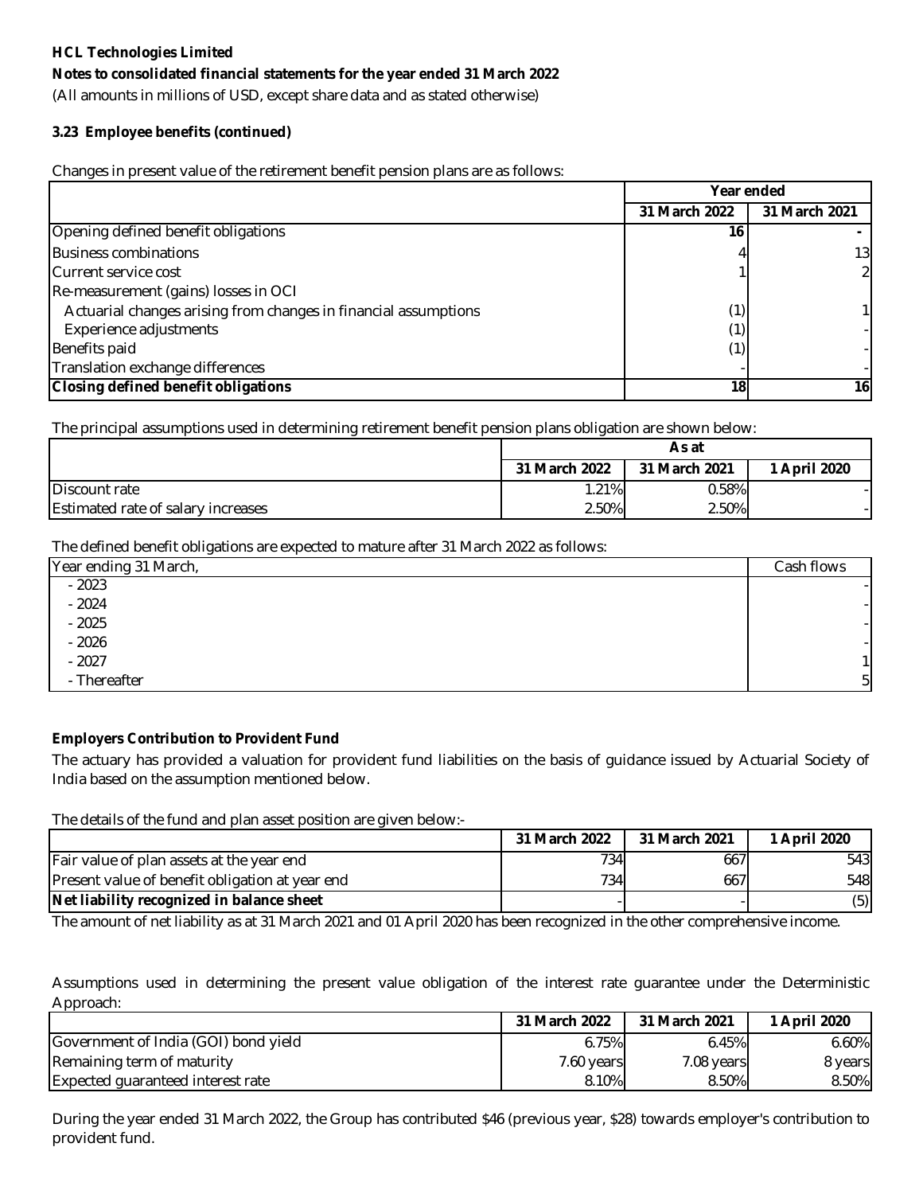**HCL Technologies Limited**

**Notes to consolidated financial statements for the year ended 31 March 2022**

(All amounts in millions of USD, except share data and as stated otherwise)

**3.23 Employee benefits (continued)**

Changes in present value of the retirement benefit pension plans are as follows:

| | Year ended | |
|---|---|---|
| | 31 March 2022 | 31 March 2021 |
| Opening defined benefit obligations | 16 | - |
| Business combinations | 4 | 13 |
| Current service cost | 1 | 2 |
| Re-measurement (gains) losses in OCI | | |
| Actuarial changes arising from changes in financial assumptions | (1) | 1 |
| Experience adjustments | (1) | - |
| Benefits paid | (1) | - |
| Translation exchange differences | - | - |
| **Closing defined benefit obligations** | **18** | **16** |

The principal assumptions used in determining retirement benefit pension plans obligation are shown below:

| | As at | | |
|---|---|---|---|
| | 31 March 2022 | 31 March 2021 | 1 April 2020 |
| Discount rate | 1.21% | 0.58% | - |
| Estimated rate of salary increases | 2.50% | 2.50% | - |

The defined benefit obligations are expected to mature after 31 March 2022 as follows:

| Year ending 31 March, | Cash flows |
|---|---|
| - 2023 | - |
| - 2024 | - |
| - 2025 | - |
| - 2026 | - |
| - 2027 | 1 |
| - Thereafter | 5 |

**Employers Contribution to Provident Fund**

The actuary has provided a valuation for provident fund liabilities on the basis of guidance issued by Actuarial Society of India based on the assumption mentioned below.

The details of the fund and plan asset position are given below:-

| | 31 March 2022 | 31 March 2021 | 1 April 2020 |
|---|---|---|---|
| Fair value of plan assets at the year end | 734 | 667 | 543 |
| Present value of benefit obligation at year end | 734 | 667 | 548 |
| **Net liability recognized in balance sheet** | - | - | (5) |

The amount of net liability as at 31 March 2021 and 01 April 2020 has been recognized in the other comprehensive income.

Assumptions used in determining the present value obligation of the interest rate guarantee under the Deterministic Approach:

| | 31 March 2022 | 31 March 2021 | 1 April 2020 |
|---|---|---|---|
| Government of India (GOI) bond yield | 6.75% | 6.45% | 6.60% |
| Remaining term of maturity | 7.60 years | 7.08 years | 8 years |
| Expected guaranteed interest rate | 8.10% | 8.50% | 8.50% |

During the year ended 31 March 2022, the Group has contributed $46 (previous year, $28) towards employer's contribution to provident fund.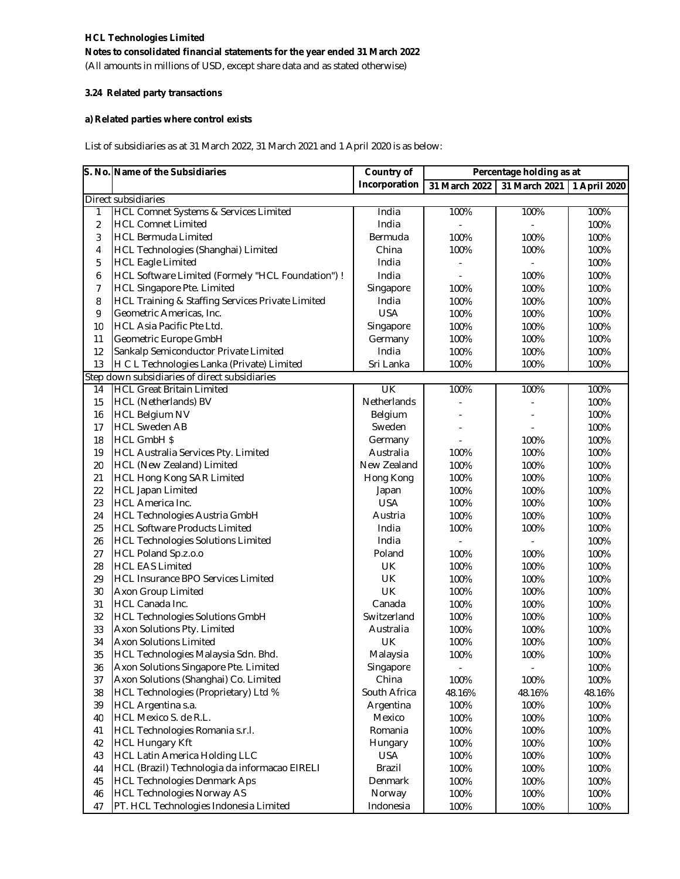**HCL Technologies Limited**

**Notes to consolidated financial statements for the year ended 31 March 2022**

(All amounts in millions of USD, except share data and as stated otherwise)

**3.24 Related party transactions**

**a) Related parties where control exists**

List of subsidiaries as at 31 March 2022, 31 March 2021 and 1 April 2020 is as below:

| S. No. | Name of the Subsidiaries | Country of Incorporation | Percentage holding as at | | |
|---|---|---|---|---|---|
| | | | 31 March 2022 | 31 March 2021 | 1 April 2020 |
| Direct subsidiaries | | | | | |
| 1 | HCL Comnet Systems & Services Limited | India | 100% | 100% | 100% |
| 2 | HCL Comnet Limited | India | - | - | 100% |
| 3 | HCL Bermuda Limited | Bermuda | 100% | 100% | 100% |
| 4 | HCL Technologies (Shanghai) Limited | China | 100% | 100% | 100% |
| 5 | HCL Eagle Limited | India | - | - | 100% |
| 6 | HCL Software Limited (Formely "HCL Foundation") ! | India | - | 100% | 100% |
| 7 | HCL Singapore Pte. Limited | Singapore | 100% | 100% | 100% |
| 8 | HCL Training & Staffing Services Private Limited | India | 100% | 100% | 100% |
| 9 | Geometric Americas, Inc. | USA | 100% | 100% | 100% |
| 10 | HCL Asia Pacific Pte Ltd. | Singapore | 100% | 100% | 100% |
| 11 | Geometric Europe GmbH | Germany | 100% | 100% | 100% |
| 12 | Sankalp Semiconductor Private Limited | India | 100% | 100% | 100% |
| 13 | H C L Technologies Lanka (Private) Limited | Sri Lanka | 100% | 100% | 100% |
| Step down subsidiaries of direct subsidiaries | | | | | |
| 14 | HCL Great Britain Limited | UK | 100% | 100% | 100% |
| 15 | HCL (Netherlands) BV | Netherlands | - | - | 100% |
| 16 | HCL Belgium NV | Belgium | - | - | 100% |
| 17 | HCL Sweden AB | Sweden | - | - | 100% |
| 18 | HCL GmbH $ | Germany | - | 100% | 100% |
| 19 | HCL Australia Services Pty. Limited | Australia | 100% | 100% | 100% |
| 20 | HCL (New Zealand) Limited | New Zealand | 100% | 100% | 100% |
| 21 | HCL Hong Kong SAR Limited | Hong Kong | 100% | 100% | 100% |
| 22 | HCL Japan Limited | Japan | 100% | 100% | 100% |
| 23 | HCL America Inc. | USA | 100% | 100% | 100% |
| 24 | HCL Technologies Austria GmbH | Austria | 100% | 100% | 100% |
| 25 | HCL Software Products Limited | India | 100% | 100% | 100% |
| 26 | HCL Technologies Solutions Limited | India | - | - | 100% |
| 27 | HCL Poland Sp.z.o.o | Poland | 100% | 100% | 100% |
| 28 | HCL EAS Limited | UK | 100% | 100% | 100% |
| 29 | HCL Insurance BPO Services Limited | UK | 100% | 100% | 100% |
| 30 | Axon Group Limited | UK | 100% | 100% | 100% |
| 31 | HCL Canada Inc. | Canada | 100% | 100% | 100% |
| 32 | HCL Technologies Solutions GmbH | Switzerland | 100% | 100% | 100% |
| 33 | Axon Solutions Pty. Limited | Australia | 100% | 100% | 100% |
| 34 | Axon Solutions Limited | UK | 100% | 100% | 100% |
| 35 | HCL Technologies Malaysia Sdn. Bhd. | Malaysia | 100% | 100% | 100% |
| 36 | Axon Solutions Singapore Pte. Limited | Singapore | - | - | 100% |
| 37 | Axon Solutions (Shanghai) Co. Limited | China | 100% | 100% | 100% |
| 38 | HCL Technologies (Proprietary) Ltd % | South Africa | 48.16% | 48.16% | 48.16% |
| 39 | HCL Argentina s.a. | Argentina | 100% | 100% | 100% |
| 40 | HCL Mexico S. de R.L. | Mexico | 100% | 100% | 100% |
| 41 | HCL Technologies Romania s.r.l. | Romania | 100% | 100% | 100% |
| 42 | HCL Hungary Kft | Hungary | 100% | 100% | 100% |
| 43 | HCL Latin America Holding LLC | USA | 100% | 100% | 100% |
| 44 | HCL (Brazil) Technologia da informacao EIRELI | Brazil | 100% | 100% | 100% |
| 45 | HCL Technologies Denmark Aps | Denmark | 100% | 100% | 100% |
| 46 | HCL Technologies Norway AS | Norway | 100% | 100% | 100% |
| 47 | PT. HCL Technologies Indonesia Limited | Indonesia | 100% | 100% | 100% |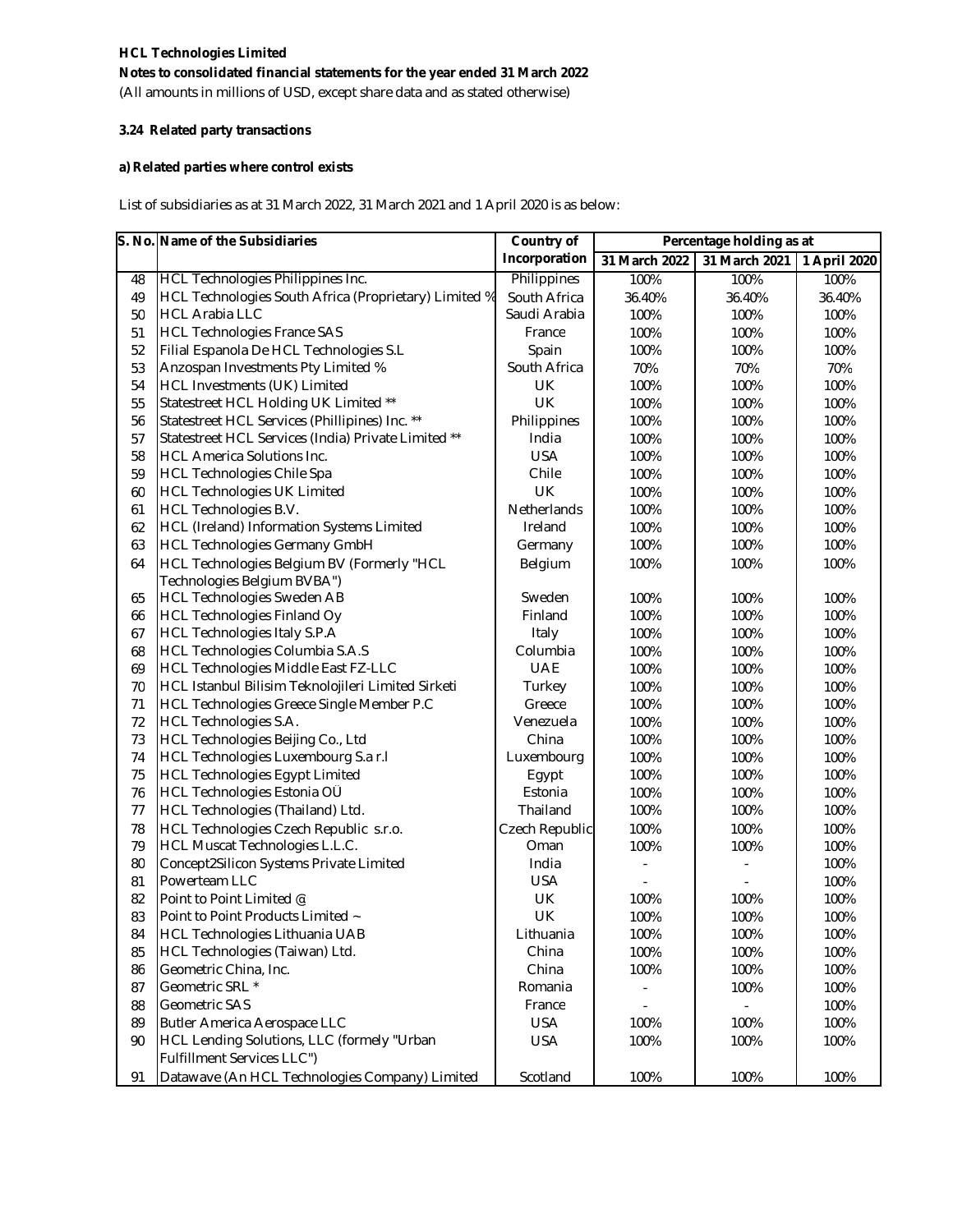**HCL Technologies Limited**

**Notes to consolidated financial statements for the year ended 31 March 2022**

(All amounts in millions of USD, except share data and as stated otherwise)

**3.24 Related party transactions**

**a) Related parties where control exists**

List of subsidiaries as at 31 March 2022, 31 March 2021 and 1 April 2020 is as below:

| S. No. | Name of the Subsidiaries | Country of Incorporation | Percentage holding as at | | |
|---|---|---|---|---|---|
| | | | 31 March 2022 | 31 March 2021 | 1 April 2020 |
| 48 | HCL Technologies Philippines Inc. | Philippines | 100% | 100% | 100% |
| 49 | HCL Technologies South Africa (Proprietary) Limited % | South Africa | 36.40% | 36.40% | 36.40% |
| 50 | HCL Arabia LLC | Saudi Arabia | 100% | 100% | 100% |
| 51 | HCL Technologies France SAS | France | 100% | 100% | 100% |
| 52 | Filial Espanola De HCL Technologies S.L | Spain | 100% | 100% | 100% |
| 53 | Anzospan Investments Pty Limited % | South Africa | 70% | 70% | 70% |
| 54 | HCL Investments (UK) Limited | UK | 100% | 100% | 100% |
| 55 | Statestreet HCL Holding UK Limited ** | UK | 100% | 100% | 100% |
| 56 | Statestreet HCL Services (Phillipines) Inc. ** | Philippines | 100% | 100% | 100% |
| 57 | Statestreet HCL Services (India) Private Limited ** | India | 100% | 100% | 100% |
| 58 | HCL America Solutions Inc. | USA | 100% | 100% | 100% |
| 59 | HCL Technologies Chile Spa | Chile | 100% | 100% | 100% |
| 60 | HCL Technologies UK Limited | UK | 100% | 100% | 100% |
| 61 | HCL Technologies B.V. | Netherlands | 100% | 100% | 100% |
| 62 | HCL (Ireland) Information Systems Limited | Ireland | 100% | 100% | 100% |
| 63 | HCL Technologies Germany GmbH | Germany | 100% | 100% | 100% |
| 64 | HCL Technologies Belgium BV (Formerly "HCL Technologies Belgium BVBA") | Belgium | 100% | 100% | 100% |
| 65 | HCL Technologies Sweden AB | Sweden | 100% | 100% | 100% |
| 66 | HCL Technologies Finland Oy | Finland | 100% | 100% | 100% |
| 67 | HCL Technologies Italy S.P.A | Italy | 100% | 100% | 100% |
| 68 | HCL Technologies Columbia S.A.S | Columbia | 100% | 100% | 100% |
| 69 | HCL Technologies Middle East FZ-LLC | UAE | 100% | 100% | 100% |
| 70 | HCL Istanbul Bilisim Teknolojileri Limited Sirketi | Turkey | 100% | 100% | 100% |
| 71 | HCL Technologies Greece Single Member P.C | Greece | 100% | 100% | 100% |
| 72 | HCL Technologies S.A. | Venezuela | 100% | 100% | 100% |
| 73 | HCL Technologies Beijing Co., Ltd | China | 100% | 100% | 100% |
| 74 | HCL Technologies Luxembourg S.a r.l | Luxembourg | 100% | 100% | 100% |
| 75 | HCL Technologies Egypt Limited | Egypt | 100% | 100% | 100% |
| 76 | HCL Technologies Estonia OÜ | Estonia | 100% | 100% | 100% |
| 77 | HCL Technologies (Thailand) Ltd. | Thailand | 100% | 100% | 100% |
| 78 | HCL Technologies Czech Republic s.r.o. | Czech Republic | 100% | 100% | 100% |
| 79 | HCL Muscat Technologies L.L.C. | Oman | 100% | 100% | 100% |
| 80 | Concept2Silicon Systems Private Limited | India | - | - | 100% |
| 81 | Powerteam LLC | USA | - | - | 100% |
| 82 | Point to Point Limited @ | UK | 100% | 100% | 100% |
| 83 | Point to Point Products Limited ~ | UK | 100% | 100% | 100% |
| 84 | HCL Technologies Lithuania UAB | Lithuania | 100% | 100% | 100% |
| 85 | HCL Technologies (Taiwan) Ltd. | China | 100% | 100% | 100% |
| 86 | Geometric China, Inc. | China | 100% | 100% | 100% |
| 87 | Geometric SRL * | Romania | - | 100% | 100% |
| 88 | Geometric SAS | France | - | - | 100% |
| 89 | Butler America Aerospace LLC | USA | 100% | 100% | 100% |
| 90 | HCL Lending Solutions, LLC (formely "Urban Fulfillment Services LLC") | USA | 100% | 100% | 100% |
| 91 | Datawave (An HCL Technologies Company) Limited | Scotland | 100% | 100% | 100% |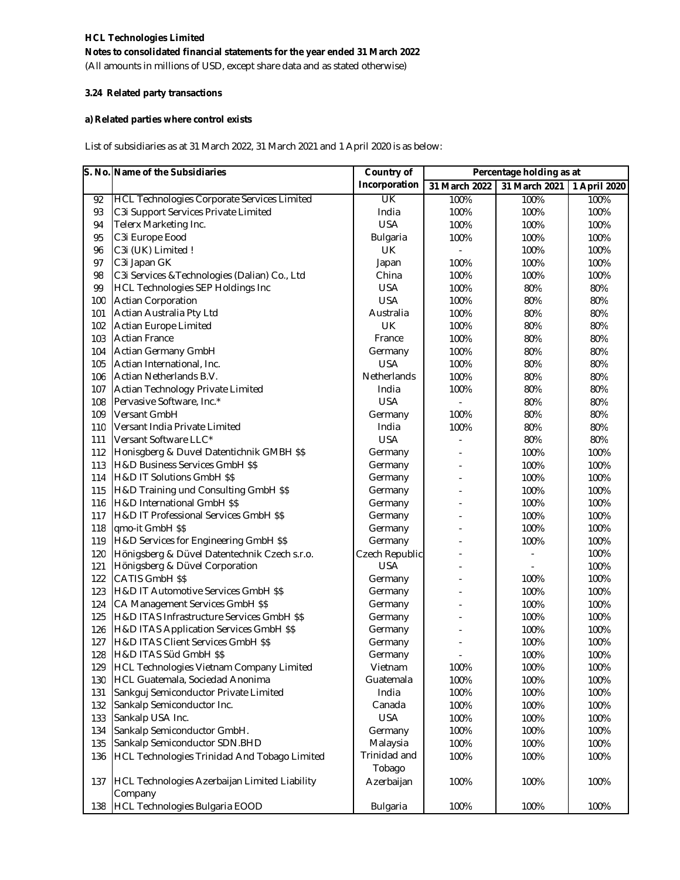# HCL Technologies Limited

**Notes to consolidated financial statements for the year ended 31 March 2022**

(All amounts in millions of USD, except share data and as stated otherwise)

## 3.24 Related party transactions

### a) Related parties where control exists

List of subsidiaries as at 31 March 2022, 31 March 2021 and 1 April 2020 is as below:

| S. No. | Name of the Subsidiaries | Country of Incorporation | Percentage holding as at | | |
|---|---|---|---|---|---|
| | | | 31 March 2022 | 31 March 2021 | 1 April 2020 |
| 92 | HCL Technologies Corporate Services Limited | UK | 100% | 100% | 100% |
| 93 | C3i Support Services Private Limited | India | 100% | 100% | 100% |
| 94 | Telerx Marketing Inc. | USA | 100% | 100% | 100% |
| 95 | C3i Europe Eood | Bulgaria | 100% | 100% | 100% |
| 96 | C3i (UK) Limited ! | UK | - | 100% | 100% |
| 97 | C3i Japan GK | Japan | 100% | 100% | 100% |
| 98 | C3i Services &Technologies (Dalian) Co., Ltd | China | 100% | 100% | 100% |
| 99 | HCL Technologies SEP Holdings Inc | USA | 100% | 80% | 80% |
| 100 | Actian Corporation | USA | 100% | 80% | 80% |
| 101 | Actian Australia Pty Ltd | Australia | 100% | 80% | 80% |
| 102 | Actian Europe Limited | UK | 100% | 80% | 80% |
| 103 | Actian France | France | 100% | 80% | 80% |
| 104 | Actian Germany GmbH | Germany | 100% | 80% | 80% |
| 105 | Actian International, Inc. | USA | 100% | 80% | 80% |
| 106 | Actian Netherlands B.V. | Netherlands | 100% | 80% | 80% |
| 107 | Actian Technology Private Limited | India | 100% | 80% | 80% |
| 108 | Pervasive Software, Inc.* | USA | - | 80% | 80% |
| 109 | Versant GmbH | Germany | 100% | 80% | 80% |
| 110 | Versant India Private Limited | India | 100% | 80% | 80% |
| 111 | Versant Software LLC* | USA | - | 80% | 80% |
| 112 | Honisgberg & Duvel Datentichnik GMBH $$ | Germany | - | 100% | 100% |
| 113 | H&D Business Services GmbH $$ | Germany | - | 100% | 100% |
| 114 | H&D IT Solutions GmbH $$ | Germany | - | 100% | 100% |
| 115 | H&D Training und Consulting GmbH $$ | Germany | - | 100% | 100% |
| 116 | H&D International GmbH $$ | Germany | - | 100% | 100% |
| 117 | H&D IT Professional Services GmbH $$ | Germany | - | 100% | 100% |
| 118 | qmo-it GmbH $$ | Germany | - | 100% | 100% |
| 119 | H&D Services for Engineering GmbH $$ | Germany | - | 100% | 100% |
| 120 | Hönigsberg & Düvel Datentechnik Czech s.r.o. | Czech Republic | - | - | 100% |
| 121 | Hönigsberg & Düvel Corporation | USA | - | - | 100% |
| 122 | CATIS GmbH $$ | Germany | - | 100% | 100% |
| 123 | H&D IT Automotive Services GmbH $$ | Germany | - | 100% | 100% |
| 124 | CA Management Services GmbH $$ | Germany | - | 100% | 100% |
| 125 | H&D ITAS Infrastructure Services GmbH $$ | Germany | - | 100% | 100% |
| 126 | H&D ITAS Application Services GmbH $$ | Germany | - | 100% | 100% |
| 127 | H&D ITAS Client Services GmbH $$ | Germany | - | 100% | 100% |
| 128 | H&D ITAS Süd GmbH $$ | Germany | - | 100% | 100% |
| 129 | HCL Technologies Vietnam Company Limited | Vietnam | 100% | 100% | 100% |
| 130 | HCL Guatemala, Sociedad Anonima | Guatemala | 100% | 100% | 100% |
| 131 | Sankguj Semiconductor Private Limited | India | 100% | 100% | 100% |
| 132 | Sankalp Semiconductor Inc. | Canada | 100% | 100% | 100% |
| 133 | Sankalp USA Inc. | USA | 100% | 100% | 100% |
| 134 | Sankalp Semiconductor GmbH. | Germany | 100% | 100% | 100% |
| 135 | Sankalp Semiconductor SDN.BHD | Malaysia | 100% | 100% | 100% |
| 136 | HCL Technologies Trinidad And Tobago Limited | Trinidad and Tobago | 100% | 100% | 100% |
| 137 | HCL Technologies Azerbaijan Limited Liability Company | Azerbaijan | 100% | 100% | 100% |
| 138 | HCL Technologies Bulgaria EOOD | Bulgaria | 100% | 100% | 100% |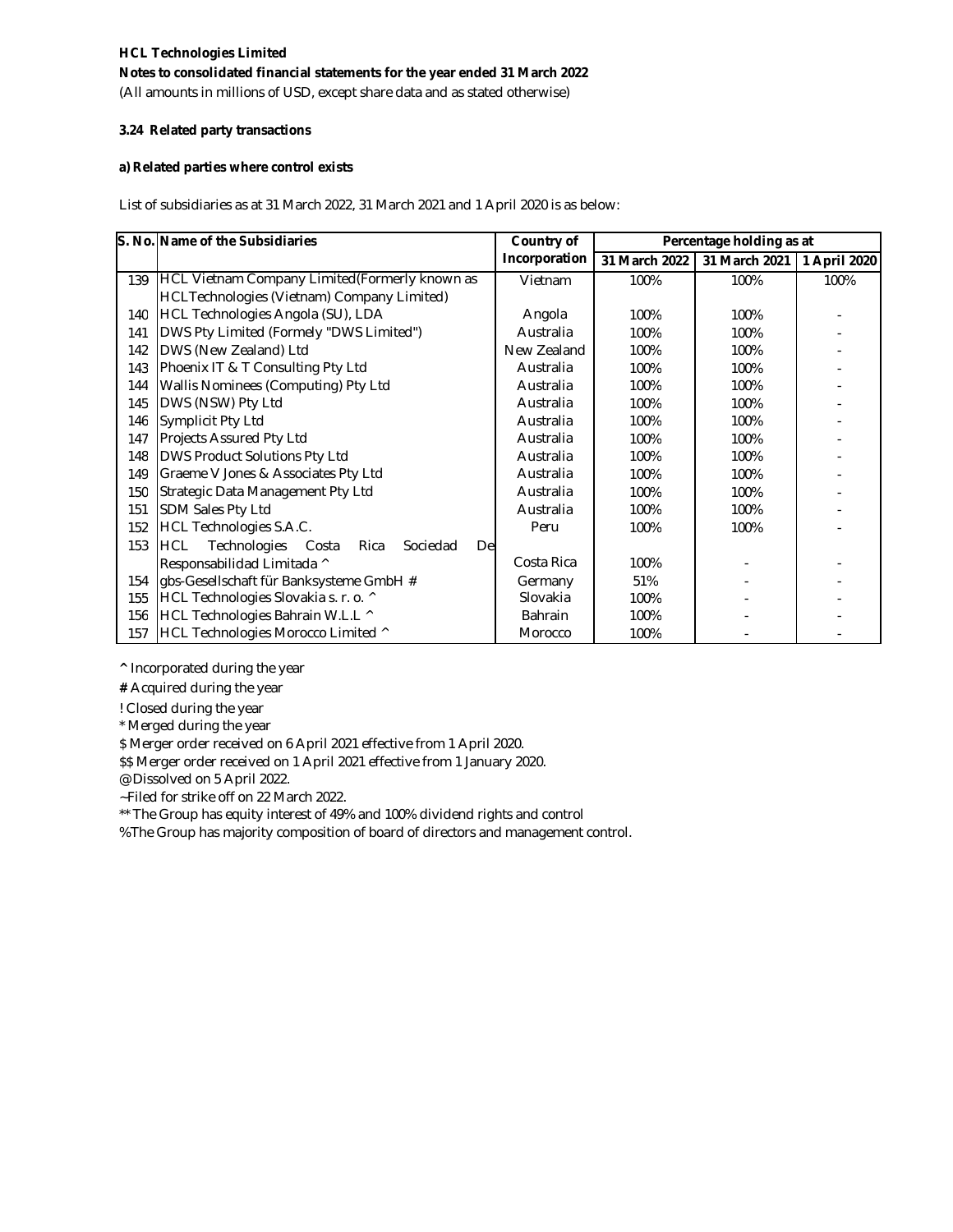**HCL Technologies Limited**

**Notes to consolidated financial statements for the year ended 31 March 2022**

(All amounts in millions of USD, except share data and as stated otherwise)

**3.24 Related party transactions**

**a) Related parties where control exists**

List of subsidiaries as at 31 March 2022, 31 March 2021 and 1 April 2020 is as below:

| S. No. | Name of the Subsidiaries | Country of Incorporation | Percentage holding as at | | |
|---|---|---|---|---|---|
| | | | 31 March 2022 | 31 March 2021 | 1 April 2020 |
| 139 | HCL Vietnam Company Limited(Formerly known as HCLTechnologies (Vietnam) Company Limited) | Vietnam | 100% | 100% | 100% |
| 140 | HCL Technologies Angola (SU), LDA | Angola | 100% | 100% | - |
| 141 | DWS Pty Limited (Formely "DWS Limited") | Australia | 100% | 100% | - |
| 142 | DWS (New Zealand) Ltd | New Zealand | 100% | 100% | - |
| 143 | Phoenix IT & T Consulting Pty Ltd | Australia | 100% | 100% | - |
| 144 | Wallis Nominees (Computing) Pty Ltd | Australia | 100% | 100% | - |
| 145 | DWS (NSW) Pty Ltd | Australia | 100% | 100% | - |
| 146 | Symplicit Pty Ltd | Australia | 100% | 100% | - |
| 147 | Projects Assured Pty Ltd | Australia | 100% | 100% | - |
| 148 | DWS Product Solutions Pty Ltd | Australia | 100% | 100% | - |
| 149 | Graeme V Jones & Associates Pty Ltd | Australia | 100% | 100% | - |
| 150 | Strategic Data Management Pty Ltd | Australia | 100% | 100% | - |
| 151 | SDM Sales Pty Ltd | Australia | 100% | 100% | - |
| 152 | HCL Technologies S.A.C. | Peru | 100% | 100% | - |
| 153 | HCL Technologies Costa Rica Sociedad De Responsabilidad Limitada ^ | Costa Rica | 100% | - | - |
| 154 | gbs-Gesellschaft für Banksysteme GmbH # | Germany | 51% | - | - |
| 155 | HCL Technologies Slovakia s. r. o. ^ | Slovakia | 100% | - | - |
| 156 | HCL Technologies Bahrain W.L.L ^ | Bahrain | 100% | - | - |
| 157 | HCL Technologies Morocco Limited ^ | Morocco | 100% | - | - |

^ Incorporated during the year

# Acquired during the year

! Closed during the year

* Merged during the year

$ Merger order received on 6 April 2021 effective from 1 April 2020.

$$ Merger order received on 1 April 2021 effective from 1 January 2020.

@ Dissolved on 5 April 2022.

~Filed for strike off on 22 March 2022.

** The Group has equity interest of 49% and 100% dividend rights and control

%The Group has majority composition of board of directors and management control.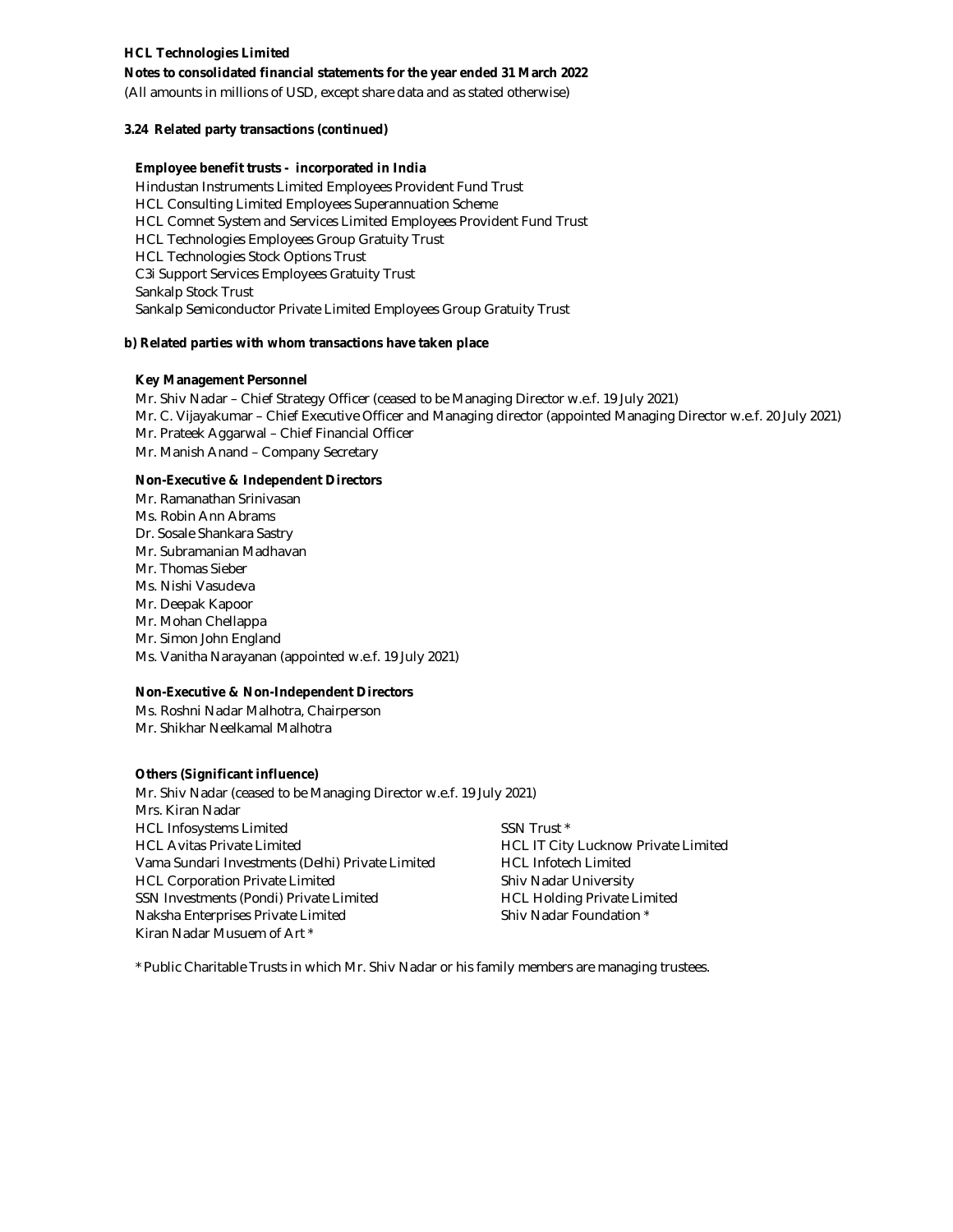**HCL Technologies Limited**

**Notes to consolidated financial statements for the year ended 31 March 2022**

(All amounts in millions of USD, except share data and as stated otherwise)

**3.24 Related party transactions (continued)**

**Employee benefit trusts - incorporated in India**

Hindustan Instruments Limited Employees Provident Fund Trust
HCL Consulting Limited Employees Superannuation Scheme
HCL Comnet System and Services Limited Employees Provident Fund Trust
HCL Technologies Employees Group Gratuity Trust
HCL Technologies Stock Options Trust
C3i Support Services Employees Gratuity Trust
Sankalp Stock Trust
Sankalp Semiconductor Private Limited Employees Group Gratuity Trust

**b) Related parties with whom transactions have taken place**

**Key Management Personnel**

Mr. Shiv Nadar – Chief Strategy Officer (ceased to be Managing Director w.e.f. 19 July 2021)
Mr. C. Vijayakumar – Chief Executive Officer and Managing director (appointed Managing Director w.e.f. 20 July 2021)
Mr. Prateek Aggarwal – Chief Financial Officer
Mr. Manish Anand – Company Secretary

**Non-Executive & Independent Directors**

Mr. Ramanathan Srinivasan
Ms. Robin Ann Abrams
Dr. Sosale Shankara Sastry
Mr. Subramanian Madhavan
Mr. Thomas Sieber
Ms. Nishi Vasudeva
Mr. Deepak Kapoor
Mr. Mohan Chellappa
Mr. Simon John England
Ms. Vanitha Narayanan (appointed w.e.f. 19 July 2021)

**Non-Executive & Non-Independent Directors**

Ms. Roshni Nadar Malhotra, Chairperson
Mr. Shikhar Neelkamal Malhotra

**Others (Significant influence)**

Mr. Shiv Nadar (ceased to be Managing Director w.e.f. 19 July 2021)
Mrs. Kiran Nadar
HCL Infosystems Limited
HCL Avitas Private Limited
Vama Sundari Investments (Delhi) Private Limited
HCL Corporation Private Limited
SSN Investments (Pondi) Private Limited
Naksha Enterprises Private Limited
Kiran Nadar Musuem of Art *
SSN Trust *
HCL IT City Lucknow Private Limited
HCL Infotech Limited
Shiv Nadar University
HCL Holding Private Limited
Shiv Nadar Foundation *

* Public Charitable Trusts in which Mr. Shiv Nadar or his family members are managing trustees.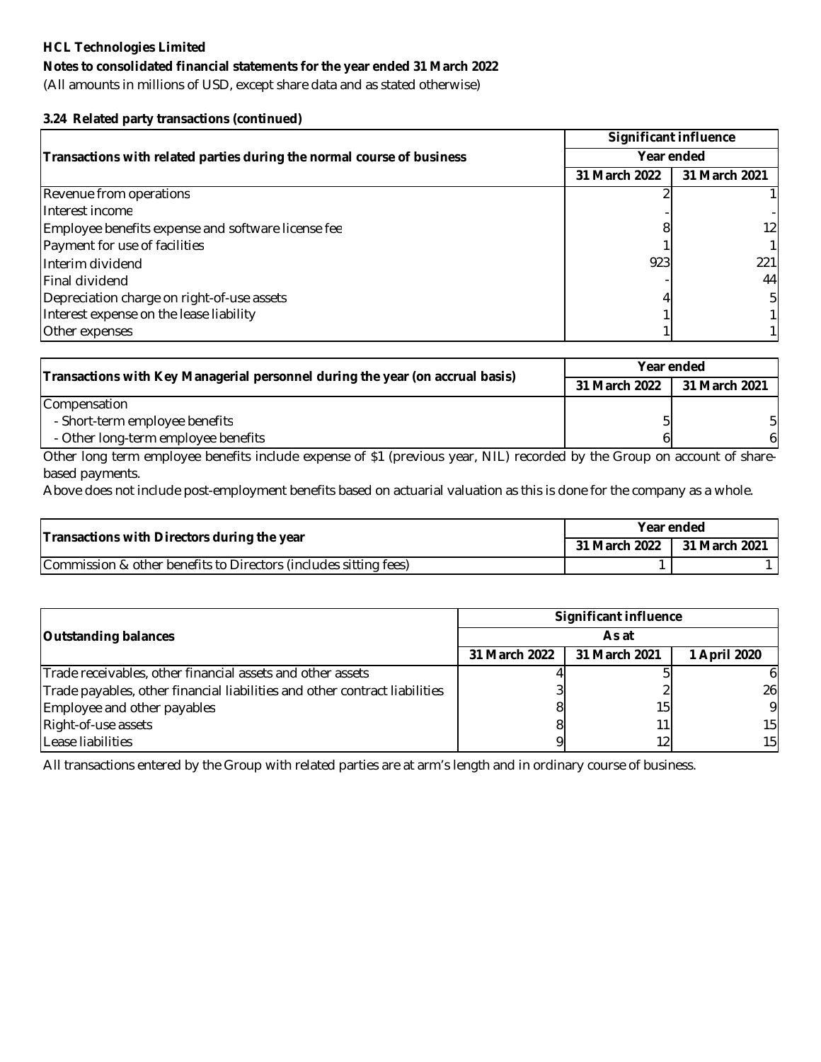**HCL Technologies Limited**

**Notes to consolidated financial statements for the year ended 31 March 2022**

(All amounts in millions of USD, except share data and as stated otherwise)

### 3.24 Related party transactions (continued)

| Transactions with related parties during the normal course of business | Significant influence | |
|---|---|---|
| | Year ended | |
| | 31 March 2022 | 31 March 2021 |
| Revenue from operations | 2 | 1 |
| Interest income | - | - |
| Employee benefits expense and software license fee | 8 | 12 |
| Payment for use of facilities | 1 | 1 |
| Interim dividend | 923 | 221 |
| Final dividend | - | 44 |
| Depreciation charge on right-of-use assets | 4 | 5 |
| Interest expense on the lease liability | 1 | 1 |
| Other expenses | 1 | 1 |

| Transactions with Key Managerial personnel during the year (on accrual basis) | Year ended | |
|---|---|---|
| | 31 March 2022 | 31 March 2021 |
| Compensation | | |
| - Short-term employee benefits | 5 | 5 |
| - Other long-term employee benefits | 6 | 6 |

Other long term employee benefits include expense of $1 (previous year, NIL) recorded by the Group on account of share-based payments.

Above does not include post-employment benefits based on actuarial valuation as this is done for the company as a whole.

| Transactions with Directors during the year | Year ended | |
|---|---|---|
| | 31 March 2022 | 31 March 2021 |
| Commission & other benefits to Directors (includes sitting fees) | 1 | 1 |

| Outstanding balances | Significant influence | | |
|---|---|---|---|
| | As at | | |
| | 31 March 2022 | 31 March 2021 | 1 April 2020 |
| Trade receivables, other financial assets and other assets | 4 | 5 | 6 |
| Trade payables, other financial liabilities and other contract liabilities | 3 | 2 | 26 |
| Employee and other payables | 8 | 15 | 9 |
| Right-of-use assets | 8 | 11 | 15 |
| Lease liabilities | 9 | 12 | 15 |

All transactions entered by the Group with related parties are at arm's length and in ordinary course of business.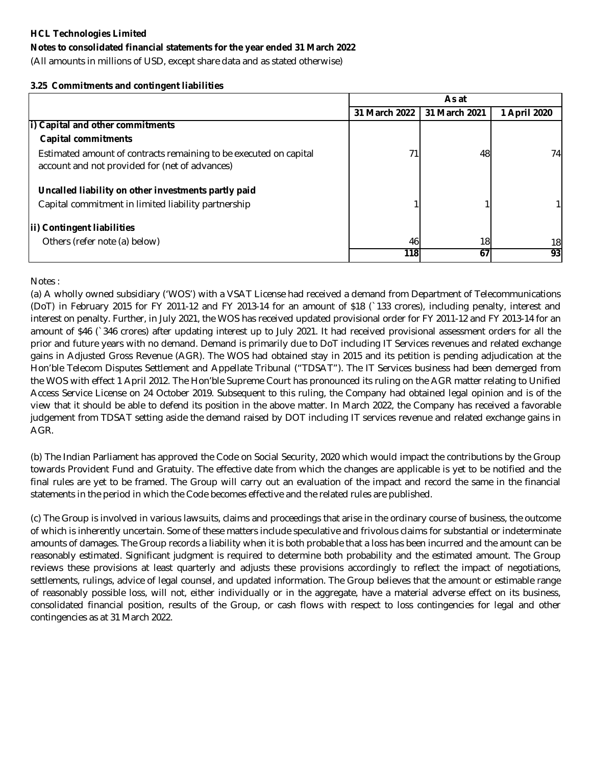**HCL Technologies Limited**

**Notes to consolidated financial statements for the year ended 31 March 2022**

(All amounts in millions of USD, except share data and as stated otherwise)

**3.25 Commitments and contingent liabilities**

| | As at | | |
|---|---|---|---|
| | 31 March 2022 | 31 March 2021 | 1 April 2020 |
| **i) Capital and other commitments** | | | |
| **Capital commitments** | | | |
| Estimated amount of contracts remaining to be executed on capital account and not provided for (net of advances) | 71 | 48 | 74 |
| **Uncalled liability on other investments partly paid** | | | |
| Capital commitment in limited liability partnership | 1 | 1 | 1 |
| **ii) Contingent liabilities** | | | |
| Others (refer note (a) below) | 46 | 18 | 18 |
| | **118** | **67** | **93** |

Notes :

(a) A wholly owned subsidiary ('WOS') with a VSAT License had received a demand from Department of Telecommunications (DoT) in February 2015 for FY 2011-12 and FY 2013-14 for an amount of $18 (` 133 crores), including penalty, interest and interest on penalty. Further, in July 2021, the WOS has received updated provisional order for FY 2011-12 and FY 2013-14 for an amount of $46 (` 346 crores) after updating interest up to July 2021. It had received provisional assessment orders for all the prior and future years with no demand. Demand is primarily due to DoT including IT Services revenues and related exchange gains in Adjusted Gross Revenue (AGR). The WOS had obtained stay in 2015 and its petition is pending adjudication at the Hon'ble Telecom Disputes Settlement and Appellate Tribunal ("TDSAT"). The IT Services business had been demerged from the WOS with effect 1 April 2012. The Hon'ble Supreme Court has pronounced its ruling on the AGR matter relating to Unified Access Service License on 24 October 2019. Subsequent to this ruling, the Company had obtained legal opinion and is of the view that it should be able to defend its position in the above matter. In March 2022, the Company has received a favorable judgement from TDSAT setting aside the demand raised by DOT including IT services revenue and related exchange gains in AGR.

(b) The Indian Parliament has approved the Code on Social Security, 2020 which would impact the contributions by the Group towards Provident Fund and Gratuity. The effective date from which the changes are applicable is yet to be notified and the final rules are yet to be framed. The Group will carry out an evaluation of the impact and record the same in the financial statements in the period in which the Code becomes effective and the related rules are published.

(c) The Group is involved in various lawsuits, claims and proceedings that arise in the ordinary course of business, the outcome of which is inherently uncertain. Some of these matters include speculative and frivolous claims for substantial or indeterminate amounts of damages. The Group records a liability when it is both probable that a loss has been incurred and the amount can be reasonably estimated. Significant judgment is required to determine both probability and the estimated amount. The Group reviews these provisions at least quarterly and adjusts these provisions accordingly to reflect the impact of negotiations, settlements, rulings, advice of legal counsel, and updated information. The Group believes that the amount or estimable range of reasonably possible loss, will not, either individually or in the aggregate, have a material adverse effect on its business, consolidated financial position, results of the Group, or cash flows with respect to loss contingencies for legal and other contingencies as at 31 March 2022.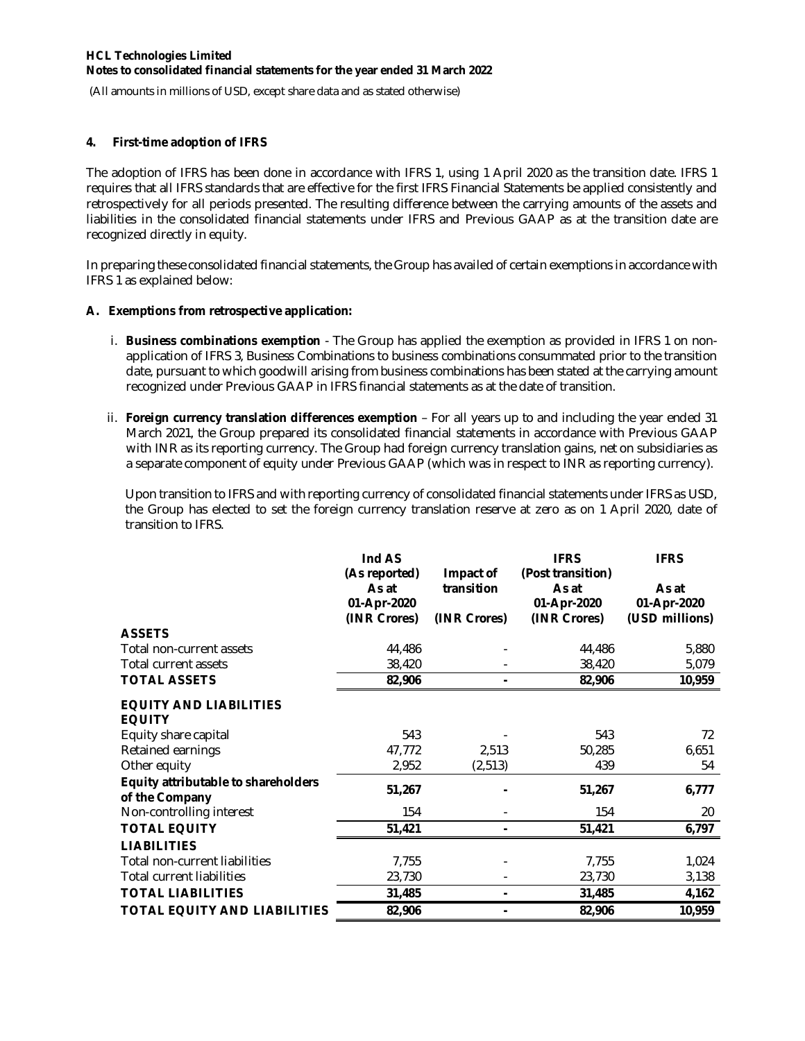**HCL Technologies Limited**
**Notes to consolidated financial statements for the year ended 31 March 2022**

(All amounts in millions of USD, except share data and as stated otherwise)

## 4. First-time adoption of IFRS

The adoption of IFRS has been done in accordance with IFRS 1, using 1 April 2020 as the transition date. IFRS 1 requires that all IFRS standards that are effective for the first IFRS Financial Statements be applied consistently and retrospectively for all periods presented. The resulting difference between the carrying amounts of the assets and liabilities in the consolidated financial statements under IFRS and Previous GAAP as at the transition date are recognized directly in equity.

In preparing these consolidated financial statements, the Group has availed of certain exemptions in accordance with IFRS 1 as explained below:

### A. Exemptions from retrospective application:

i. **Business combinations exemption** - The Group has applied the exemption as provided in IFRS 1 on non-application of IFRS 3, Business Combinations to business combinations consummated prior to the transition date, pursuant to which goodwill arising from business combinations has been stated at the carrying amount recognized under Previous GAAP in IFRS financial statements as at the date of transition.

ii. **Foreign currency translation differences exemption** – For all years up to and including the year ended 31 March 2021, the Group prepared its consolidated financial statements in accordance with Previous GAAP with INR as its reporting currency. The Group had foreign currency translation gains, net on subsidiaries as a separate component of equity under Previous GAAP (which was in respect to INR as reporting currency).

Upon transition to IFRS and with reporting currency of consolidated financial statements under IFRS as USD, the Group has elected to set the foreign currency translation reserve at zero as on 1 April 2020, date of transition to IFRS.

| | Ind AS (As reported) As at 01-Apr-2020 (INR Crores) | Impact of transition (INR Crores) | IFRS (Post transition) As at 01-Apr-2020 (INR Crores) | IFRS As at 01-Apr-2020 (USD millions) |
|---|---|---|---|---|
| **ASSETS** | | | | |
| Total non-current assets | 44,486 | - | 44,486 | 5,880 |
| Total current assets | 38,420 | - | 38,420 | 5,079 |
| **TOTAL ASSETS** | **82,906** | **-** | **82,906** | **10,959** |
| **EQUITY AND LIABILITIES** | | | | |
| **EQUITY** | | | | |
| Equity share capital | 543 | - | 543 | 72 |
| Retained earnings | 47,772 | 2,513 | 50,285 | 6,651 |
| Other equity | 2,952 | (2,513) | 439 | 54 |
| **Equity attributable to shareholders of the Company** | **51,267** | **-** | **51,267** | **6,777** |
| Non-controlling interest | 154 | - | 154 | 20 |
| **TOTAL EQUITY** | **51,421** | **-** | **51,421** | **6,797** |
| **LIABILITIES** | | | | |
| Total non-current liabilities | 7,755 | - | 7,755 | 1,024 |
| Total current liabilities | 23,730 | - | 23,730 | 3,138 |
| **TOTAL LIABILITIES** | **31,485** | **-** | **31,485** | **4,162** |
| **TOTAL EQUITY AND LIABILITIES** | **82,906** | **-** | **82,906** | **10,959** |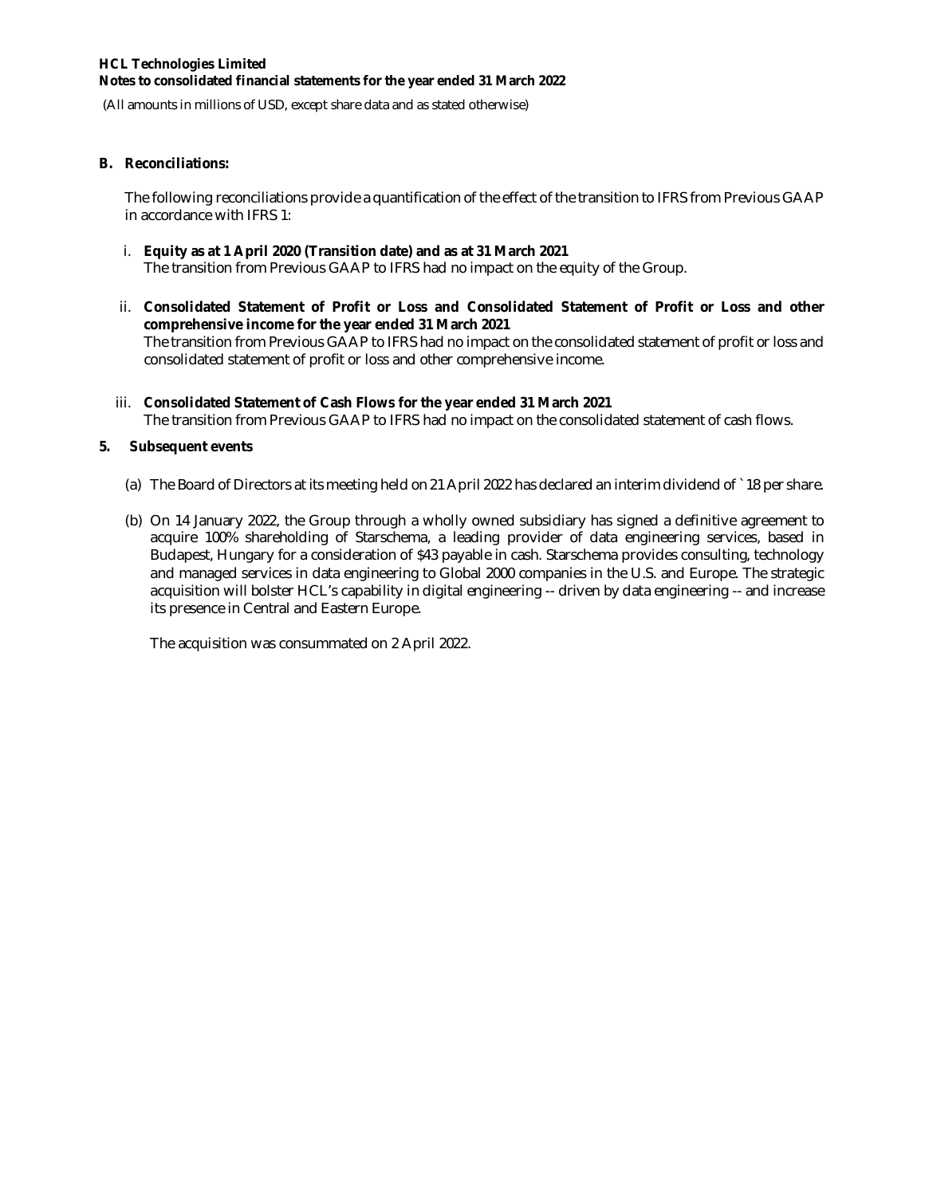**B. Reconciliations:**

The following reconciliations provide a quantification of the effect of the transition to IFRS from Previous GAAP in accordance with IFRS 1:

i. **Equity as at 1 April 2020 (Transition date) and as at 31 March 2021**
   The transition from Previous GAAP to IFRS had no impact on the equity of the Group.

ii. **Consolidated Statement of Profit or Loss and Consolidated Statement of Profit or Loss and other comprehensive income for the year ended 31 March 2021**
   The transition from Previous GAAP to IFRS had no impact on the consolidated statement of profit or loss and consolidated statement of profit or loss and other comprehensive income.

iii. **Consolidated Statement of Cash Flows for the year ended 31 March 2021**
   The transition from Previous GAAP to IFRS had no impact on the consolidated statement of cash flows.

## 5. Subsequent events

(a) The Board of Directors at its meeting held on 21 April 2022 has declared an interim dividend of ` 18 per share.

(b) On 14 January 2022, the Group through a wholly owned subsidiary has signed a definitive agreement to acquire 100% shareholding of Starschema, a leading provider of data engineering services, based in Budapest, Hungary for a consideration of $43 payable in cash. Starschema provides consulting, technology and managed services in data engineering to Global 2000 companies in the U.S. and Europe. The strategic acquisition will bolster HCL's capability in digital engineering -- driven by data engineering -- and increase its presence in Central and Eastern Europe.

The acquisition was consummated on 2 April 2022.